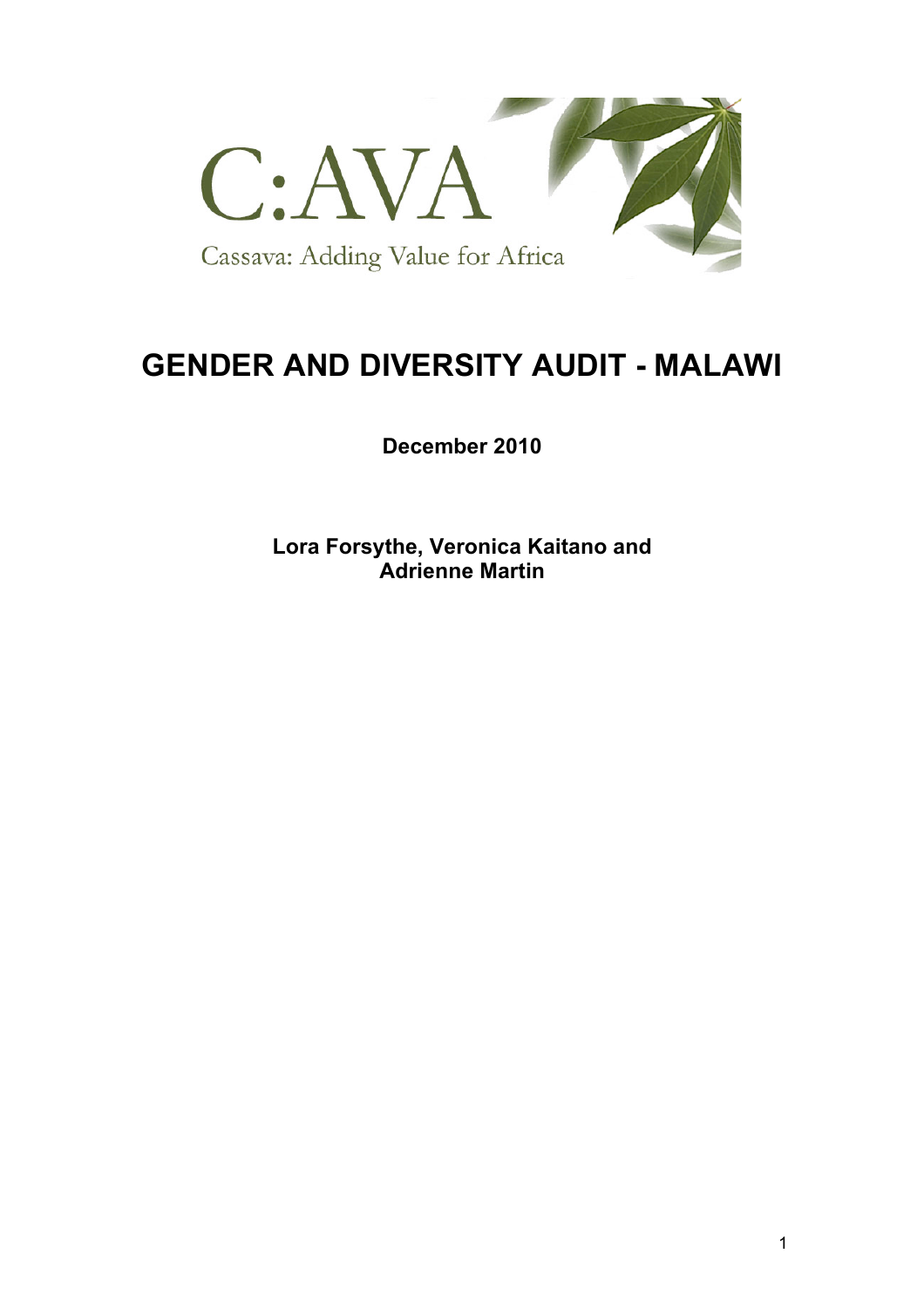C:AVA

Cassava: Adding Value for Africa

# GENDER AND DIVERSITY AUDIT - MALAWI

**December 2010**

**Lora Forsythe, Veronica Kaitano and Adrienne Martin**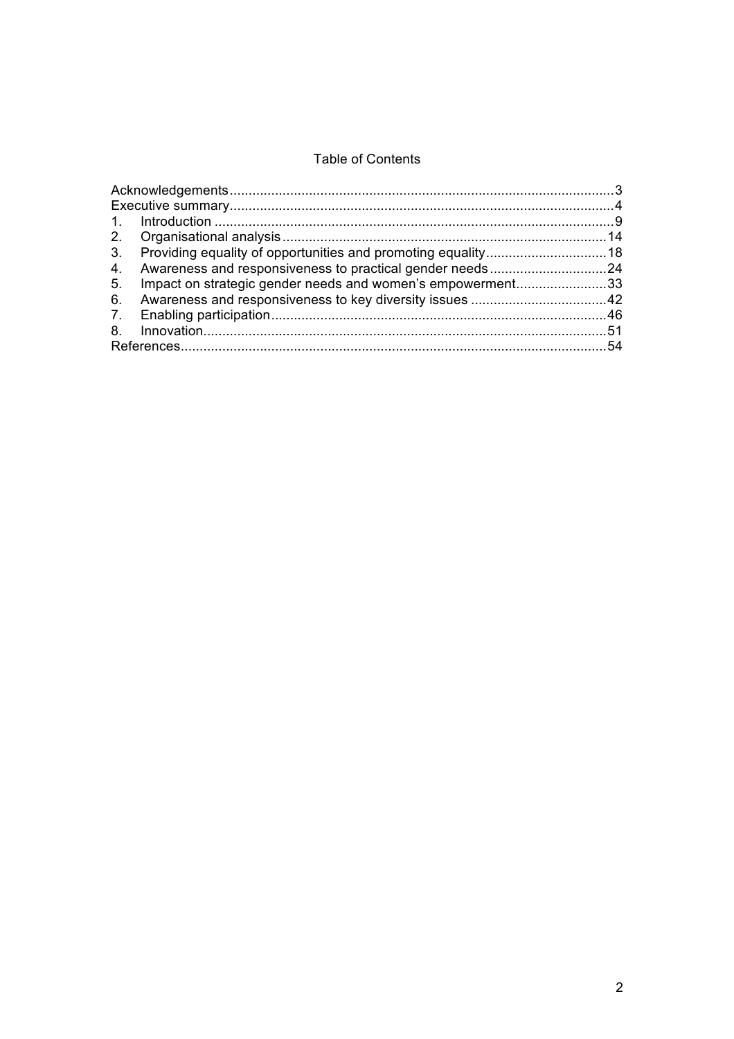# Table of Contents

Acknowledgements ..... 3
Executive summary ..... 4
1. Introduction ..... 9
2. Organisational analysis ..... 14
3. Providing equality of opportunities and promoting equality ..... 18
4. Awareness and responsiveness to practical gender needs ..... 24
5. Impact on strategic gender needs and women's empowerment ..... 33
6. Awareness and responsiveness to key diversity issues ..... 42
7. Enabling participation ..... 46
8. Innovation ..... 51
References ..... 54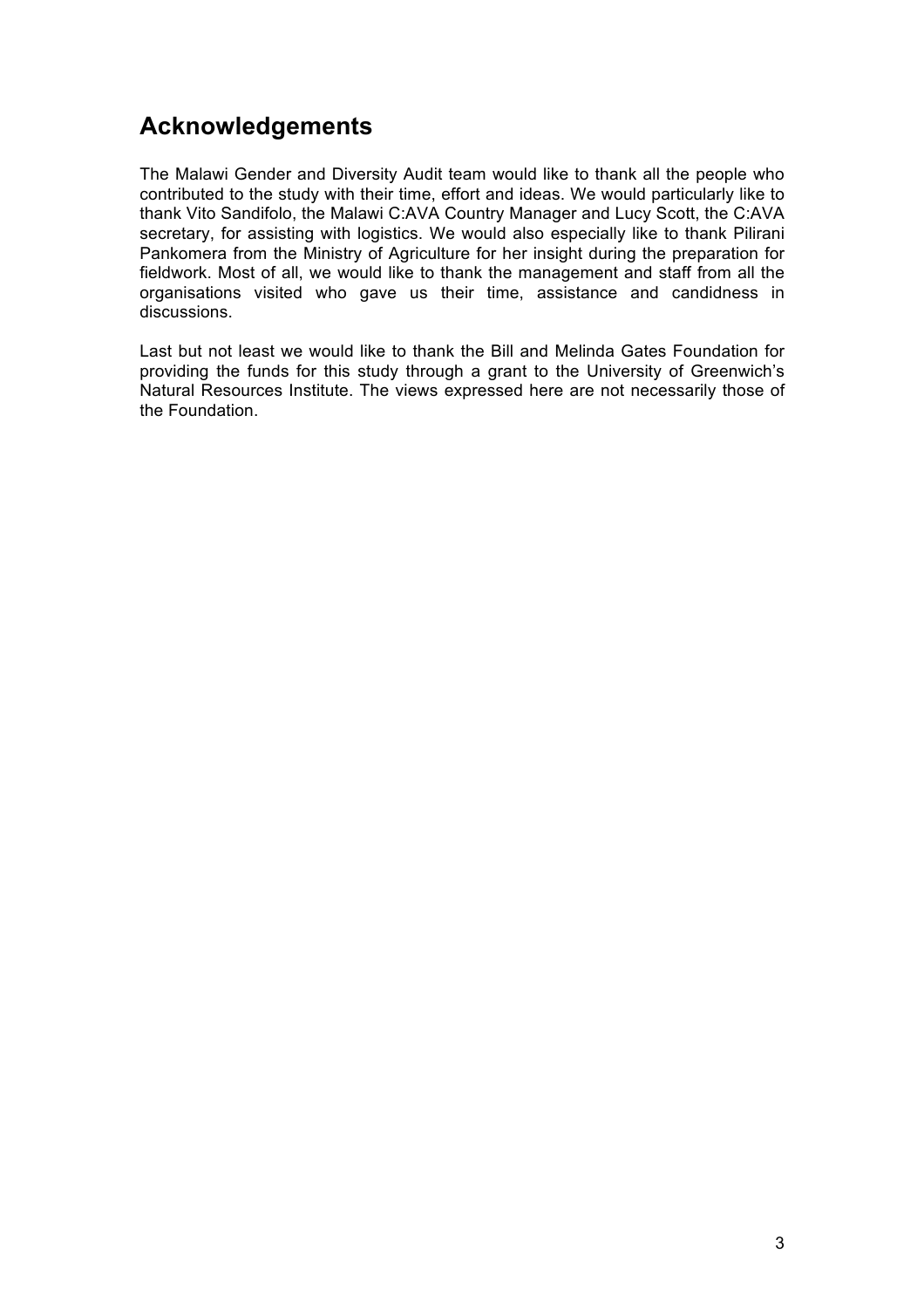## Acknowledgements

The Malawi Gender and Diversity Audit team would like to thank all the people who contributed to the study with their time, effort and ideas. We would particularly like to thank Vito Sandifolo, the Malawi C:AVA Country Manager and Lucy Scott, the C:AVA secretary, for assisting with logistics. We would also especially like to thank Pilirani Pankomera from the Ministry of Agriculture for her insight during the preparation for fieldwork. Most of all, we would like to thank the management and staff from all the organisations visited who gave us their time, assistance and candidness in discussions.

Last but not least we would like to thank the Bill and Melinda Gates Foundation for providing the funds for this study through a grant to the University of Greenwich's Natural Resources Institute. The views expressed here are not necessarily those of the Foundation.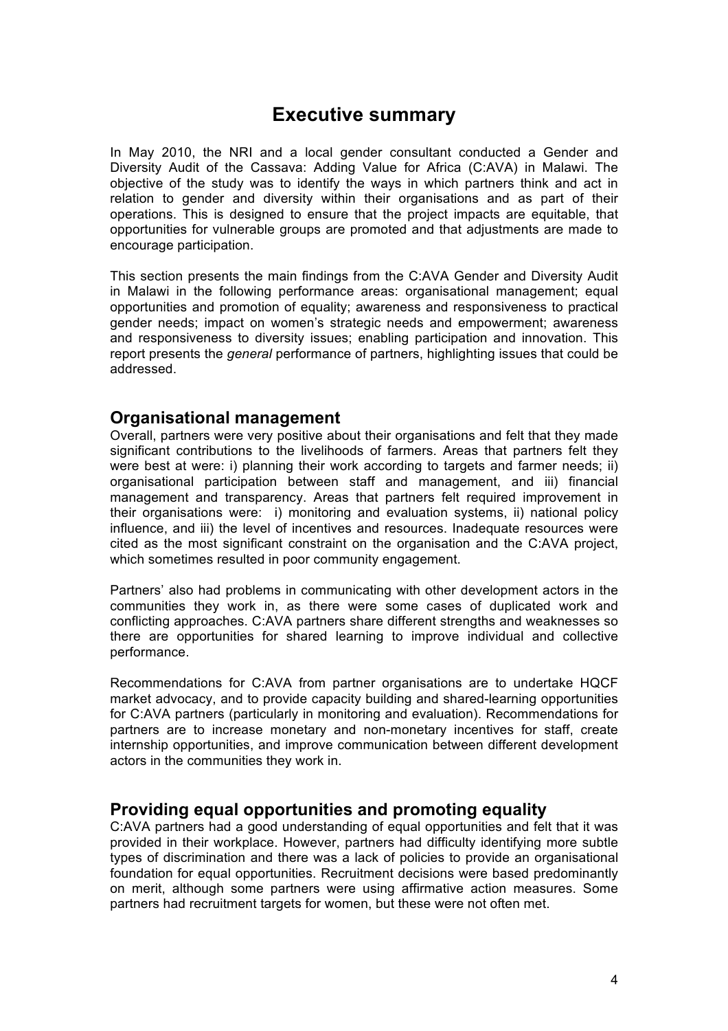# Executive summary

In May 2010, the NRI and a local gender consultant conducted a Gender and Diversity Audit of the Cassava: Adding Value for Africa (C:AVA) in Malawi. The objective of the study was to identify the ways in which partners think and act in relation to gender and diversity within their organisations and as part of their operations. This is designed to ensure that the project impacts are equitable, that opportunities for vulnerable groups are promoted and that adjustments are made to encourage participation.

This section presents the main findings from the C:AVA Gender and Diversity Audit in Malawi in the following performance areas: organisational management; equal opportunities and promotion of equality; awareness and responsiveness to practical gender needs; impact on women's strategic needs and empowerment; awareness and responsiveness to diversity issues; enabling participation and innovation. This report presents the *general* performance of partners, highlighting issues that could be addressed.

## Organisational management

Overall, partners were very positive about their organisations and felt that they made significant contributions to the livelihoods of farmers. Areas that partners felt they were best at were: i) planning their work according to targets and farmer needs; ii) organisational participation between staff and management, and iii) financial management and transparency. Areas that partners felt required improvement in their organisations were: i) monitoring and evaluation systems, ii) national policy influence, and iii) the level of incentives and resources. Inadequate resources were cited as the most significant constraint on the organisation and the C:AVA project, which sometimes resulted in poor community engagement.

Partners' also had problems in communicating with other development actors in the communities they work in, as there were some cases of duplicated work and conflicting approaches. C:AVA partners share different strengths and weaknesses so there are opportunities for shared learning to improve individual and collective performance.

Recommendations for C:AVA from partner organisations are to undertake HQCF market advocacy, and to provide capacity building and shared-learning opportunities for C:AVA partners (particularly in monitoring and evaluation). Recommendations for partners are to increase monetary and non-monetary incentives for staff, create internship opportunities, and improve communication between different development actors in the communities they work in.

## Providing equal opportunities and promoting equality

C:AVA partners had a good understanding of equal opportunities and felt that it was provided in their workplace. However, partners had difficulty identifying more subtle types of discrimination and there was a lack of policies to provide an organisational foundation for equal opportunities. Recruitment decisions were based predominantly on merit, although some partners were using affirmative action measures. Some partners had recruitment targets for women, but these were not often met.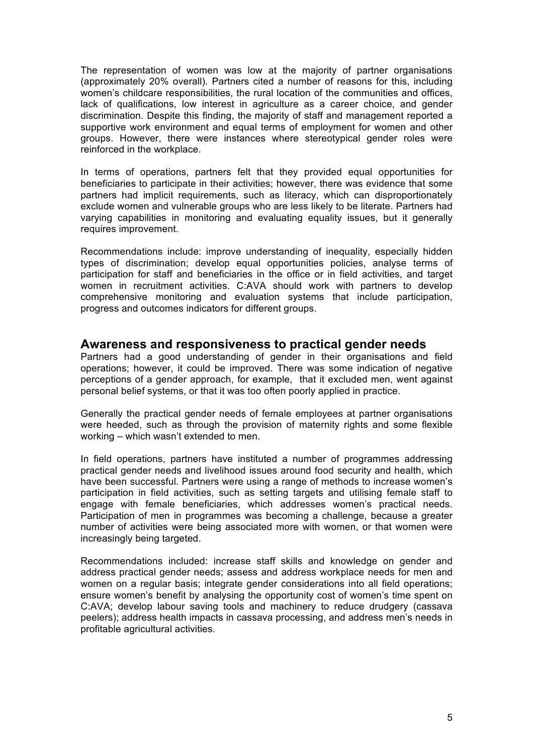The representation of women was low at the majority of partner organisations (approximately 20% overall). Partners cited a number of reasons for this, including women's childcare responsibilities, the rural location of the communities and offices, lack of qualifications, low interest in agriculture as a career choice, and gender discrimination. Despite this finding, the majority of staff and management reported a supportive work environment and equal terms of employment for women and other groups. However, there were instances where stereotypical gender roles were reinforced in the workplace.

In terms of operations, partners felt that they provided equal opportunities for beneficiaries to participate in their activities; however, there was evidence that some partners had implicit requirements, such as literacy, which can disproportionately exclude women and vulnerable groups who are less likely to be literate. Partners had varying capabilities in monitoring and evaluating equality issues, but it generally requires improvement.

Recommendations include: improve understanding of inequality, especially hidden types of discrimination; develop equal opportunities policies, analyse terms of participation for staff and beneficiaries in the office or in field activities, and target women in recruitment activities. C:AVA should work with partners to develop comprehensive monitoring and evaluation systems that include participation, progress and outcomes indicators for different groups.

## Awareness and responsiveness to practical gender needs

Partners had a good understanding of gender in their organisations and field operations; however, it could be improved. There was some indication of negative perceptions of a gender approach, for example, that it excluded men, went against personal belief systems, or that it was too often poorly applied in practice.

Generally the practical gender needs of female employees at partner organisations were heeded, such as through the provision of maternity rights and some flexible working – which wasn't extended to men.

In field operations, partners have instituted a number of programmes addressing practical gender needs and livelihood issues around food security and health, which have been successful. Partners were using a range of methods to increase women's participation in field activities, such as setting targets and utilising female staff to engage with female beneficiaries, which addresses women's practical needs. Participation of men in programmes was becoming a challenge, because a greater number of activities were being associated more with women, or that women were increasingly being targeted.

Recommendations included: increase staff skills and knowledge on gender and address practical gender needs; assess and address workplace needs for men and women on a regular basis; integrate gender considerations into all field operations; ensure women's benefit by analysing the opportunity cost of women's time spent on C:AVA; develop labour saving tools and machinery to reduce drudgery (cassava peelers); address health impacts in cassava processing, and address men's needs in profitable agricultural activities.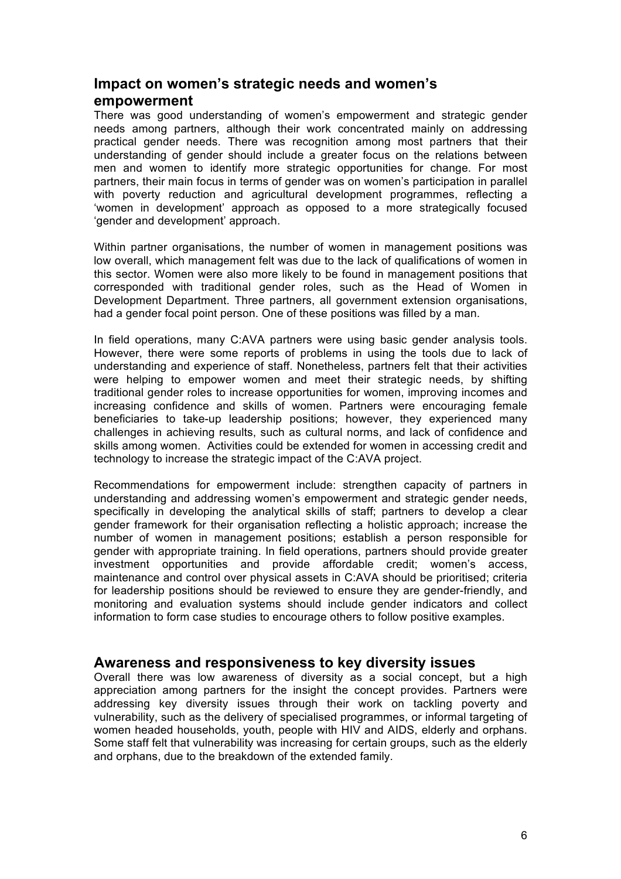## Impact on women's strategic needs and women's empowerment

There was good understanding of women's empowerment and strategic gender needs among partners, although their work concentrated mainly on addressing practical gender needs. There was recognition among most partners that their understanding of gender should include a greater focus on the relations between men and women to identify more strategic opportunities for change. For most partners, their main focus in terms of gender was on women's participation in parallel with poverty reduction and agricultural development programmes, reflecting a 'women in development' approach as opposed to a more strategically focused 'gender and development' approach.

Within partner organisations, the number of women in management positions was low overall, which management felt was due to the lack of qualifications of women in this sector. Women were also more likely to be found in management positions that corresponded with traditional gender roles, such as the Head of Women in Development Department. Three partners, all government extension organisations, had a gender focal point person. One of these positions was filled by a man.

In field operations, many C:AVA partners were using basic gender analysis tools. However, there were some reports of problems in using the tools due to lack of understanding and experience of staff. Nonetheless, partners felt that their activities were helping to empower women and meet their strategic needs, by shifting traditional gender roles to increase opportunities for women, improving incomes and increasing confidence and skills of women. Partners were encouraging female beneficiaries to take-up leadership positions; however, they experienced many challenges in achieving results, such as cultural norms, and lack of confidence and skills among women. Activities could be extended for women in accessing credit and technology to increase the strategic impact of the C:AVA project.

Recommendations for empowerment include: strengthen capacity of partners in understanding and addressing women's empowerment and strategic gender needs, specifically in developing the analytical skills of staff; partners to develop a clear gender framework for their organisation reflecting a holistic approach; increase the number of women in management positions; establish a person responsible for gender with appropriate training. In field operations, partners should provide greater investment opportunities and provide affordable credit; women's access, maintenance and control over physical assets in C:AVA should be prioritised; criteria for leadership positions should be reviewed to ensure they are gender-friendly, and monitoring and evaluation systems should include gender indicators and collect information to form case studies to encourage others to follow positive examples.

## Awareness and responsiveness to key diversity issues

Overall there was low awareness of diversity as a social concept, but a high appreciation among partners for the insight the concept provides. Partners were addressing key diversity issues through their work on tackling poverty and vulnerability, such as the delivery of specialised programmes, or informal targeting of women headed households, youth, people with HIV and AIDS, elderly and orphans. Some staff felt that vulnerability was increasing for certain groups, such as the elderly and orphans, due to the breakdown of the extended family.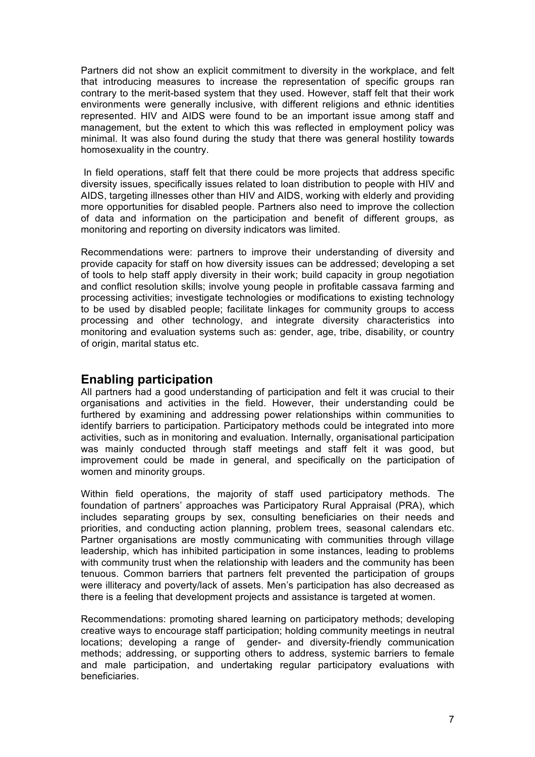Partners did not show an explicit commitment to diversity in the workplace, and felt that introducing measures to increase the representation of specific groups ran contrary to the merit-based system that they used. However, staff felt that their work environments were generally inclusive, with different religions and ethnic identities represented. HIV and AIDS were found to be an important issue among staff and management, but the extent to which this was reflected in employment policy was minimal. It was also found during the study that there was general hostility towards homosexuality in the country.

In field operations, staff felt that there could be more projects that address specific diversity issues, specifically issues related to loan distribution to people with HIV and AIDS, targeting illnesses other than HIV and AIDS, working with elderly and providing more opportunities for disabled people. Partners also need to improve the collection of data and information on the participation and benefit of different groups, as monitoring and reporting on diversity indicators was limited.

Recommendations were: partners to improve their understanding of diversity and provide capacity for staff on how diversity issues can be addressed; developing a set of tools to help staff apply diversity in their work; build capacity in group negotiation and conflict resolution skills; involve young people in profitable cassava farming and processing activities; investigate technologies or modifications to existing technology to be used by disabled people; facilitate linkages for community groups to access processing and other technology, and integrate diversity characteristics into monitoring and evaluation systems such as: gender, age, tribe, disability, or country of origin, marital status etc.

## Enabling participation

All partners had a good understanding of participation and felt it was crucial to their organisations and activities in the field. However, their understanding could be furthered by examining and addressing power relationships within communities to identify barriers to participation. Participatory methods could be integrated into more activities, such as in monitoring and evaluation. Internally, organisational participation was mainly conducted through staff meetings and staff felt it was good, but improvement could be made in general, and specifically on the participation of women and minority groups.

Within field operations, the majority of staff used participatory methods. The foundation of partners' approaches was Participatory Rural Appraisal (PRA), which includes separating groups by sex, consulting beneficiaries on their needs and priorities, and conducting action planning, problem trees, seasonal calendars etc. Partner organisations are mostly communicating with communities through village leadership, which has inhibited participation in some instances, leading to problems with community trust when the relationship with leaders and the community has been tenuous. Common barriers that partners felt prevented the participation of groups were illiteracy and poverty/lack of assets. Men's participation has also decreased as there is a feeling that development projects and assistance is targeted at women.

Recommendations: promoting shared learning on participatory methods; developing creative ways to encourage staff participation; holding community meetings in neutral locations; developing a range of gender- and diversity-friendly communication methods; addressing, or supporting others to address, systemic barriers to female and male participation, and undertaking regular participatory evaluations with beneficiaries.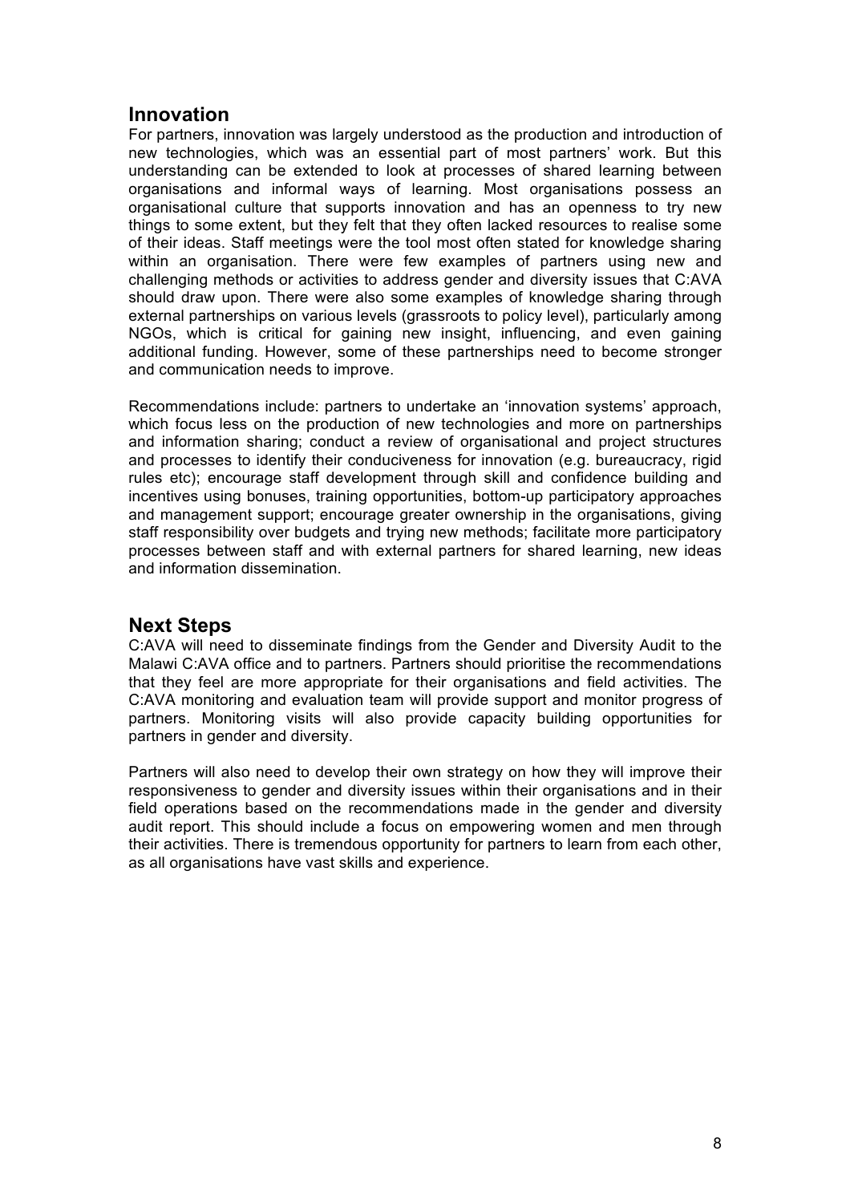## Innovation

For partners, innovation was largely understood as the production and introduction of new technologies, which was an essential part of most partners' work. But this understanding can be extended to look at processes of shared learning between organisations and informal ways of learning. Most organisations possess an organisational culture that supports innovation and has an openness to try new things to some extent, but they felt that they often lacked resources to realise some of their ideas. Staff meetings were the tool most often stated for knowledge sharing within an organisation. There were few examples of partners using new and challenging methods or activities to address gender and diversity issues that C:AVA should draw upon. There were also some examples of knowledge sharing through external partnerships on various levels (grassroots to policy level), particularly among NGOs, which is critical for gaining new insight, influencing, and even gaining additional funding. However, some of these partnerships need to become stronger and communication needs to improve.

Recommendations include: partners to undertake an 'innovation systems' approach, which focus less on the production of new technologies and more on partnerships and information sharing; conduct a review of organisational and project structures and processes to identify their conduciveness for innovation (e.g. bureaucracy, rigid rules etc); encourage staff development through skill and confidence building and incentives using bonuses, training opportunities, bottom-up participatory approaches and management support; encourage greater ownership in the organisations, giving staff responsibility over budgets and trying new methods; facilitate more participatory processes between staff and with external partners for shared learning, new ideas and information dissemination.

## Next Steps

C:AVA will need to disseminate findings from the Gender and Diversity Audit to the Malawi C:AVA office and to partners. Partners should prioritise the recommendations that they feel are more appropriate for their organisations and field activities. The C:AVA monitoring and evaluation team will provide support and monitor progress of partners. Monitoring visits will also provide capacity building opportunities for partners in gender and diversity.

Partners will also need to develop their own strategy on how they will improve their responsiveness to gender and diversity issues within their organisations and in their field operations based on the recommendations made in the gender and diversity audit report. This should include a focus on empowering women and men through their activities. There is tremendous opportunity for partners to learn from each other, as all organisations have vast skills and experience.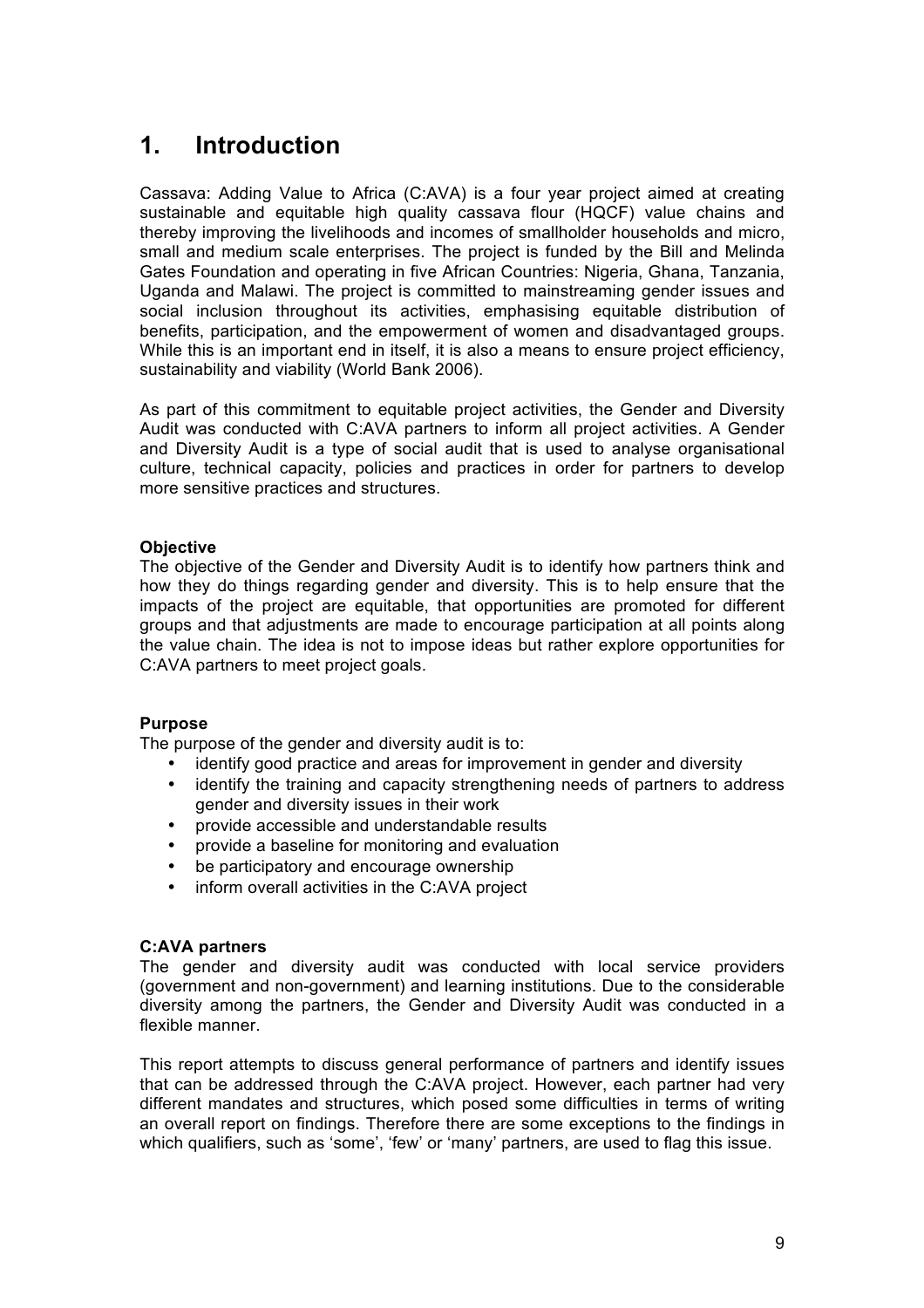# 1. Introduction

Cassava: Adding Value to Africa (C:AVA) is a four year project aimed at creating sustainable and equitable high quality cassava flour (HQCF) value chains and thereby improving the livelihoods and incomes of smallholder households and micro, small and medium scale enterprises. The project is funded by the Bill and Melinda Gates Foundation and operating in five African Countries: Nigeria, Ghana, Tanzania, Uganda and Malawi. The project is committed to mainstreaming gender issues and social inclusion throughout its activities, emphasising equitable distribution of benefits, participation, and the empowerment of women and disadvantaged groups. While this is an important end in itself, it is also a means to ensure project efficiency, sustainability and viability (World Bank 2006).

As part of this commitment to equitable project activities, the Gender and Diversity Audit was conducted with C:AVA partners to inform all project activities. A Gender and Diversity Audit is a type of social audit that is used to analyse organisational culture, technical capacity, policies and practices in order for partners to develop more sensitive practices and structures.

**Objective**

The objective of the Gender and Diversity Audit is to identify how partners think and how they do things regarding gender and diversity. This is to help ensure that the impacts of the project are equitable, that opportunities are promoted for different groups and that adjustments are made to encourage participation at all points along the value chain. The idea is not to impose ideas but rather explore opportunities for C:AVA partners to meet project goals.

**Purpose**

The purpose of the gender and diversity audit is to:

- identify good practice and areas for improvement in gender and diversity
- identify the training and capacity strengthening needs of partners to address gender and diversity issues in their work
- provide accessible and understandable results
- provide a baseline for monitoring and evaluation
- be participatory and encourage ownership
- inform overall activities in the C:AVA project

**C:AVA partners**

The gender and diversity audit was conducted with local service providers (government and non-government) and learning institutions. Due to the considerable diversity among the partners, the Gender and Diversity Audit was conducted in a flexible manner.

This report attempts to discuss general performance of partners and identify issues that can be addressed through the C:AVA project. However, each partner had very different mandates and structures, which posed some difficulties in terms of writing an overall report on findings. Therefore there are some exceptions to the findings in which qualifiers, such as 'some', 'few' or 'many' partners, are used to flag this issue.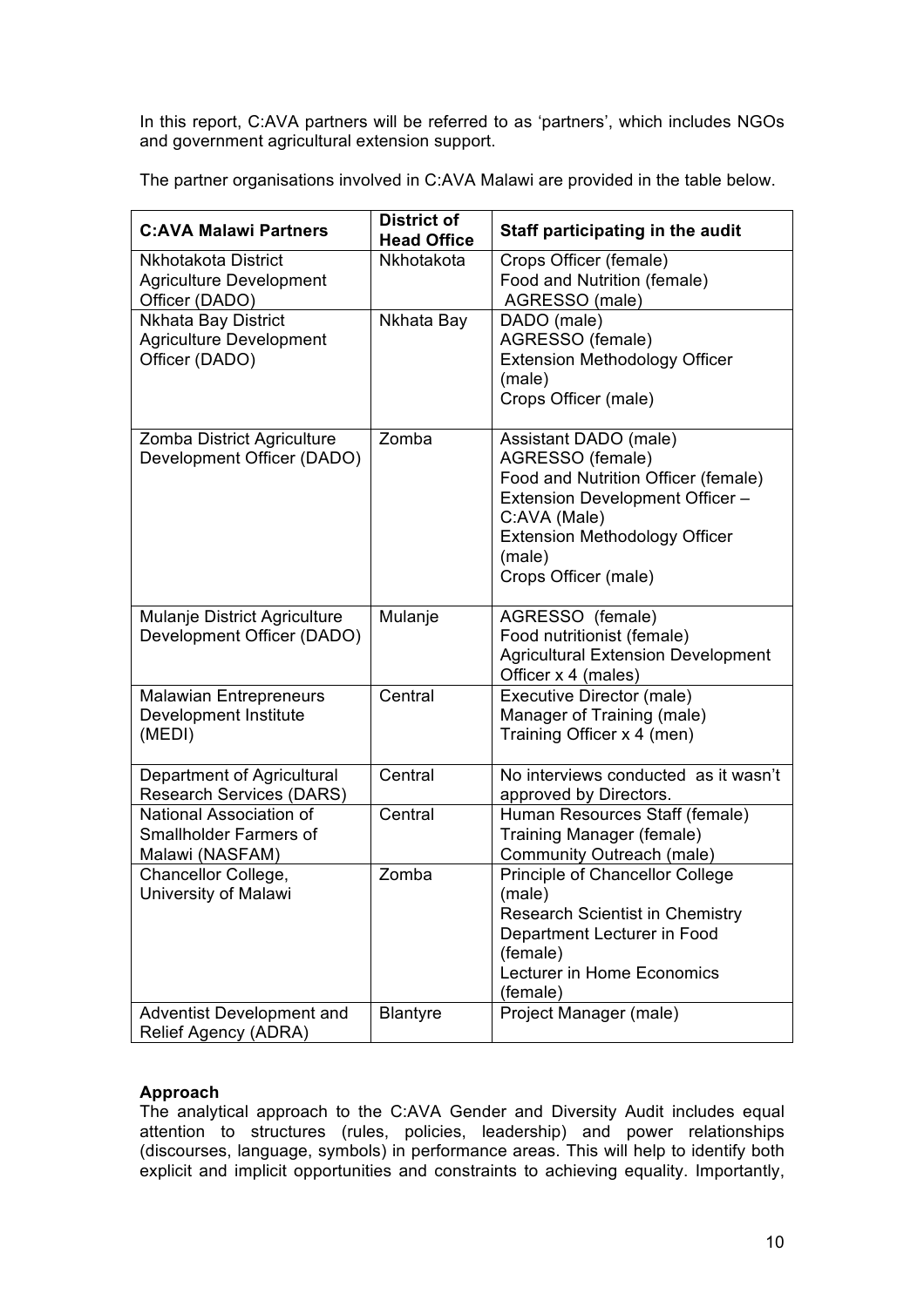In this report, C:AVA partners will be referred to as 'partners', which includes NGOs and government agricultural extension support.

The partner organisations involved in C:AVA Malawi are provided in the table below.

| C:AVA Malawi Partners | District of Head Office | Staff participating in the audit |
|---|---|---|
| Nkhotakota District Agriculture Development Officer (DADO) | Nkhotakota | Crops Officer (female)<br>Food and Nutrition (female)<br>AGRESSO (male) |
| Nkhata Bay District Agriculture Development Officer (DADO) | Nkhata Bay | DADO (male)<br>AGRESSO (female)<br>Extension Methodology Officer (male)<br>Crops Officer (male) |
| Zomba District Agriculture Development Officer (DADO) | Zomba | Assistant DADO (male)<br>AGRESSO (female)<br>Food and Nutrition Officer (female)<br>Extension Development Officer – C:AVA (Male)<br>Extension Methodology Officer (male)<br>Crops Officer (male) |
| Mulanje District Agriculture Development Officer (DADO) | Mulanje | AGRESSO (female)<br>Food nutritionist (female)<br>Agricultural Extension Development Officer x 4 (males) |
| Malawian Entrepreneurs Development Institute (MEDI) | Central | Executive Director (male)<br>Manager of Training (male)<br>Training Officer x 4 (men) |
| Department of Agricultural Research Services (DARS) | Central | No interviews conducted as it wasn't approved by Directors. |
| National Association of Smallholder Farmers of Malawi (NASFAM) | Central | Human Resources Staff (female)<br>Training Manager (female)<br>Community Outreach (male) |
| Chancellor College, University of Malawi | Zomba | Principle of Chancellor College (male)<br>Research Scientist in Chemistry Department Lecturer in Food (female)<br>Lecturer in Home Economics (female) |
| Adventist Development and Relief Agency (ADRA) | Blantyre | Project Manager (male) |

**Approach**

The analytical approach to the C:AVA Gender and Diversity Audit includes equal attention to structures (rules, policies, leadership) and power relationships (discourses, language, symbols) in performance areas. This will help to identify both explicit and implicit opportunities and constraints to achieving equality. Importantly,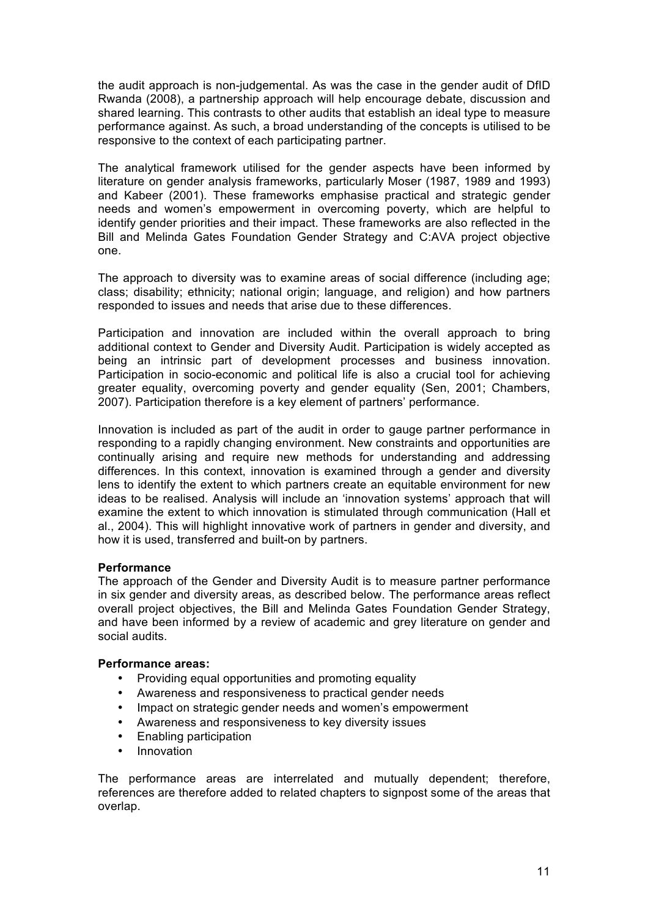the audit approach is non-judgemental. As was the case in the gender audit of DfID Rwanda (2008), a partnership approach will help encourage debate, discussion and shared learning. This contrasts to other audits that establish an ideal type to measure performance against. As such, a broad understanding of the concepts is utilised to be responsive to the context of each participating partner.

The analytical framework utilised for the gender aspects have been informed by literature on gender analysis frameworks, particularly Moser (1987, 1989 and 1993) and Kabeer (2001). These frameworks emphasise practical and strategic gender needs and women's empowerment in overcoming poverty, which are helpful to identify gender priorities and their impact. These frameworks are also reflected in the Bill and Melinda Gates Foundation Gender Strategy and C:AVA project objective one.

The approach to diversity was to examine areas of social difference (including age; class; disability; ethnicity; national origin; language, and religion) and how partners responded to issues and needs that arise due to these differences.

Participation and innovation are included within the overall approach to bring additional context to Gender and Diversity Audit. Participation is widely accepted as being an intrinsic part of development processes and business innovation. Participation in socio-economic and political life is also a crucial tool for achieving greater equality, overcoming poverty and gender equality (Sen, 2001; Chambers, 2007). Participation therefore is a key element of partners' performance.

Innovation is included as part of the audit in order to gauge partner performance in responding to a rapidly changing environment. New constraints and opportunities are continually arising and require new methods for understanding and addressing differences. In this context, innovation is examined through a gender and diversity lens to identify the extent to which partners create an equitable environment for new ideas to be realised. Analysis will include an 'innovation systems' approach that will examine the extent to which innovation is stimulated through communication (Hall et al., 2004). This will highlight innovative work of partners in gender and diversity, and how it is used, transferred and built-on by partners.

**Performance**

The approach of the Gender and Diversity Audit is to measure partner performance in six gender and diversity areas, as described below. The performance areas reflect overall project objectives, the Bill and Melinda Gates Foundation Gender Strategy, and have been informed by a review of academic and grey literature on gender and social audits.

**Performance areas:**

- Providing equal opportunities and promoting equality
- Awareness and responsiveness to practical gender needs
- Impact on strategic gender needs and women's empowerment
- Awareness and responsiveness to key diversity issues
- Enabling participation
- Innovation

The performance areas are interrelated and mutually dependent; therefore, references are therefore added to related chapters to signpost some of the areas that overlap.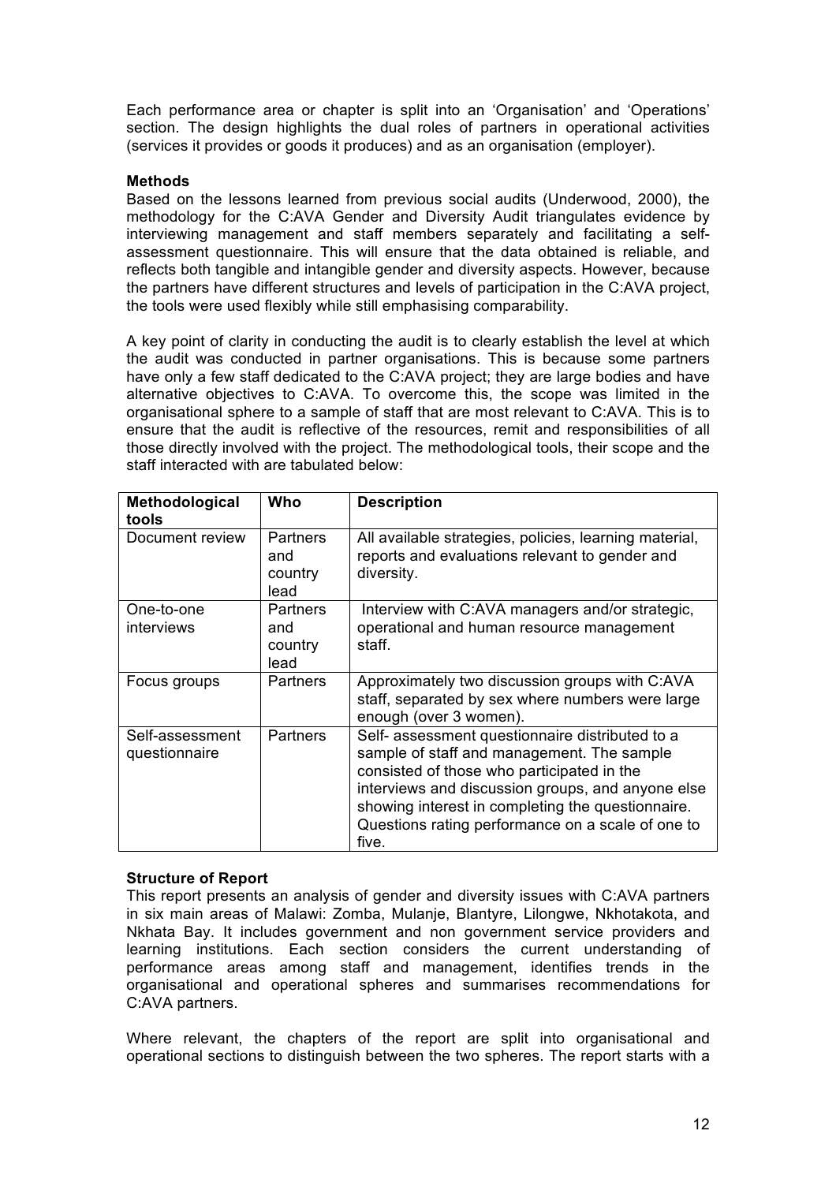Each performance area or chapter is split into an 'Organisation' and 'Operations' section. The design highlights the dual roles of partners in operational activities (services it provides or goods it produces) and as an organisation (employer).

**Methods**

Based on the lessons learned from previous social audits (Underwood, 2000), the methodology for the C:AVA Gender and Diversity Audit triangulates evidence by interviewing management and staff members separately and facilitating a self-assessment questionnaire. This will ensure that the data obtained is reliable, and reflects both tangible and intangible gender and diversity aspects. However, because the partners have different structures and levels of participation in the C:AVA project, the tools were used flexibly while still emphasising comparability.

A key point of clarity in conducting the audit is to clearly establish the level at which the audit was conducted in partner organisations. This is because some partners have only a few staff dedicated to the C:AVA project; they are large bodies and have alternative objectives to C:AVA. To overcome this, the scope was limited in the organisational sphere to a sample of staff that are most relevant to C:AVA. This is to ensure that the audit is reflective of the resources, remit and responsibilities of all those directly involved with the project. The methodological tools, their scope and the staff interacted with are tabulated below:

| Methodological tools | Who | Description |
|---|---|---|
| Document review | Partners and country lead | All available strategies, policies, learning material, reports and evaluations relevant to gender and diversity. |
| One-to-one interviews | Partners and country lead | Interview with C:AVA managers and/or strategic, operational and human resource management staff. |
| Focus groups | Partners | Approximately two discussion groups with C:AVA staff, separated by sex where numbers were large enough (over 3 women). |
| Self-assessment questionnaire | Partners | Self- assessment questionnaire distributed to a sample of staff and management. The sample consisted of those who participated in the interviews and discussion groups, and anyone else showing interest in completing the questionnaire. Questions rating performance on a scale of one to five. |

**Structure of Report**

This report presents an analysis of gender and diversity issues with C:AVA partners in six main areas of Malawi: Zomba, Mulanje, Blantyre, Lilongwe, Nkhotakota, and Nkhata Bay. It includes government and non government service providers and learning institutions. Each section considers the current understanding of performance areas among staff and management, identifies trends in the organisational and operational spheres and summarises recommendations for C:AVA partners.

Where relevant, the chapters of the report are split into organisational and operational sections to distinguish between the two spheres. The report starts with a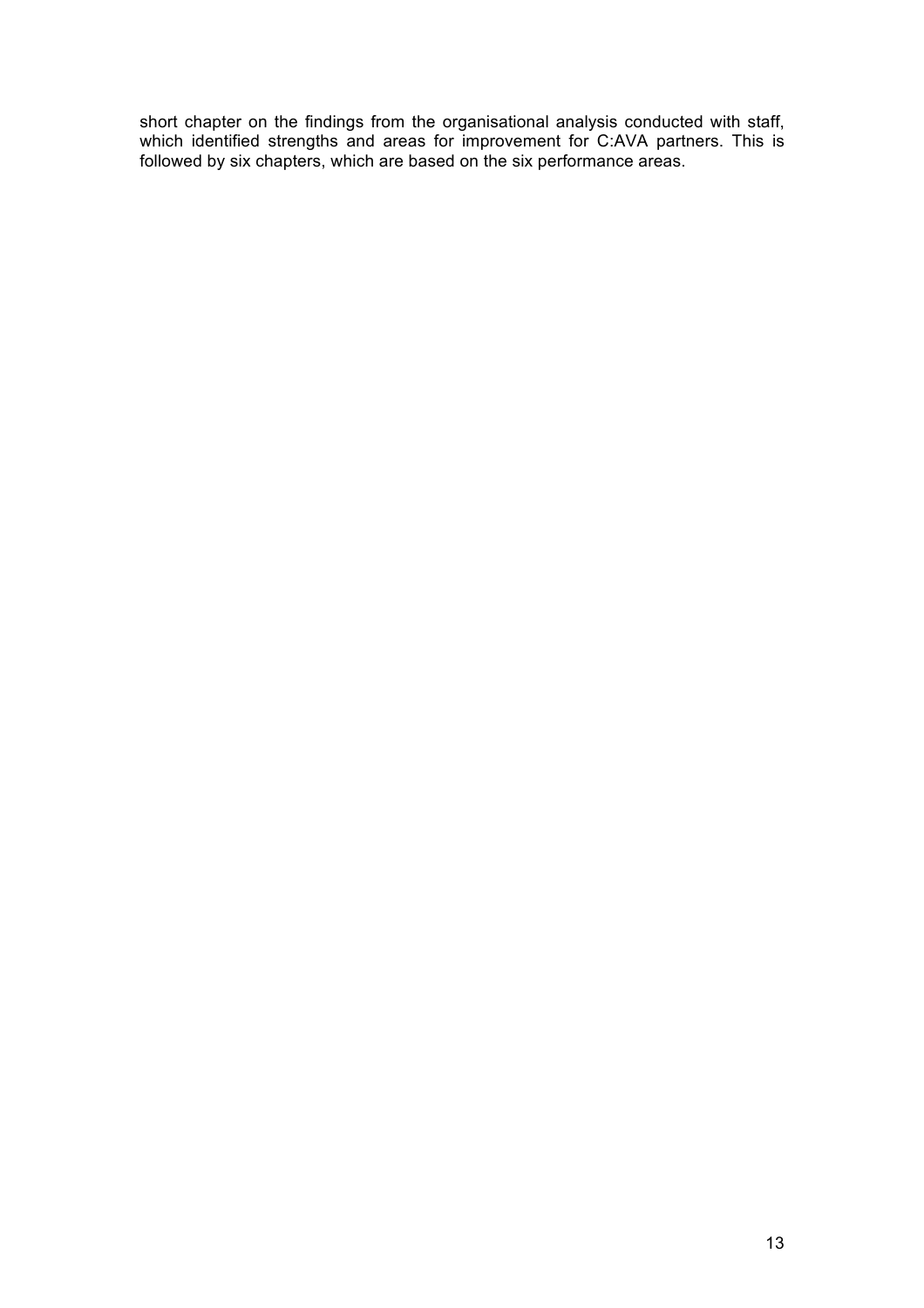short chapter on the findings from the organisational analysis conducted with staff, which identified strengths and areas for improvement for C:AVA partners. This is followed by six chapters, which are based on the six performance areas.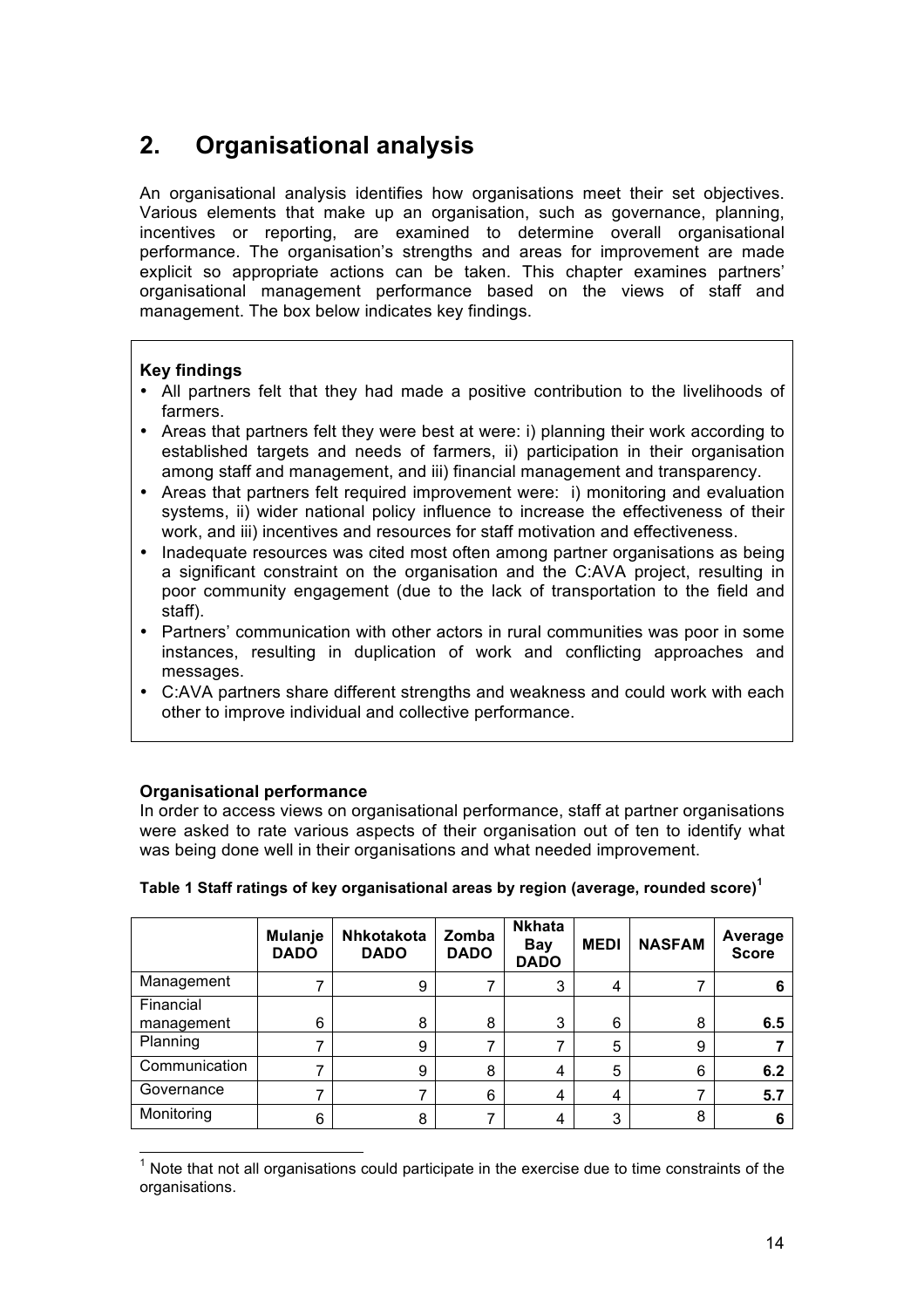## 2. Organisational analysis

An organisational analysis identifies how organisations meet their set objectives. Various elements that make up an organisation, such as governance, planning, incentives or reporting, are examined to determine overall organisational performance. The organisation's strengths and areas for improvement are made explicit so appropriate actions can be taken. This chapter examines partners' organisational management performance based on the views of staff and management. The box below indicates key findings.

**Key findings**

- All partners felt that they had made a positive contribution to the livelihoods of farmers.
- Areas that partners felt they were best at were: i) planning their work according to established targets and needs of farmers, ii) participation in their organisation among staff and management, and iii) financial management and transparency.
- Areas that partners felt required improvement were: i) monitoring and evaluation systems, ii) wider national policy influence to increase the effectiveness of their work, and iii) incentives and resources for staff motivation and effectiveness.
- Inadequate resources was cited most often among partner organisations as being a significant constraint on the organisation and the C:AVA project, resulting in poor community engagement (due to the lack of transportation to the field and staff).
- Partners' communication with other actors in rural communities was poor in some instances, resulting in duplication of work and conflicting approaches and messages.
- C:AVA partners share different strengths and weakness and could work with each other to improve individual and collective performance.

**Organisational performance**

In order to access views on organisational performance, staff at partner organisations were asked to rate various aspects of their organisation out of ten to identify what was being done well in their organisations and what needed improvement.

**Table 1 Staff ratings of key organisational areas by region (average, rounded score)[1]**

| | Mulanje DADO | Nhkotakota DADO | Zomba DADO | Nkhata Bay DADO | MEDI | NASFAM | Average Score |
|---|---|---|---|---|---|---|---|
| Management | 7 | 9 | 7 | 3 | 4 | 7 | **6** |
| Financial management | 6 | 8 | 8 | 3 | 6 | 8 | **6.5** |
| Planning | 7 | 9 | 7 | 7 | 5 | 9 | **7** |
| Communication | 7 | 9 | 8 | 4 | 5 | 6 | **6.2** |
| Governance | 7 | 7 | 6 | 4 | 4 | 7 | **5.7** |
| Monitoring | 6 | 8 | 7 | 4 | 3 | 8 | **6** |

[1] Note that not all organisations could participate in the exercise due to time constraints of the organisations.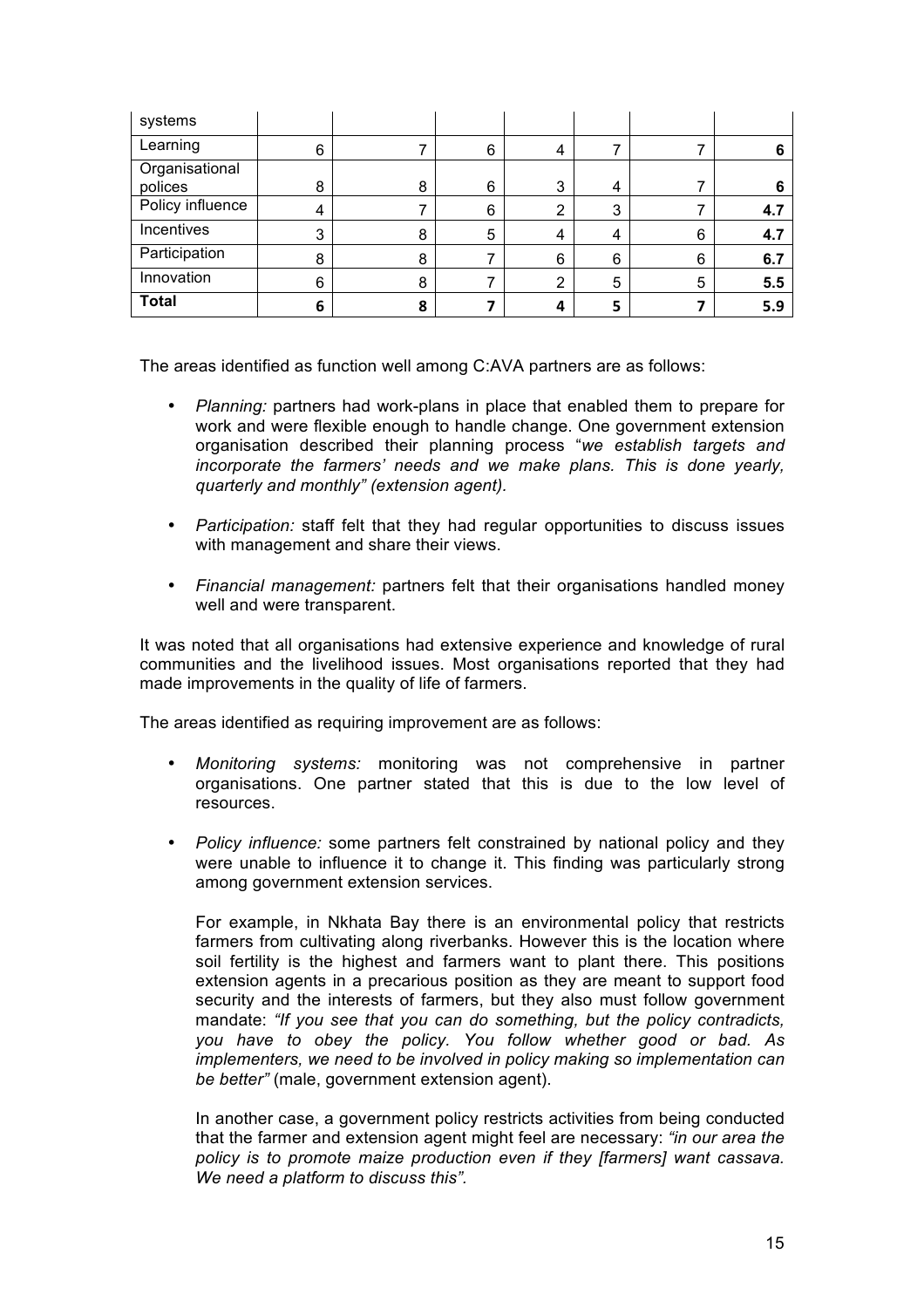| systems | | | | | | | |
|---|---|---|---|---|---|---|---|
| Learning | 6 | 7 | 6 | 4 | 7 | 7 | **6** |
| Organisational polices | 8 | 8 | 6 | 3 | 4 | 7 | **6** |
| Policy influence | 4 | 7 | 6 | 2 | 3 | 7 | **4.7** |
| Incentives | 3 | 8 | 5 | 4 | 4 | 6 | **4.7** |
| Participation | 8 | 8 | 7 | 6 | 6 | 6 | **6.7** |
| Innovation | 6 | 8 | 7 | 2 | 5 | 5 | **5.5** |
| **Total** | **6** | **8** | **7** | **4** | **5** | **7** | **5.9** |

The areas identified as function well among C:AVA partners are as follows:

- *Planning:* partners had work-plans in place that enabled them to prepare for work and were flexible enough to handle change. One government extension organisation described their planning process "*we establish targets and incorporate the farmers' needs and we make plans. This is done yearly, quarterly and monthly" (extension agent).*

- *Participation:* staff felt that they had regular opportunities to discuss issues with management and share their views.

- *Financial management:* partners felt that their organisations handled money well and were transparent.

It was noted that all organisations had extensive experience and knowledge of rural communities and the livelihood issues. Most organisations reported that they had made improvements in the quality of life of farmers.

The areas identified as requiring improvement are as follows:

- *Monitoring systems:* monitoring was not comprehensive in partner organisations. One partner stated that this is due to the low level of resources.

- *Policy influence:* some partners felt constrained by national policy and they were unable to influence it to change it. This finding was particularly strong among government extension services.

  For example, in Nkhata Bay there is an environmental policy that restricts farmers from cultivating along riverbanks. However this is the location where soil fertility is the highest and farmers want to plant there. This positions extension agents in a precarious position as they are meant to support food security and the interests of farmers, but they also must follow government mandate: *"If you see that you can do something, but the policy contradicts, you have to obey the policy. You follow whether good or bad. As implementers, we need to be involved in policy making so implementation can be better"* (male, government extension agent).

  In another case, a government policy restricts activities from being conducted that the farmer and extension agent might feel are necessary: *"in our area the policy is to promote maize production even if they [farmers] want cassava. We need a platform to discuss this"*.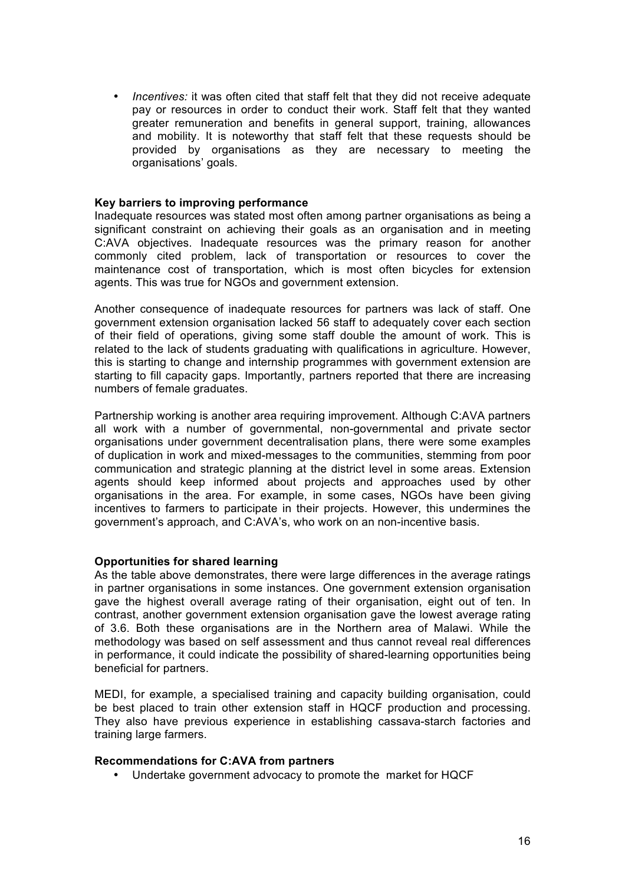- *Incentives:* it was often cited that staff felt that they did not receive adequate pay or resources in order to conduct their work. Staff felt that they wanted greater remuneration and benefits in general support, training, allowances and mobility. It is noteworthy that staff felt that these requests should be provided by organisations as they are necessary to meeting the organisations' goals.

**Key barriers to improving performance**

Inadequate resources was stated most often among partner organisations as being a significant constraint on achieving their goals as an organisation and in meeting C:AVA objectives. Inadequate resources was the primary reason for another commonly cited problem, lack of transportation or resources to cover the maintenance cost of transportation, which is most often bicycles for extension agents. This was true for NGOs and government extension.

Another consequence of inadequate resources for partners was lack of staff. One government extension organisation lacked 56 staff to adequately cover each section of their field of operations, giving some staff double the amount of work. This is related to the lack of students graduating with qualifications in agriculture. However, this is starting to change and internship programmes with government extension are starting to fill capacity gaps. Importantly, partners reported that there are increasing numbers of female graduates.

Partnership working is another area requiring improvement. Although C:AVA partners all work with a number of governmental, non-governmental and private sector organisations under government decentralisation plans, there were some examples of duplication in work and mixed-messages to the communities, stemming from poor communication and strategic planning at the district level in some areas. Extension agents should keep informed about projects and approaches used by other organisations in the area. For example, in some cases, NGOs have been giving incentives to farmers to participate in their projects. However, this undermines the government's approach, and C:AVA's, who work on an non-incentive basis.

**Opportunities for shared learning**

As the table above demonstrates, there were large differences in the average ratings in partner organisations in some instances. One government extension organisation gave the highest overall average rating of their organisation, eight out of ten. In contrast, another government extension organisation gave the lowest average rating of 3.6. Both these organisations are in the Northern area of Malawi. While the methodology was based on self assessment and thus cannot reveal real differences in performance, it could indicate the possibility of shared-learning opportunities being beneficial for partners.

MEDI, for example, a specialised training and capacity building organisation, could be best placed to train other extension staff in HQCF production and processing. They also have previous experience in establishing cassava-starch factories and training large farmers.

**Recommendations for C:AVA from partners**

- Undertake government advocacy to promote the market for HQCF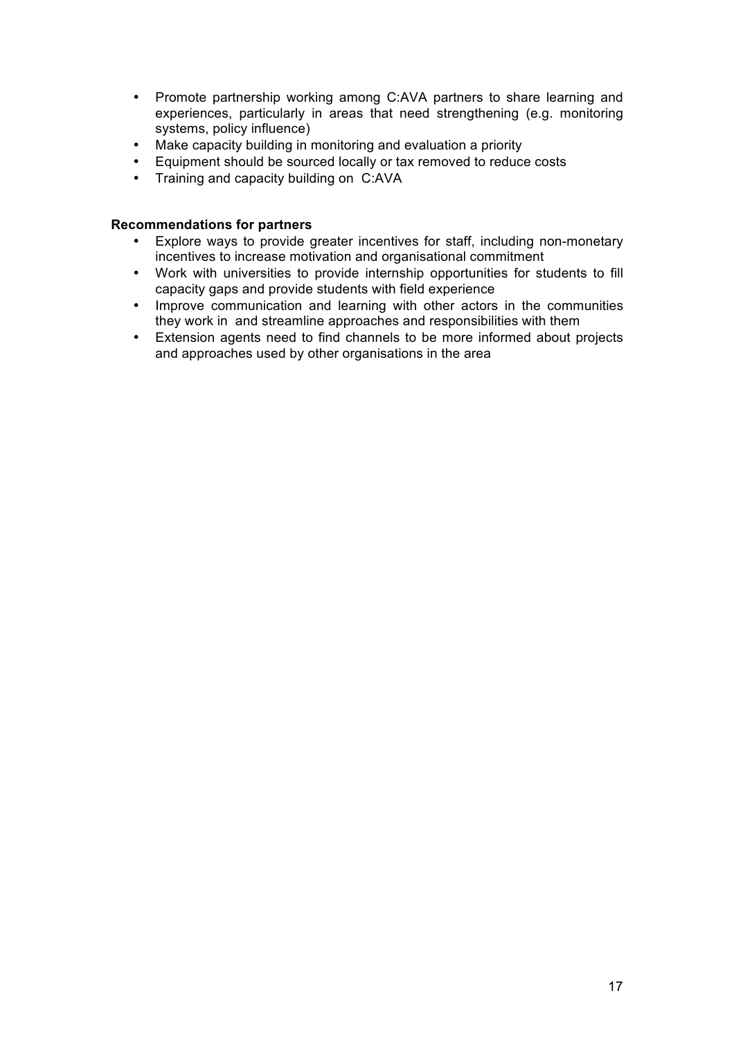- Promote partnership working among C:AVA partners to share learning and experiences, particularly in areas that need strengthening (e.g. monitoring systems, policy influence)
- Make capacity building in monitoring and evaluation a priority
- Equipment should be sourced locally or tax removed to reduce costs
- Training and capacity building on C:AVA

**Recommendations for partners**

- Explore ways to provide greater incentives for staff, including non-monetary incentives to increase motivation and organisational commitment
- Work with universities to provide internship opportunities for students to fill capacity gaps and provide students with field experience
- Improve communication and learning with other actors in the communities they work in and streamline approaches and responsibilities with them
- Extension agents need to find channels to be more informed about projects and approaches used by other organisations in the area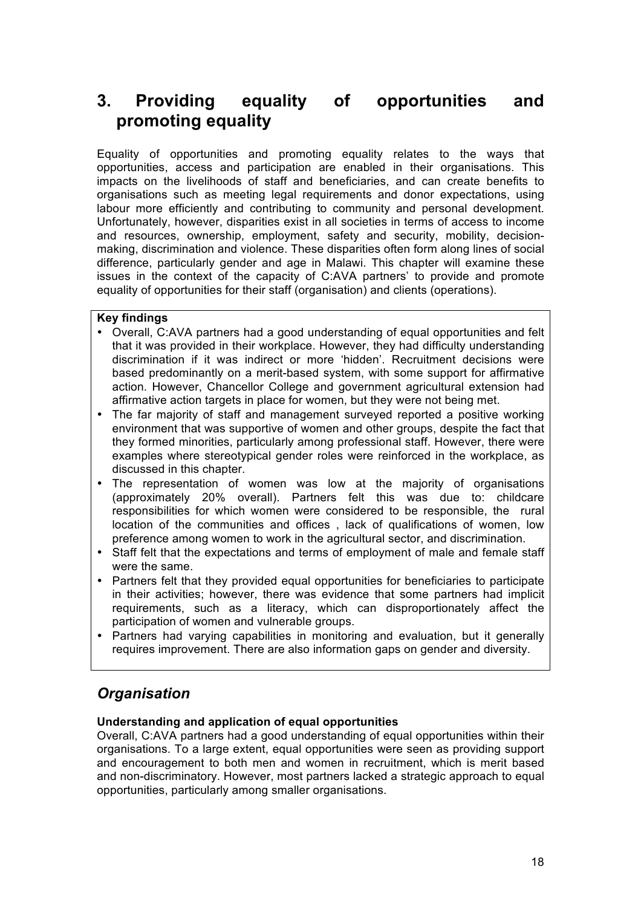# 3. Providing equality of opportunities and promoting equality

Equality of opportunities and promoting equality relates to the ways that opportunities, access and participation are enabled in their organisations. This impacts on the livelihoods of staff and beneficiaries, and can create benefits to organisations such as meeting legal requirements and donor expectations, using labour more efficiently and contributing to community and personal development. Unfortunately, however, disparities exist in all societies in terms of access to income and resources, ownership, employment, safety and security, mobility, decision-making, discrimination and violence. These disparities often form along lines of social difference, particularly gender and age in Malawi. This chapter will examine these issues in the context of the capacity of C:AVA partners' to provide and promote equality of opportunities for their staff (organisation) and clients (operations).

**Key findings**

- Overall, C:AVA partners had a good understanding of equal opportunities and felt that it was provided in their workplace. However, they had difficulty understanding discrimination if it was indirect or more 'hidden'. Recruitment decisions were based predominantly on a merit-based system, with some support for affirmative action. However, Chancellor College and government agricultural extension had affirmative action targets in place for women, but they were not being met.
- The far majority of staff and management surveyed reported a positive working environment that was supportive of women and other groups, despite the fact that they formed minorities, particularly among professional staff. However, there were examples where stereotypical gender roles were reinforced in the workplace, as discussed in this chapter.
- The representation of women was low at the majority of organisations (approximately 20% overall). Partners felt this was due to: childcare responsibilities for which women were considered to be responsible, the rural location of the communities and offices , lack of qualifications of women, low preference among women to work in the agricultural sector, and discrimination.
- Staff felt that the expectations and terms of employment of male and female staff were the same.
- Partners felt that they provided equal opportunities for beneficiaries to participate in their activities; however, there was evidence that some partners had implicit requirements, such as a literacy, which can disproportionately affect the participation of women and vulnerable groups.
- Partners had varying capabilities in monitoring and evaluation, but it generally requires improvement. There are also information gaps on gender and diversity.

## *Organisation*

**Understanding and application of equal opportunities**

Overall, C:AVA partners had a good understanding of equal opportunities within their organisations. To a large extent, equal opportunities were seen as providing support and encouragement to both men and women in recruitment, which is merit based and non-discriminatory. However, most partners lacked a strategic approach to equal opportunities, particularly among smaller organisations.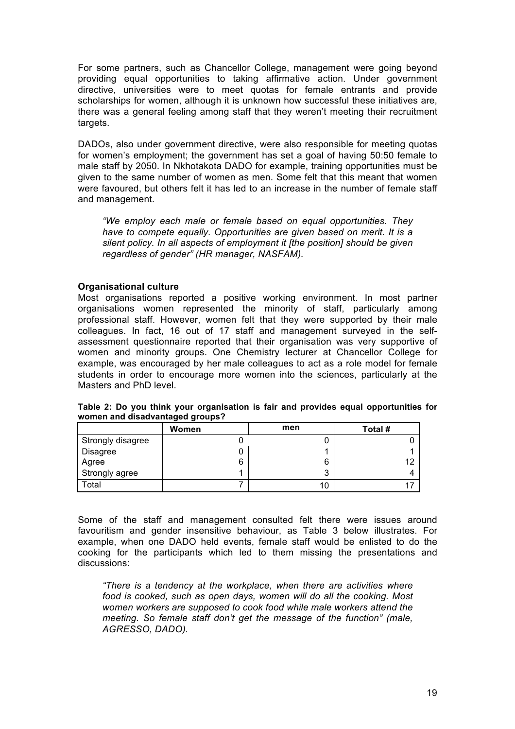For some partners, such as Chancellor College, management were going beyond providing equal opportunities to taking affirmative action. Under government directive, universities were to meet quotas for female entrants and provide scholarships for women, although it is unknown how successful these initiatives are, there was a general feeling among staff that they weren't meeting their recruitment targets.

DADOs, also under government directive, were also responsible for meeting quotas for women's employment; the government has set a goal of having 50:50 female to male staff by 2050. In Nkhotakota DADO for example, training opportunities must be given to the same number of women as men. Some felt that this meant that women were favoured, but others felt it has led to an increase in the number of female staff and management.

> *"We employ each male or female based on equal opportunities. They have to compete equally. Opportunities are given based on merit. It is a silent policy. In all aspects of employment it [the position] should be given regardless of gender" (HR manager, NASFAM).*

**Organisational culture**

Most organisations reported a positive working environment. In most partner organisations women represented the minority of staff, particularly among professional staff. However, women felt that they were supported by their male colleagues. In fact, 16 out of 17 staff and management surveyed in the self-assessment questionnaire reported that their organisation was very supportive of women and minority groups. One Chemistry lecturer at Chancellor College for example, was encouraged by her male colleagues to act as a role model for female students in order to encourage more women into the sciences, particularly at the Masters and PhD level.

**Table 2: Do you think your organisation is fair and provides equal opportunities for women and disadvantaged groups?**

| | Women | men | Total # |
|---|---|---|---|
| Strongly disagree | 0 | 0 | 0 |
| Disagree | 0 | 1 | 1 |
| Agree | 6 | 6 | 12 |
| Strongly agree | 1 | 3 | 4 |
| Total | 7 | 10 | 17 |

Some of the staff and management consulted felt there were issues around favouritism and gender insensitive behaviour, as Table 3 below illustrates. For example, when one DADO held events, female staff would be enlisted to do the cooking for the participants which led to them missing the presentations and discussions:

> *"There is a tendency at the workplace, when there are activities where food is cooked, such as open days, women will do all the cooking. Most women workers are supposed to cook food while male workers attend the meeting. So female staff don't get the message of the function" (male, AGRESSO, DADO).*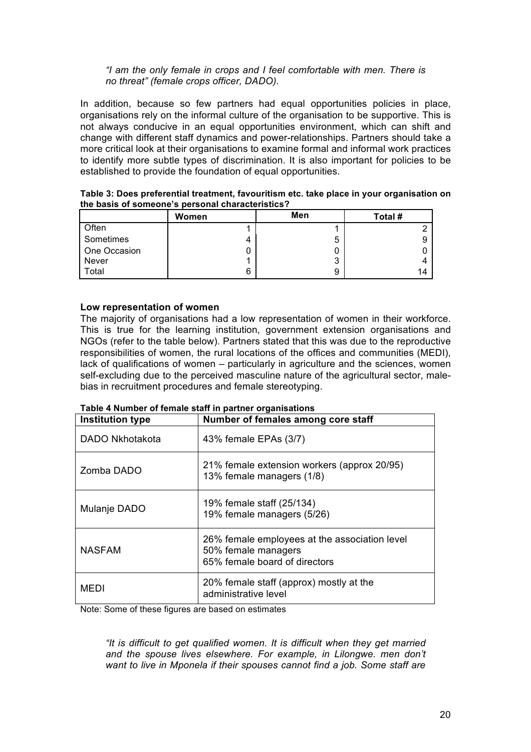*"I am the only female in crops and I feel comfortable with men. There is no threat" (female crops officer, DADO).*

In addition, because so few partners had equal opportunities policies in place, organisations rely on the informal culture of the organisation to be supportive. This is not always conducive in an equal opportunities environment, which can shift and change with different staff dynamics and power-relationships. Partners should take a more critical look at their organisations to examine formal and informal work practices to identify more subtle types of discrimination. It is also important for policies to be established to provide the foundation of equal opportunities.

**Table 3: Does preferential treatment, favouritism etc. take place in your organisation on the basis of someone's personal characteristics?**

| | Women | Men | Total # |
|---|---|---|---|
| Often | 1 | 1 | 2 |
| Sometimes | 4 | 5 | 9 |
| One Occasion | 0 | 0 | 0 |
| Never | 1 | 3 | 4 |
| Total | 6 | 9 | 14 |

**Low representation of women**

The majority of organisations had a low representation of women in their workforce. This is true for the learning institution, government extension organisations and NGOs (refer to the table below). Partners stated that this was due to the reproductive responsibilities of women, the rural locations of the offices and communities (MEDI), lack of qualifications of women – particularly in agriculture and the sciences, women self-excluding due to the perceived masculine nature of the agricultural sector, male-bias in recruitment procedures and female stereotyping.

**Table 4 Number of female staff in partner organisations**

| Institution type | Number of females among core staff |
|---|---|
| DADO Nkhotakota | 43% female EPAs (3/7) |
| Zomba DADO | 21% female extension workers (approx 20/95)<br>13% female managers (1/8) |
| Mulanje DADO | 19% female staff (25/134)<br>19% female managers (5/26) |
| NASFAM | 26% female employees at the association level<br>50% female managers<br>65% female board of directors |
| MEDI | 20% female staff (approx) mostly at the administrative level |

Note: Some of these figures are based on estimates

*"It is difficult to get qualified women. It is difficult when they get married and the spouse lives elsewhere. For example, in Lilongwe. men don't want to live in Mponela if their spouses cannot find a job. Some staff are*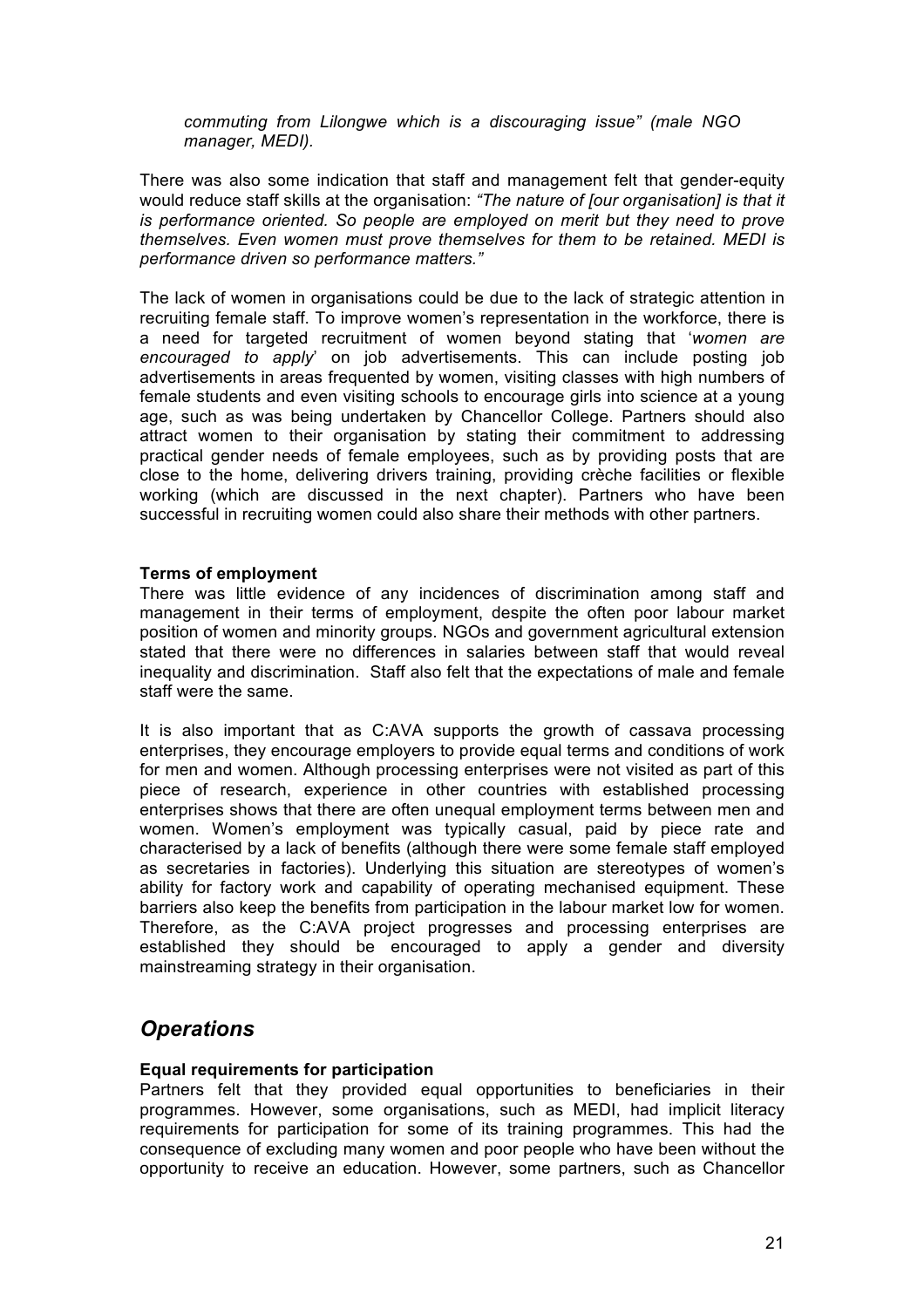*commuting from Lilongwe which is a discouraging issue" (male NGO manager, MEDI).*

There was also some indication that staff and management felt that gender-equity would reduce staff skills at the organisation: *"The nature of [our organisation] is that it is performance oriented. So people are employed on merit but they need to prove themselves. Even women must prove themselves for them to be retained. MEDI is performance driven so performance matters."*

The lack of women in organisations could be due to the lack of strategic attention in recruiting female staff. To improve women's representation in the workforce, there is a need for targeted recruitment of women beyond stating that '*women are encouraged to apply*' on job advertisements. This can include posting job advertisements in areas frequented by women, visiting classes with high numbers of female students and even visiting schools to encourage girls into science at a young age, such as was being undertaken by Chancellor College. Partners should also attract women to their organisation by stating their commitment to addressing practical gender needs of female employees, such as by providing posts that are close to the home, delivering drivers training, providing crèche facilities or flexible working (which are discussed in the next chapter). Partners who have been successful in recruiting women could also share their methods with other partners.

**Terms of employment**

There was little evidence of any incidences of discrimination among staff and management in their terms of employment, despite the often poor labour market position of women and minority groups. NGOs and government agricultural extension stated that there were no differences in salaries between staff that would reveal inequality and discrimination. Staff also felt that the expectations of male and female staff were the same.

It is also important that as C:AVA supports the growth of cassava processing enterprises, they encourage employers to provide equal terms and conditions of work for men and women. Although processing enterprises were not visited as part of this piece of research, experience in other countries with established processing enterprises shows that there are often unequal employment terms between men and women. Women's employment was typically casual, paid by piece rate and characterised by a lack of benefits (although there were some female staff employed as secretaries in factories). Underlying this situation are stereotypes of women's ability for factory work and capability of operating mechanised equipment. These barriers also keep the benefits from participation in the labour market low for women. Therefore, as the C:AVA project progresses and processing enterprises are established they should be encouraged to apply a gender and diversity mainstreaming strategy in their organisation.

## *Operations*

**Equal requirements for participation**

Partners felt that they provided equal opportunities to beneficiaries in their programmes. However, some organisations, such as MEDI, had implicit literacy requirements for participation for some of its training programmes. This had the consequence of excluding many women and poor people who have been without the opportunity to receive an education. However, some partners, such as Chancellor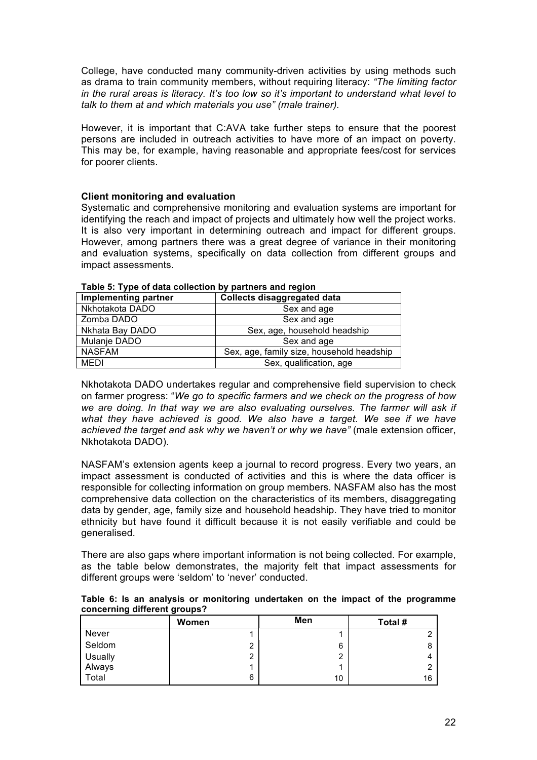College, have conducted many community-driven activities by using methods such as drama to train community members, without requiring literacy: *"The limiting factor in the rural areas is literacy. It's too low so it's important to understand what level to talk to them at and which materials you use" (male trainer)*.

However, it is important that C:AVA take further steps to ensure that the poorest persons are included in outreach activities to have more of an impact on poverty. This may be, for example, having reasonable and appropriate fees/cost for services for poorer clients.

### Client monitoring and evaluation

Systematic and comprehensive monitoring and evaluation systems are important for identifying the reach and impact of projects and ultimately how well the project works. It is also very important in determining outreach and impact for different groups. However, among partners there was a great degree of variance in their monitoring and evaluation systems, specifically on data collection from different groups and impact assessments.

**Table 5: Type of data collection by partners and region**

| Implementing partner | Collects disaggregated data |
|---|---|
| Nkhotakota DADO | Sex and age |
| Zomba DADO | Sex and age |
| Nkhata Bay DADO | Sex, age, household headship |
| Mulanje DADO | Sex and age |
| NASFAM | Sex, age, family size, household headship |
| MEDI | Sex, qualification, age |

Nkhotakota DADO undertakes regular and comprehensive field supervision to check on farmer progress: "*We go to specific farmers and we check on the progress of how we are doing. In that way we are also evaluating ourselves. The farmer will ask if what they have achieved is good. We also have a target. We see if we have achieved the target and ask why we haven't or why we have"* (male extension officer, Nkhotakota DADO).

NASFAM's extension agents keep a journal to record progress. Every two years, an impact assessment is conducted of activities and this is where the data officer is responsible for collecting information on group members. NASFAM also has the most comprehensive data collection on the characteristics of its members, disaggregating data by gender, age, family size and household headship. They have tried to monitor ethnicity but have found it difficult because it is not easily verifiable and could be generalised.

There are also gaps where important information is not being collected. For example, as the table below demonstrates, the majority felt that impact assessments for different groups were 'seldom' to 'never' conducted.

**Table 6: Is an analysis or monitoring undertaken on the impact of the programme concerning different groups?**

| | Women | Men | Total # |
|---|---|---|---|
| Never | 1 | 1 | 2 |
| Seldom | 2 | 6 | 8 |
| Usually | 2 | 2 | 4 |
| Always | 1 | 1 | 2 |
| Total | 6 | 10 | 16 |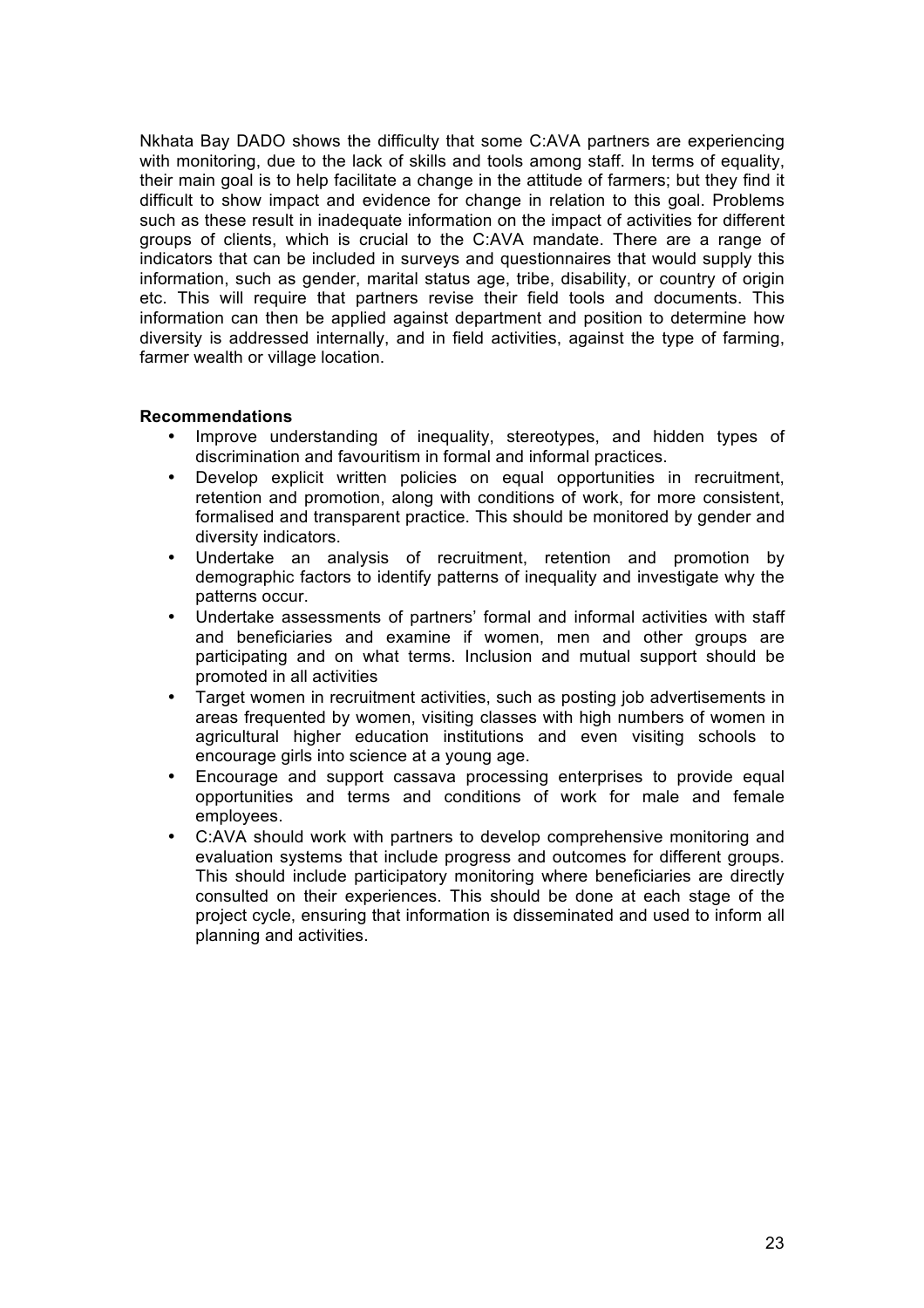Nkhata Bay DADO shows the difficulty that some C:AVA partners are experiencing with monitoring, due to the lack of skills and tools among staff. In terms of equality, their main goal is to help facilitate a change in the attitude of farmers; but they find it difficult to show impact and evidence for change in relation to this goal. Problems such as these result in inadequate information on the impact of activities for different groups of clients, which is crucial to the C:AVA mandate. There are a range of indicators that can be included in surveys and questionnaires that would supply this information, such as gender, marital status age, tribe, disability, or country of origin etc. This will require that partners revise their field tools and documents. This information can then be applied against department and position to determine how diversity is addressed internally, and in field activities, against the type of farming, farmer wealth or village location.

**Recommendations**

- Improve understanding of inequality, stereotypes, and hidden types of discrimination and favouritism in formal and informal practices.
- Develop explicit written policies on equal opportunities in recruitment, retention and promotion, along with conditions of work, for more consistent, formalised and transparent practice. This should be monitored by gender and diversity indicators.
- Undertake an analysis of recruitment, retention and promotion by demographic factors to identify patterns of inequality and investigate why the patterns occur.
- Undertake assessments of partners' formal and informal activities with staff and beneficiaries and examine if women, men and other groups are participating and on what terms. Inclusion and mutual support should be promoted in all activities
- Target women in recruitment activities, such as posting job advertisements in areas frequented by women, visiting classes with high numbers of women in agricultural higher education institutions and even visiting schools to encourage girls into science at a young age.
- Encourage and support cassava processing enterprises to provide equal opportunities and terms and conditions of work for male and female employees.
- C:AVA should work with partners to develop comprehensive monitoring and evaluation systems that include progress and outcomes for different groups. This should include participatory monitoring where beneficiaries are directly consulted on their experiences. This should be done at each stage of the project cycle, ensuring that information is disseminated and used to inform all planning and activities.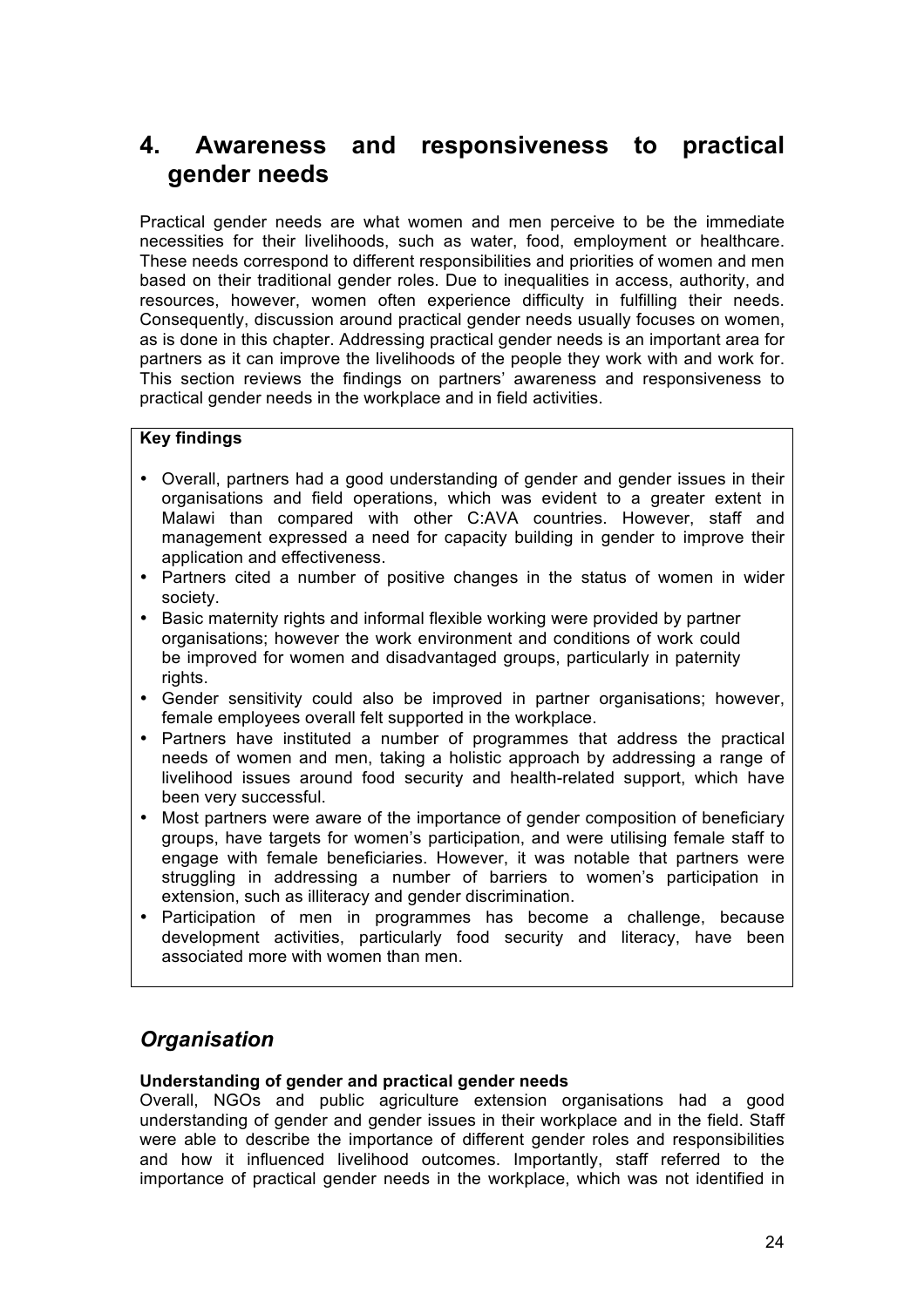# 4. Awareness and responsiveness to practical gender needs

Practical gender needs are what women and men perceive to be the immediate necessities for their livelihoods, such as water, food, employment or healthcare. These needs correspond to different responsibilities and priorities of women and men based on their traditional gender roles. Due to inequalities in access, authority, and resources, however, women often experience difficulty in fulfilling their needs. Consequently, discussion around practical gender needs usually focuses on women, as is done in this chapter. Addressing practical gender needs is an important area for partners as it can improve the livelihoods of the people they work with and work for. This section reviews the findings on partners' awareness and responsiveness to practical gender needs in the workplace and in field activities.

**Key findings**

- Overall, partners had a good understanding of gender and gender issues in their organisations and field operations, which was evident to a greater extent in Malawi than compared with other C:AVA countries. However, staff and management expressed a need for capacity building in gender to improve their application and effectiveness.
- Partners cited a number of positive changes in the status of women in wider society.
- Basic maternity rights and informal flexible working were provided by partner organisations; however the work environment and conditions of work could be improved for women and disadvantaged groups, particularly in paternity rights.
- Gender sensitivity could also be improved in partner organisations; however, female employees overall felt supported in the workplace.
- Partners have instituted a number of programmes that address the practical needs of women and men, taking a holistic approach by addressing a range of livelihood issues around food security and health-related support, which have been very successful.
- Most partners were aware of the importance of gender composition of beneficiary groups, have targets for women's participation, and were utilising female staff to engage with female beneficiaries. However, it was notable that partners were struggling in addressing a number of barriers to women's participation in extension, such as illiteracy and gender discrimination.
- Participation of men in programmes has become a challenge, because development activities, particularly food security and literacy, have been associated more with women than men.

## *Organisation*

**Understanding of gender and practical gender needs**

Overall, NGOs and public agriculture extension organisations had a good understanding of gender and gender issues in their workplace and in the field. Staff were able to describe the importance of different gender roles and responsibilities and how it influenced livelihood outcomes. Importantly, staff referred to the importance of practical gender needs in the workplace, which was not identified in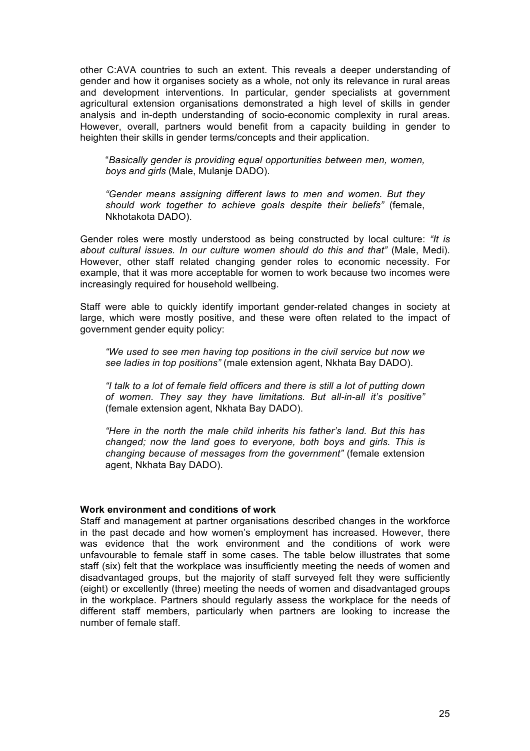other C:AVA countries to such an extent. This reveals a deeper understanding of gender and how it organises society as a whole, not only its relevance in rural areas and development interventions. In particular, gender specialists at government agricultural extension organisations demonstrated a high level of skills in gender analysis and in-depth understanding of socio-economic complexity in rural areas. However, overall, partners would benefit from a capacity building in gender to heighten their skills in gender terms/concepts and their application.

> "*Basically gender is providing equal opportunities between men, women, boys and girls* (Male, Mulanje DADO).
>
> *"Gender means assigning different laws to men and women. But they should work together to achieve goals despite their beliefs"* (female, Nkhotakota DADO).

Gender roles were mostly understood as being constructed by local culture: *"It is about cultural issues. In our culture women should do this and that"* (Male, Medi). However, other staff related changing gender roles to economic necessity. For example, that it was more acceptable for women to work because two incomes were increasingly required for household wellbeing.

Staff were able to quickly identify important gender-related changes in society at large, which were mostly positive, and these were often related to the impact of government gender equity policy:

> *"We used to see men having top positions in the civil service but now we see ladies in top positions"* (male extension agent, Nkhata Bay DADO).
>
> *"I talk to a lot of female field officers and there is still a lot of putting down of women. They say they have limitations. But all-in-all it's positive"* (female extension agent, Nkhata Bay DADO).
>
> *"Here in the north the male child inherits his father's land. But this has changed; now the land goes to everyone, both boys and girls. This is changing because of messages from the government"* (female extension agent, Nkhata Bay DADO).

**Work environment and conditions of work**

Staff and management at partner organisations described changes in the workforce in the past decade and how women's employment has increased. However, there was evidence that the work environment and the conditions of work were unfavourable to female staff in some cases. The table below illustrates that some staff (six) felt that the workplace was insufficiently meeting the needs of women and disadvantaged groups, but the majority of staff surveyed felt they were sufficiently (eight) or excellently (three) meeting the needs of women and disadvantaged groups in the workplace. Partners should regularly assess the workplace for the needs of different staff members, particularly when partners are looking to increase the number of female staff.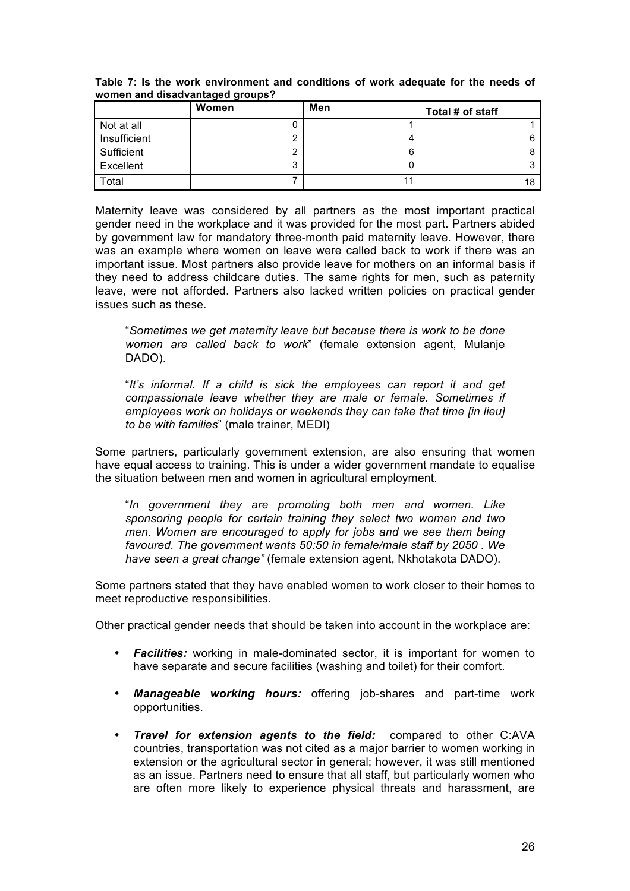**Table 7: Is the work environment and conditions of work adequate for the needs of women and disadvantaged groups?**

| | Women | Men | Total # of staff |
|---|---|---|---|
| Not at all | 0 | 1 | 1 |
| Insufficient | 2 | 4 | 6 |
| Sufficient | 2 | 6 | 8 |
| Excellent | 3 | 0 | 3 |
| Total | 7 | 11 | 18 |

Maternity leave was considered by all partners as the most important practical gender need in the workplace and it was provided for the most part. Partners abided by government law for mandatory three-month paid maternity leave. However, there was an example where women on leave were called back to work if there was an important issue. Most partners also provide leave for mothers on an informal basis if they need to address childcare duties. The same rights for men, such as paternity leave, were not afforded. Partners also lacked written policies on practical gender issues such as these.

> "*Sometimes we get maternity leave but because there is work to be done women are called back to work*" (female extension agent, Mulanje DADO).

> "*It's informal. If a child is sick the employees can report it and get compassionate leave whether they are male or female. Sometimes if employees work on holidays or weekends they can take that time [in lieu] to be with families*" (male trainer, MEDI)

Some partners, particularly government extension, are also ensuring that women have equal access to training. This is under a wider government mandate to equalise the situation between men and women in agricultural employment.

> "*In government they are promoting both men and women. Like sponsoring people for certain training they select two women and two men. Women are encouraged to apply for jobs and we see them being favoured. The government wants 50:50 in female/male staff by 2050 . We have seen a great change"* (female extension agent, Nkhotakota DADO).

Some partners stated that they have enabled women to work closer to their homes to meet reproductive responsibilities.

Other practical gender needs that should be taken into account in the workplace are:

- ***Facilities:*** working in male-dominated sector, it is important for women to have separate and secure facilities (washing and toilet) for their comfort.
- ***Manageable working hours:*** offering job-shares and part-time work opportunities.
- ***Travel for extension agents to the field:*** compared to other C:AVA countries, transportation was not cited as a major barrier to women working in extension or the agricultural sector in general; however, it was still mentioned as an issue. Partners need to ensure that all staff, but particularly women who are often more likely to experience physical threats and harassment, are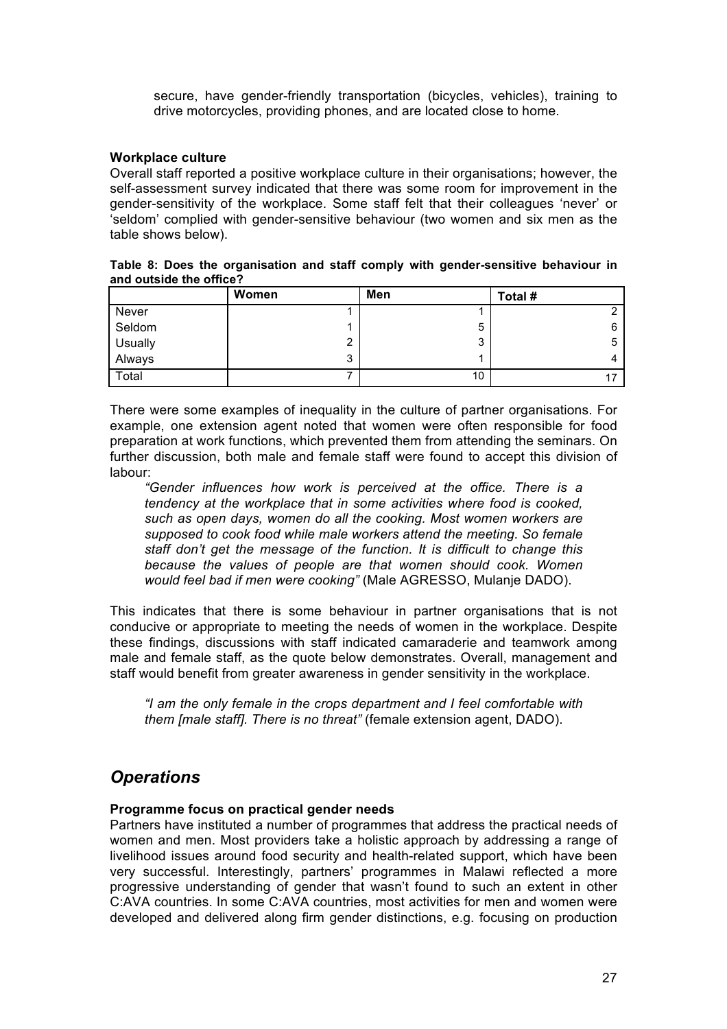secure, have gender-friendly transportation (bicycles, vehicles), training to drive motorcycles, providing phones, and are located close to home.

**Workplace culture**

Overall staff reported a positive workplace culture in their organisations; however, the self-assessment survey indicated that there was some room for improvement in the gender-sensitivity of the workplace. Some staff felt that their colleagues 'never' or 'seldom' complied with gender-sensitive behaviour (two women and six men as the table shows below).

**Table 8: Does the organisation and staff comply with gender-sensitive behaviour in and outside the office?**

| | Women | Men | Total # |
|---|---|---|---|
| Never | 1 | 1 | 2 |
| Seldom | 1 | 5 | 6 |
| Usually | 2 | 3 | 5 |
| Always | 3 | 1 | 4 |
| Total | 7 | 10 | 17 |

There were some examples of inequality in the culture of partner organisations. For example, one extension agent noted that women were often responsible for food preparation at work functions, which prevented them from attending the seminars. On further discussion, both male and female staff were found to accept this division of labour:

> *"Gender influences how work is perceived at the office. There is a tendency at the workplace that in some activities where food is cooked, such as open days, women do all the cooking. Most women workers are supposed to cook food while male workers attend the meeting. So female staff don't get the message of the function. It is difficult to change this because the values of people are that women should cook. Women would feel bad if men were cooking"* (Male AGRESSO, Mulanje DADO).

This indicates that there is some behaviour in partner organisations that is not conducive or appropriate to meeting the needs of women in the workplace. Despite these findings, discussions with staff indicated camaraderie and teamwork among male and female staff, as the quote below demonstrates. Overall, management and staff would benefit from greater awareness in gender sensitivity in the workplace.

> *"I am the only female in the crops department and I feel comfortable with them [male staff]. There is no threat"* (female extension agent, DADO).

## *Operations*

**Programme focus on practical gender needs**

Partners have instituted a number of programmes that address the practical needs of women and men. Most providers take a holistic approach by addressing a range of livelihood issues around food security and health-related support, which have been very successful. Interestingly, partners' programmes in Malawi reflected a more progressive understanding of gender that wasn't found to such an extent in other C:AVA countries. In some C:AVA countries, most activities for men and women were developed and delivered along firm gender distinctions, e.g. focusing on production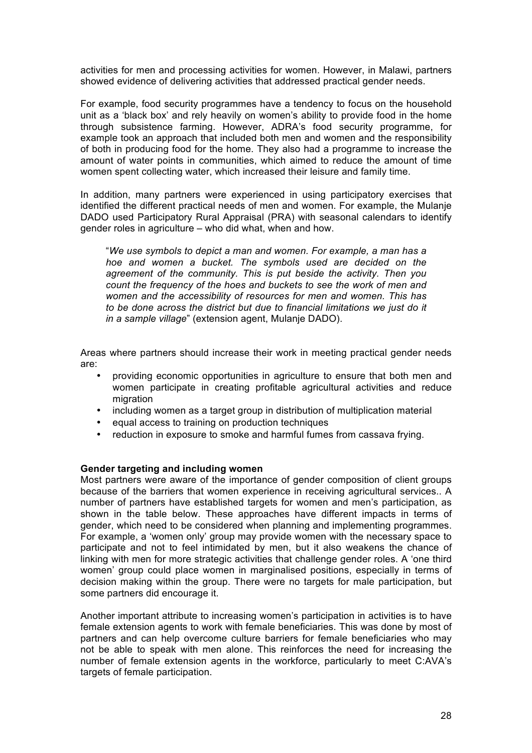activities for men and processing activities for women. However, in Malawi, partners showed evidence of delivering activities that addressed practical gender needs.

For example, food security programmes have a tendency to focus on the household unit as a 'black box' and rely heavily on women's ability to provide food in the home through subsistence farming. However, ADRA's food security programme, for example took an approach that included both men and women and the responsibility of both in producing food for the home. They also had a programme to increase the amount of water points in communities, which aimed to reduce the amount of time women spent collecting water, which increased their leisure and family time.

In addition, many partners were experienced in using participatory exercises that identified the different practical needs of men and women. For example, the Mulanje DADO used Participatory Rural Appraisal (PRA) with seasonal calendars to identify gender roles in agriculture – who did what, when and how.

> "*We use symbols to depict a man and women. For example, a man has a hoe and women a bucket. The symbols used are decided on the agreement of the community. This is put beside the activity. Then you count the frequency of the hoes and buckets to see the work of men and women and the accessibility of resources for men and women. This has to be done across the district but due to financial limitations we just do it in a sample village*" (extension agent, Mulanje DADO).

Areas where partners should increase their work in meeting practical gender needs are:

- providing economic opportunities in agriculture to ensure that both men and women participate in creating profitable agricultural activities and reduce migration
- including women as a target group in distribution of multiplication material
- equal access to training on production techniques
- reduction in exposure to smoke and harmful fumes from cassava frying.

**Gender targeting and including women**

Most partners were aware of the importance of gender composition of client groups because of the barriers that women experience in receiving agricultural services.. A number of partners have established targets for women and men's participation, as shown in the table below. These approaches have different impacts in terms of gender, which need to be considered when planning and implementing programmes. For example, a 'women only' group may provide women with the necessary space to participate and not to feel intimidated by men, but it also weakens the chance of linking with men for more strategic activities that challenge gender roles. A 'one third women' group could place women in marginalised positions, especially in terms of decision making within the group. There were no targets for male participation, but some partners did encourage it.

Another important attribute to increasing women's participation in activities is to have female extension agents to work with female beneficiaries. This was done by most of partners and can help overcome culture barriers for female beneficiaries who may not be able to speak with men alone. This reinforces the need for increasing the number of female extension agents in the workforce, particularly to meet C:AVA's targets of female participation.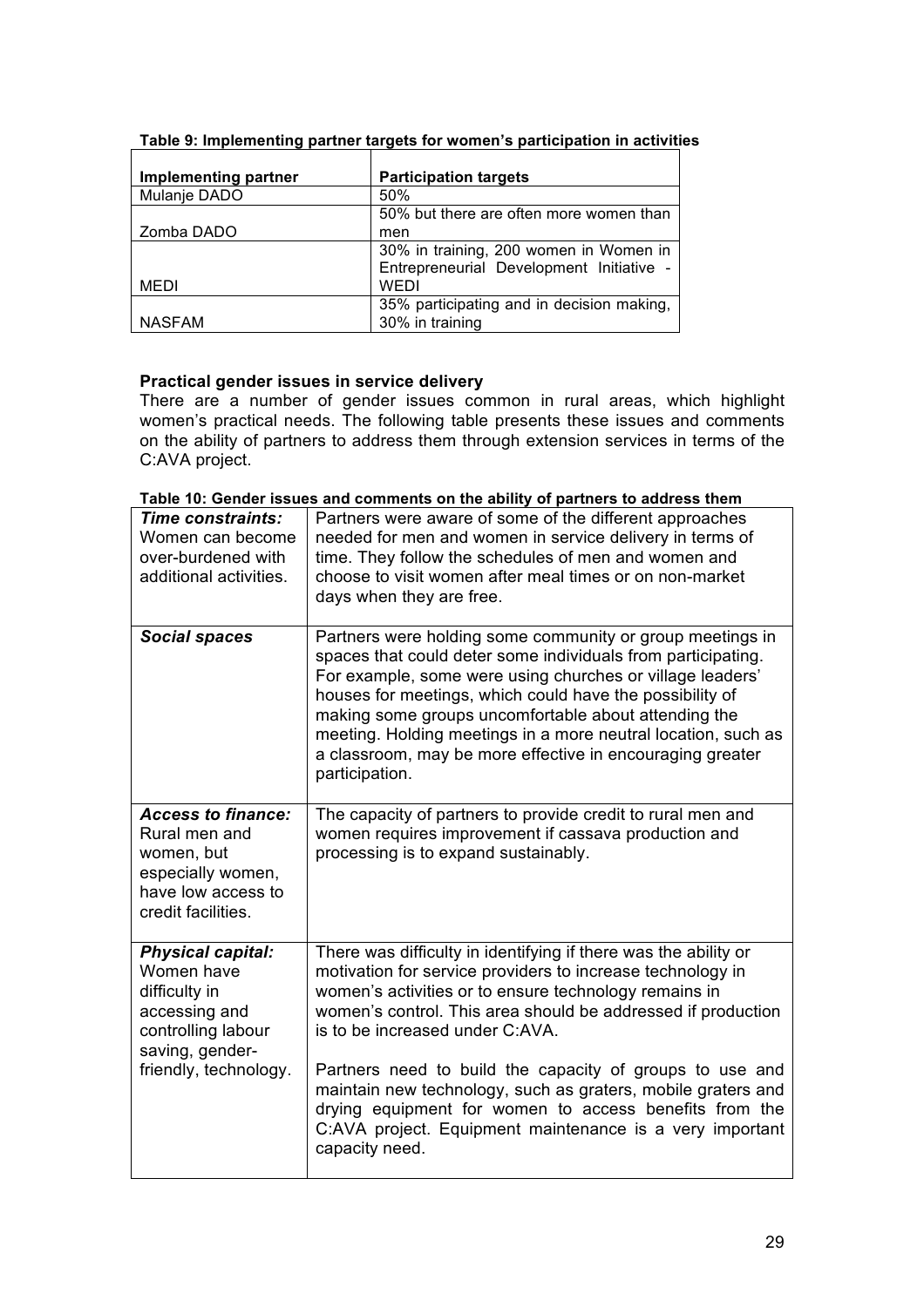**Table 9: Implementing partner targets for women's participation in activities**

| Implementing partner | Participation targets |
| --- | --- |
| Mulanje DADO | 50% |
| Zomba DADO | 50% but there are often more women than men |
| MEDI | 30% in training, 200 women in Women in Entrepreneurial Development Initiative - WEDI |
| NASFAM | 35% participating and in decision making, 30% in training |

**Practical gender issues in service delivery**

There are a number of gender issues common in rural areas, which highlight women's practical needs. The following table presents these issues and comments on the ability of partners to address them through extension services in terms of the C:AVA project.

**Table 10: Gender issues and comments on the ability of partners to address them**

| | |
| --- | --- |
| ***Time constraints:*** Women can become over-burdened with additional activities. | Partners were aware of some of the different approaches needed for men and women in service delivery in terms of time. They follow the schedules of men and women and choose to visit women after meal times or on non-market days when they are free. |
| ***Social spaces*** | Partners were holding some community or group meetings in spaces that could deter some individuals from participating. For example, some were using churches or village leaders' houses for meetings, which could have the possibility of making some groups uncomfortable about attending the meeting. Holding meetings in a more neutral location, such as a classroom, may be more effective in encouraging greater participation. |
| ***Access to finance:*** Rural men and women, but especially women, have low access to credit facilities. | The capacity of partners to provide credit to rural men and women requires improvement if cassava production and processing is to expand sustainably. |
| ***Physical capital:*** Women have difficulty in accessing and controlling labour saving, gender-friendly, technology. | There was difficulty in identifying if there was the ability or motivation for service providers to increase technology in women's activities or to ensure technology remains in women's control. This area should be addressed if production is to be increased under C:AVA.<br><br>Partners need to build the capacity of groups to use and maintain new technology, such as graters, mobile graters and drying equipment for women to access benefits from the C:AVA project. Equipment maintenance is a very important capacity need. |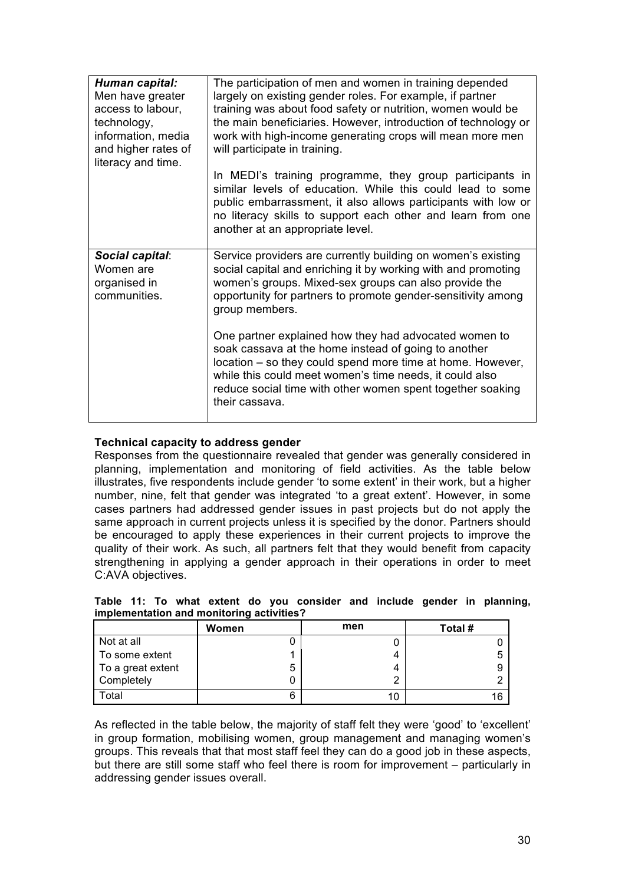| | |
|---|---|
| ***Human capital:*** Men have greater access to labour, technology, information, media and higher rates of literacy and time. | The participation of men and women in training depended largely on existing gender roles. For example, if partner training was about food safety or nutrition, women would be the main beneficiaries. However, introduction of technology or work with high-income generating crops will mean more men will participate in training.<br><br>In MEDI's training programme, they group participants in similar levels of education. While this could lead to some public embarrassment, it also allows participants with low or no literacy skills to support each other and learn from one another at an appropriate level. |
| ***Social capital***: Women are organised in communities. | Service providers are currently building on women's existing social capital and enriching it by working with and promoting women's groups. Mixed-sex groups can also provide the opportunity for partners to promote gender-sensitivity among group members.<br><br>One partner explained how they had advocated women to soak cassava at the home instead of going to another location – so they could spend more time at home. However, while this could meet women's time needs, it could also reduce social time with other women spent together soaking their cassava. |

**Technical capacity to address gender**

Responses from the questionnaire revealed that gender was generally considered in planning, implementation and monitoring of field activities. As the table below illustrates, five respondents include gender 'to some extent' in their work, but a higher number, nine, felt that gender was integrated 'to a great extent'. However, in some cases partners had addressed gender issues in past projects but do not apply the same approach in current projects unless it is specified by the donor. Partners should be encouraged to apply these experiences in their current projects to improve the quality of their work. As such, all partners felt that they would benefit from capacity strengthening in applying a gender approach in their operations in order to meet C:AVA objectives.

**Table 11: To what extent do you consider and include gender in planning, implementation and monitoring activities?**

| | Women | men | Total # |
|---|---|---|---|
| Not at all | 0 | 0 | 0 |
| To some extent | 1 | 4 | 5 |
| To a great extent | 5 | 4 | 9 |
| Completely | 0 | 2 | 2 |
| Total | 6 | 10 | 16 |

As reflected in the table below, the majority of staff felt they were 'good' to 'excellent' in group formation, mobilising women, group management and managing women's groups. This reveals that that most staff feel they can do a good job in these aspects, but there are still some staff who feel there is room for improvement – particularly in addressing gender issues overall.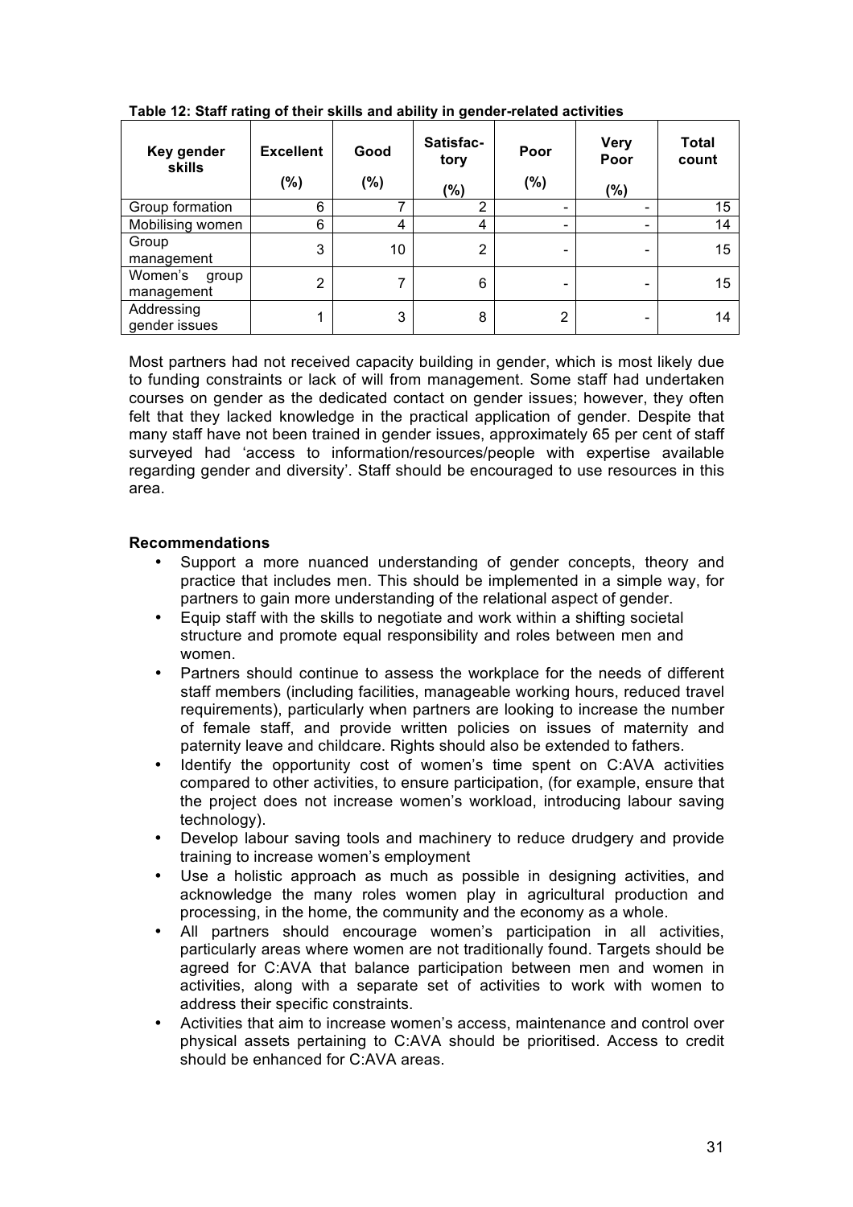**Table 12: Staff rating of their skills and ability in gender-related activities**

| Key gender skills | Excellent (%) | Good (%) | Satisfactory (%) | Poor (%) | Very Poor (%) | Total count |
|---|---|---|---|---|---|---|
| Group formation | 6 | 7 | 2 | - | - | 15 |
| Mobilising women | 6 | 4 | 4 | - | - | 14 |
| Group management | 3 | 10 | 2 | - | - | 15 |
| Women's group management | 2 | 7 | 6 | - | - | 15 |
| Addressing gender issues | 1 | 3 | 8 | 2 | - | 14 |

Most partners had not received capacity building in gender, which is most likely due to funding constraints or lack of will from management. Some staff had undertaken courses on gender as the dedicated contact on gender issues; however, they often felt that they lacked knowledge in the practical application of gender. Despite that many staff have not been trained in gender issues, approximately 65 per cent of staff surveyed had 'access to information/resources/people with expertise available regarding gender and diversity'. Staff should be encouraged to use resources in this area.

**Recommendations**

- Support a more nuanced understanding of gender concepts, theory and practice that includes men. This should be implemented in a simple way, for partners to gain more understanding of the relational aspect of gender.
- Equip staff with the skills to negotiate and work within a shifting societal structure and promote equal responsibility and roles between men and women.
- Partners should continue to assess the workplace for the needs of different staff members (including facilities, manageable working hours, reduced travel requirements), particularly when partners are looking to increase the number of female staff, and provide written policies on issues of maternity and paternity leave and childcare. Rights should also be extended to fathers.
- Identify the opportunity cost of women's time spent on C:AVA activities compared to other activities, to ensure participation, (for example, ensure that the project does not increase women's workload, introducing labour saving technology).
- Develop labour saving tools and machinery to reduce drudgery and provide training to increase women's employment
- Use a holistic approach as much as possible in designing activities, and acknowledge the many roles women play in agricultural production and processing, in the home, the community and the economy as a whole.
- All partners should encourage women's participation in all activities, particularly areas where women are not traditionally found. Targets should be agreed for C:AVA that balance participation between men and women in activities, along with a separate set of activities to work with women to address their specific constraints.
- Activities that aim to increase women's access, maintenance and control over physical assets pertaining to C:AVA should be prioritised. Access to credit should be enhanced for C:AVA areas.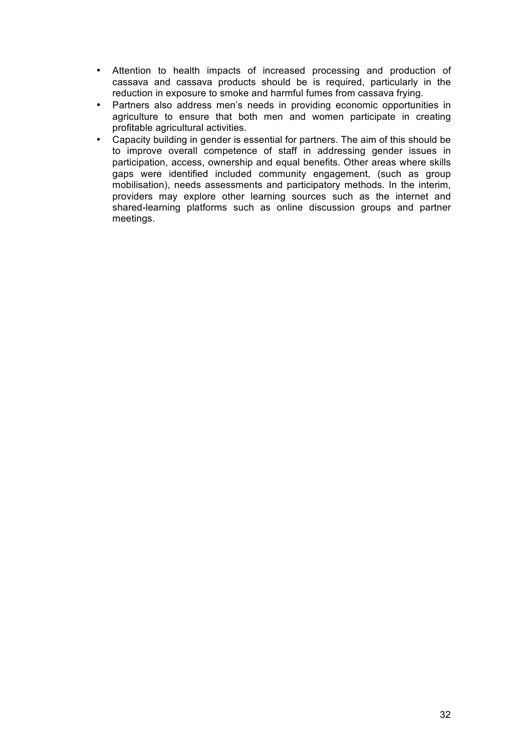- Attention to health impacts of increased processing and production of cassava and cassava products should be is required, particularly in the reduction in exposure to smoke and harmful fumes from cassava frying.
- Partners also address men's needs in providing economic opportunities in agriculture to ensure that both men and women participate in creating profitable agricultural activities.
- Capacity building in gender is essential for partners. The aim of this should be to improve overall competence of staff in addressing gender issues in participation, access, ownership and equal benefits. Other areas where skills gaps were identified included community engagement, (such as group mobilisation), needs assessments and participatory methods. In the interim, providers may explore other learning sources such as the internet and shared-learning platforms such as online discussion groups and partner meetings.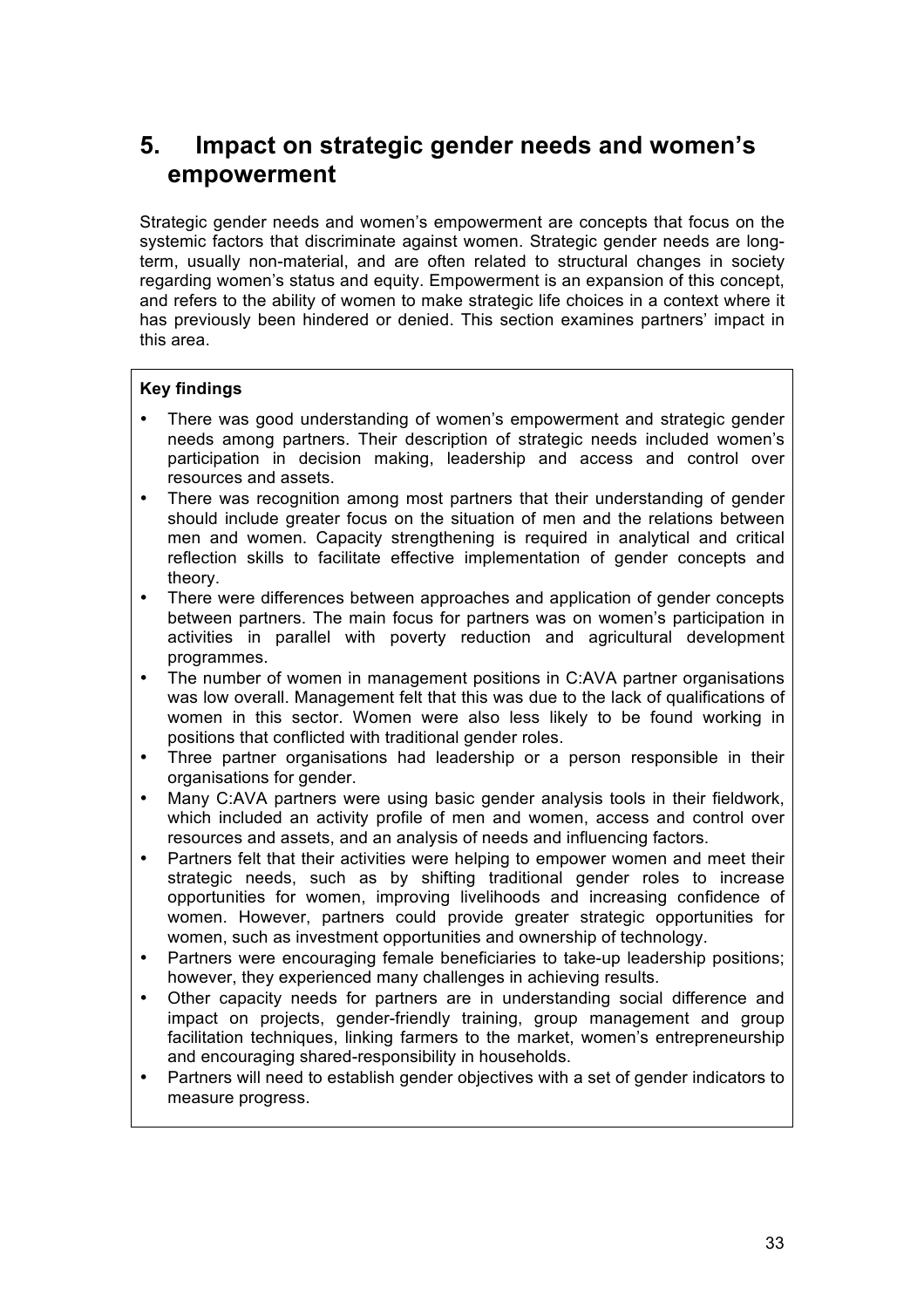# 5. Impact on strategic gender needs and women's empowerment

Strategic gender needs and women's empowerment are concepts that focus on the systemic factors that discriminate against women. Strategic gender needs are long-term, usually non-material, and are often related to structural changes in society regarding women's status and equity. Empowerment is an expansion of this concept, and refers to the ability of women to make strategic life choices in a context where it has previously been hindered or denied. This section examines partners' impact in this area.

**Key findings**

- There was good understanding of women's empowerment and strategic gender needs among partners. Their description of strategic needs included women's participation in decision making, leadership and access and control over resources and assets.
- There was recognition among most partners that their understanding of gender should include greater focus on the situation of men and the relations between men and women. Capacity strengthening is required in analytical and critical reflection skills to facilitate effective implementation of gender concepts and theory.
- There were differences between approaches and application of gender concepts between partners. The main focus for partners was on women's participation in activities in parallel with poverty reduction and agricultural development programmes.
- The number of women in management positions in C:AVA partner organisations was low overall. Management felt that this was due to the lack of qualifications of women in this sector. Women were also less likely to be found working in positions that conflicted with traditional gender roles.
- Three partner organisations had leadership or a person responsible in their organisations for gender.
- Many C:AVA partners were using basic gender analysis tools in their fieldwork, which included an activity profile of men and women, access and control over resources and assets, and an analysis of needs and influencing factors.
- Partners felt that their activities were helping to empower women and meet their strategic needs, such as by shifting traditional gender roles to increase opportunities for women, improving livelihoods and increasing confidence of women. However, partners could provide greater strategic opportunities for women, such as investment opportunities and ownership of technology.
- Partners were encouraging female beneficiaries to take-up leadership positions; however, they experienced many challenges in achieving results.
- Other capacity needs for partners are in understanding social difference and impact on projects, gender-friendly training, group management and group facilitation techniques, linking farmers to the market, women's entrepreneurship and encouraging shared-responsibility in households.
- Partners will need to establish gender objectives with a set of gender indicators to measure progress.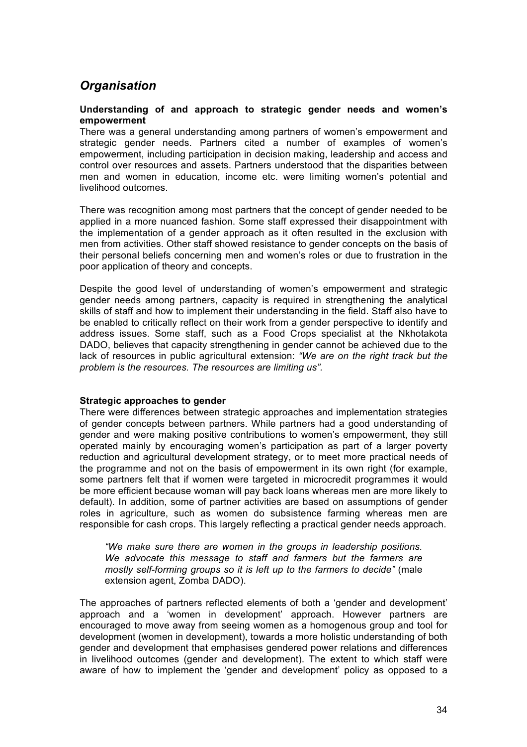## *Organisation*

**Understanding of and approach to strategic gender needs and women's empowerment**

There was a general understanding among partners of women's empowerment and strategic gender needs. Partners cited a number of examples of women's empowerment, including participation in decision making, leadership and access and control over resources and assets. Partners understood that the disparities between men and women in education, income etc. were limiting women's potential and livelihood outcomes.

There was recognition among most partners that the concept of gender needed to be applied in a more nuanced fashion. Some staff expressed their disappointment with the implementation of a gender approach as it often resulted in the exclusion with men from activities. Other staff showed resistance to gender concepts on the basis of their personal beliefs concerning men and women's roles or due to frustration in the poor application of theory and concepts.

Despite the good level of understanding of women's empowerment and strategic gender needs among partners, capacity is required in strengthening the analytical skills of staff and how to implement their understanding in the field. Staff also have to be enabled to critically reflect on their work from a gender perspective to identify and address issues. Some staff, such as a Food Crops specialist at the Nkhotakota DADO, believes that capacity strengthening in gender cannot be achieved due to the lack of resources in public agricultural extension: *"We are on the right track but the problem is the resources. The resources are limiting us"*.

**Strategic approaches to gender**

There were differences between strategic approaches and implementation strategies of gender concepts between partners. While partners had a good understanding of gender and were making positive contributions to women's empowerment, they still operated mainly by encouraging women's participation as part of a larger poverty reduction and agricultural development strategy, or to meet more practical needs of the programme and not on the basis of empowerment in its own right (for example, some partners felt that if women were targeted in microcredit programmes it would be more efficient because woman will pay back loans whereas men are more likely to default). In addition, some of partner activities are based on assumptions of gender roles in agriculture, such as women do subsistence farming whereas men are responsible for cash crops. This largely reflecting a practical gender needs approach.

> *"We make sure there are women in the groups in leadership positions. We advocate this message to staff and farmers but the farmers are mostly self-forming groups so it is left up to the farmers to decide"* (male extension agent, Zomba DADO).

The approaches of partners reflected elements of both a 'gender and development' approach and a 'women in development' approach. However partners are encouraged to move away from seeing women as a homogenous group and tool for development (women in development), towards a more holistic understanding of both gender and development that emphasises gendered power relations and differences in livelihood outcomes (gender and development). The extent to which staff were aware of how to implement the 'gender and development' policy as opposed to a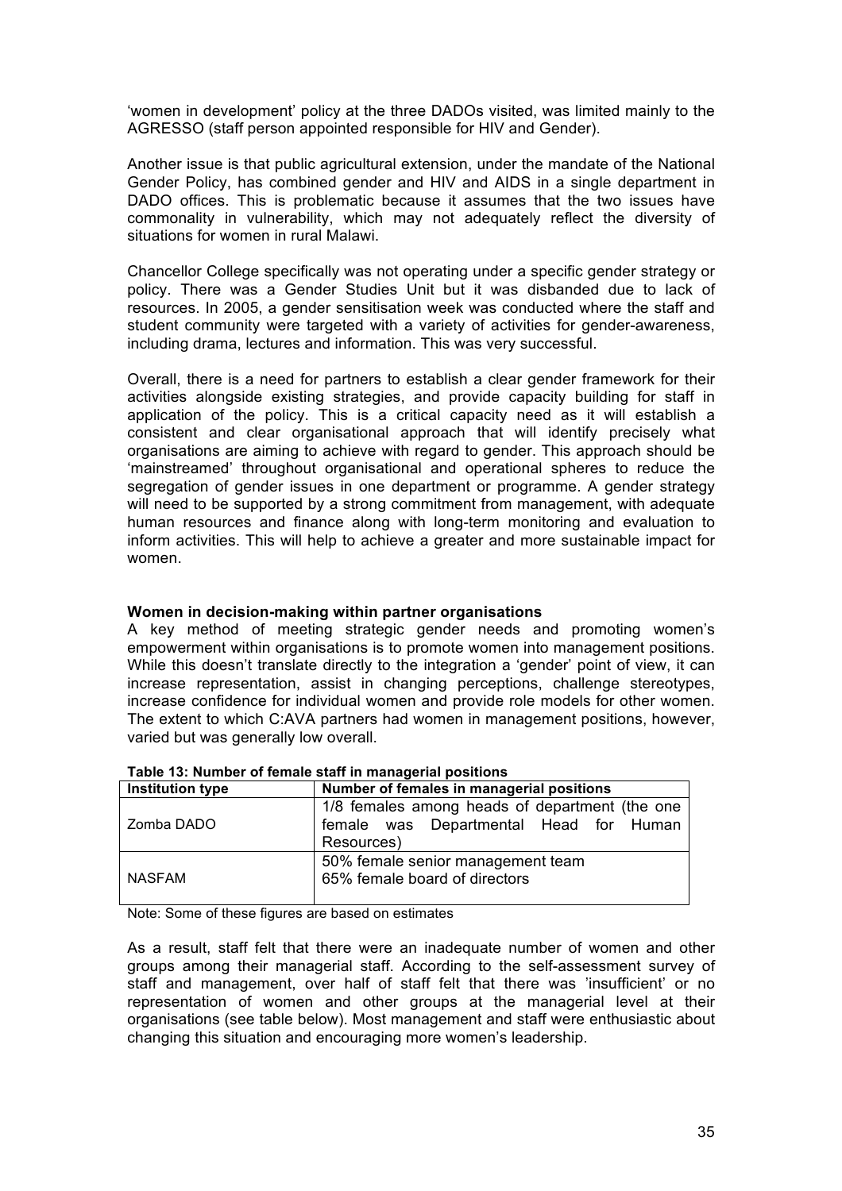'women in development' policy at the three DADOs visited, was limited mainly to the AGRESSO (staff person appointed responsible for HIV and Gender).

Another issue is that public agricultural extension, under the mandate of the National Gender Policy, has combined gender and HIV and AIDS in a single department in DADO offices. This is problematic because it assumes that the two issues have commonality in vulnerability, which may not adequately reflect the diversity of situations for women in rural Malawi.

Chancellor College specifically was not operating under a specific gender strategy or policy. There was a Gender Studies Unit but it was disbanded due to lack of resources. In 2005, a gender sensitisation week was conducted where the staff and student community were targeted with a variety of activities for gender-awareness, including drama, lectures and information. This was very successful.

Overall, there is a need for partners to establish a clear gender framework for their activities alongside existing strategies, and provide capacity building for staff in application of the policy. This is a critical capacity need as it will establish a consistent and clear organisational approach that will identify precisely what organisations are aiming to achieve with regard to gender. This approach should be 'mainstreamed' throughout organisational and operational spheres to reduce the segregation of gender issues in one department or programme. A gender strategy will need to be supported by a strong commitment from management, with adequate human resources and finance along with long-term monitoring and evaluation to inform activities. This will help to achieve a greater and more sustainable impact for women.

**Women in decision-making within partner organisations**

A key method of meeting strategic gender needs and promoting women's empowerment within organisations is to promote women into management positions. While this doesn't translate directly to the integration a 'gender' point of view, it can increase representation, assist in changing perceptions, challenge stereotypes, increase confidence for individual women and provide role models for other women. The extent to which C:AVA partners had women in management positions, however, varied but was generally low overall.

**Table 13: Number of female staff in managerial positions**

| Institution type | Number of females in managerial positions |
|---|---|
| Zomba DADO | 1/8 females among heads of department (the one female was Departmental Head for Human Resources) |
| NASFAM | 50% female senior management team<br>65% female board of directors |

Note: Some of these figures are based on estimates

As a result, staff felt that there were an inadequate number of women and other groups among their managerial staff. According to the self-assessment survey of staff and management, over half of staff felt that there was 'insufficient' or no representation of women and other groups at the managerial level at their organisations (see table below). Most management and staff were enthusiastic about changing this situation and encouraging more women's leadership.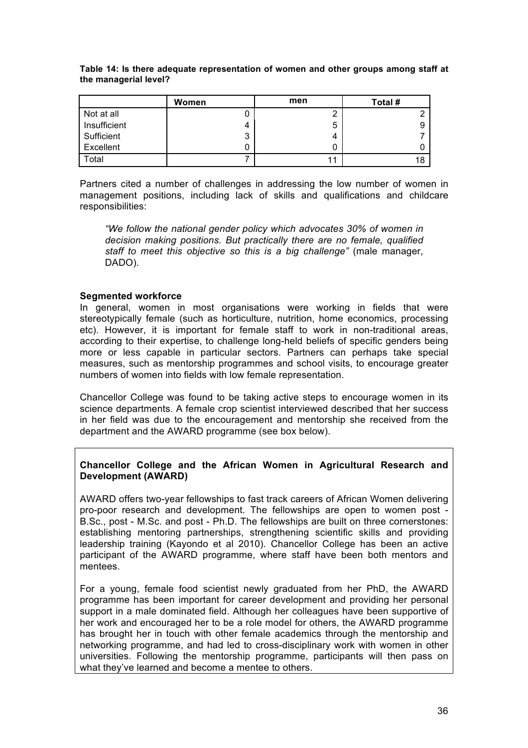**Table 14: Is there adequate representation of women and other groups among staff at the managerial level?**

| | Women | men | Total # |
|---|---|---|---|
| Not at all | 0 | 2 | 2 |
| Insufficient | 4 | 5 | 9 |
| Sufficient | 3 | 4 | 7 |
| Excellent | 0 | 0 | 0 |
| Total | 7 | 11 | 18 |

Partners cited a number of challenges in addressing the low number of women in management positions, including lack of skills and qualifications and childcare responsibilities:

> *"We follow the national gender policy which advocates 30% of women in decision making positions. But practically there are no female, qualified staff to meet this objective so this is a big challenge"* (male manager, DADO).

**Segmented workforce**

In general, women in most organisations were working in fields that were stereotypically female (such as horticulture, nutrition, home economics, processing etc). However, it is important for female staff to work in non-traditional areas, according to their expertise, to challenge long-held beliefs of specific genders being more or less capable in particular sectors. Partners can perhaps take special measures, such as mentorship programmes and school visits, to encourage greater numbers of women into fields with low female representation.

Chancellor College was found to be taking active steps to encourage women in its science departments. A female crop scientist interviewed described that her success in her field was due to the encouragement and mentorship she received from the department and the AWARD programme (see box below).

**Chancellor College and the African Women in Agricultural Research and Development (AWARD)**

AWARD offers two-year fellowships to fast track careers of African Women delivering pro-poor research and development. The fellowships are open to women post - B.Sc., post - M.Sc. and post - Ph.D. The fellowships are built on three cornerstones: establishing mentoring partnerships, strengthening scientific skills and providing leadership training (Kayondo et al 2010). Chancellor College has been an active participant of the AWARD programme, where staff have been both mentors and mentees.

For a young, female food scientist newly graduated from her PhD, the AWARD programme has been important for career development and providing her personal support in a male dominated field. Although her colleagues have been supportive of her work and encouraged her to be a role model for others, the AWARD programme has brought her in touch with other female academics through the mentorship and networking programme, and had led to cross-disciplinary work with women in other universities. Following the mentorship programme, participants will then pass on what they've learned and become a mentee to others.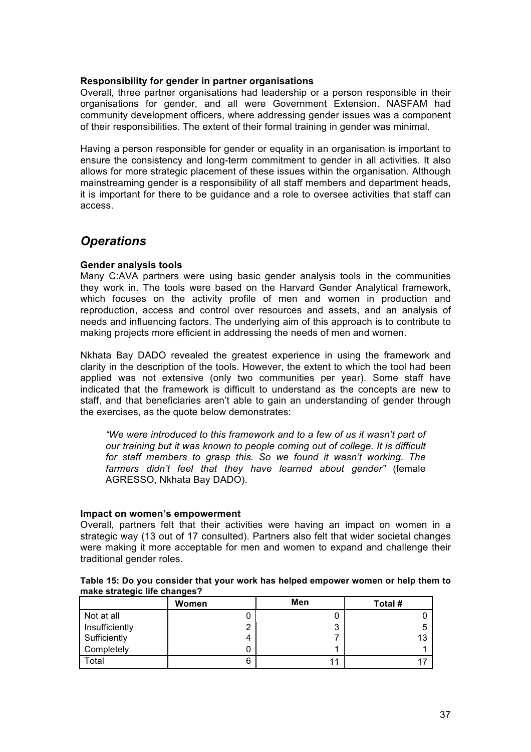**Responsibility for gender in partner organisations**

Overall, three partner organisations had leadership or a person responsible in their organisations for gender, and all were Government Extension. NASFAM had community development officers, where addressing gender issues was a component of their responsibilities. The extent of their formal training in gender was minimal.

Having a person responsible for gender or equality in an organisation is important to ensure the consistency and long-term commitment to gender in all activities. It also allows for more strategic placement of these issues within the organisation. Although mainstreaming gender is a responsibility of all staff members and department heads, it is important for there to be guidance and a role to oversee activities that staff can access.

## *Operations*

**Gender analysis tools**

Many C:AVA partners were using basic gender analysis tools in the communities they work in. The tools were based on the Harvard Gender Analytical framework, which focuses on the activity profile of men and women in production and reproduction, access and control over resources and assets, and an analysis of needs and influencing factors. The underlying aim of this approach is to contribute to making projects more efficient in addressing the needs of men and women.

Nkhata Bay DADO revealed the greatest experience in using the framework and clarity in the description of the tools. However, the extent to which the tool had been applied was not extensive (only two communities per year). Some staff have indicated that the framework is difficult to understand as the concepts are new to staff, and that beneficiaries aren't able to gain an understanding of gender through the exercises, as the quote below demonstrates:

> *"We were introduced to this framework and to a few of us it wasn't part of our training but it was known to people coming out of college. It is difficult for staff members to grasp this. So we found it wasn't working. The farmers didn't feel that they have learned about gender"* (female AGRESSO, Nkhata Bay DADO).

**Impact on women's empowerment**

Overall, partners felt that their activities were having an impact on women in a strategic way (13 out of 17 consulted). Partners also felt that wider societal changes were making it more acceptable for men and women to expand and challenge their traditional gender roles.

**Table 15: Do you consider that your work has helped empower women or help them to make strategic life changes?**

| | Women | Men | Total # |
|---|---|---|---|
| Not at all | 0 | 0 | 0 |
| Insufficiently | 2 | 3 | 5 |
| Sufficiently | 4 | 7 | 13 |
| Completely | 0 | 1 | 1 |
| Total | 6 | 11 | 17 |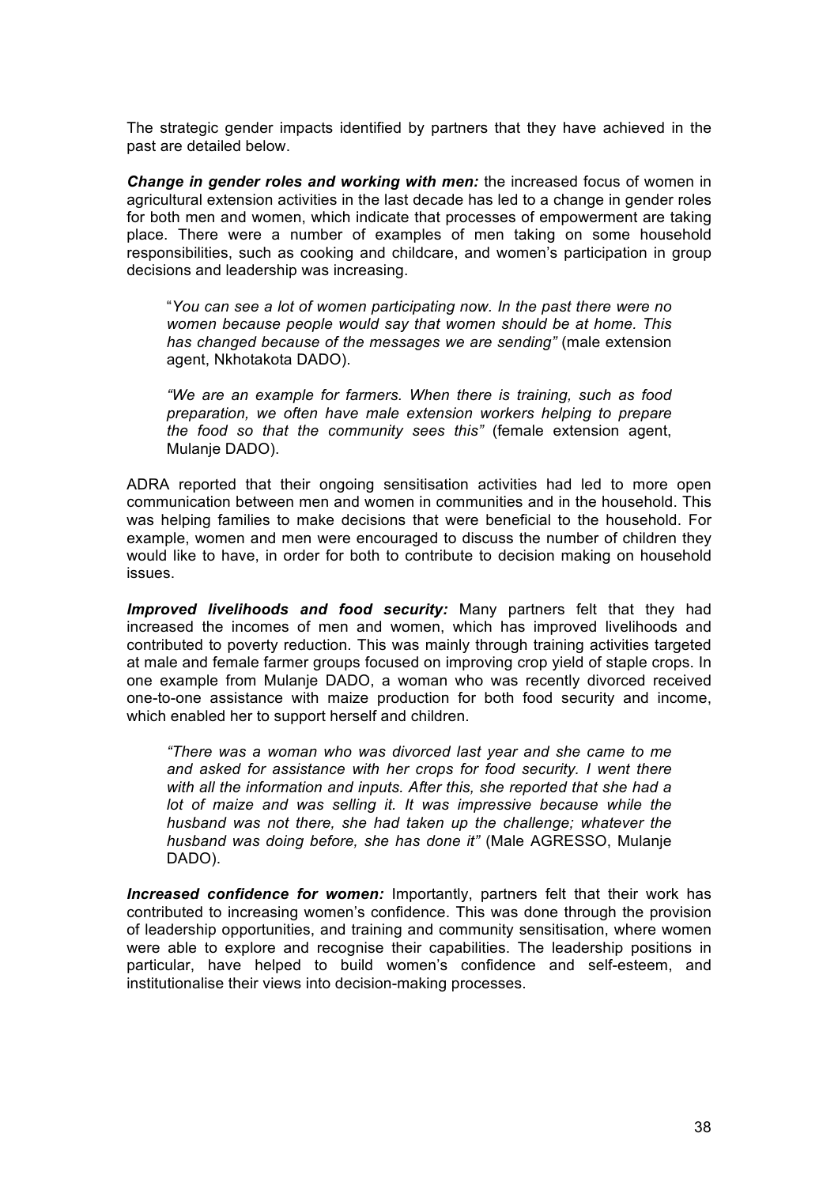The strategic gender impacts identified by partners that they have achieved in the past are detailed below.

***Change in gender roles and working with men:*** the increased focus of women in agricultural extension activities in the last decade has led to a change in gender roles for both men and women, which indicate that processes of empowerment are taking place. There were a number of examples of men taking on some household responsibilities, such as cooking and childcare, and women's participation in group decisions and leadership was increasing.

> "*You can see a lot of women participating now. In the past there were no women because people would say that women should be at home. This has changed because of the messages we are sending"* (male extension agent, Nkhotakota DADO).
>
> *"We are an example for farmers. When there is training, such as food preparation, we often have male extension workers helping to prepare the food so that the community sees this"* (female extension agent, Mulanje DADO).

ADRA reported that their ongoing sensitisation activities had led to more open communication between men and women in communities and in the household. This was helping families to make decisions that were beneficial to the household. For example, women and men were encouraged to discuss the number of children they would like to have, in order for both to contribute to decision making on household issues.

***Improved livelihoods and food security:*** Many partners felt that they had increased the incomes of men and women, which has improved livelihoods and contributed to poverty reduction. This was mainly through training activities targeted at male and female farmer groups focused on improving crop yield of staple crops. In one example from Mulanje DADO, a woman who was recently divorced received one-to-one assistance with maize production for both food security and income, which enabled her to support herself and children.

> *"There was a woman who was divorced last year and she came to me and asked for assistance with her crops for food security. I went there with all the information and inputs. After this, she reported that she had a lot of maize and was selling it. It was impressive because while the husband was not there, she had taken up the challenge; whatever the husband was doing before, she has done it"* (Male AGRESSO, Mulanje DADO).

***Increased confidence for women:*** Importantly, partners felt that their work has contributed to increasing women's confidence. This was done through the provision of leadership opportunities, and training and community sensitisation, where women were able to explore and recognise their capabilities. The leadership positions in particular, have helped to build women's confidence and self-esteem, and institutionalise their views into decision-making processes.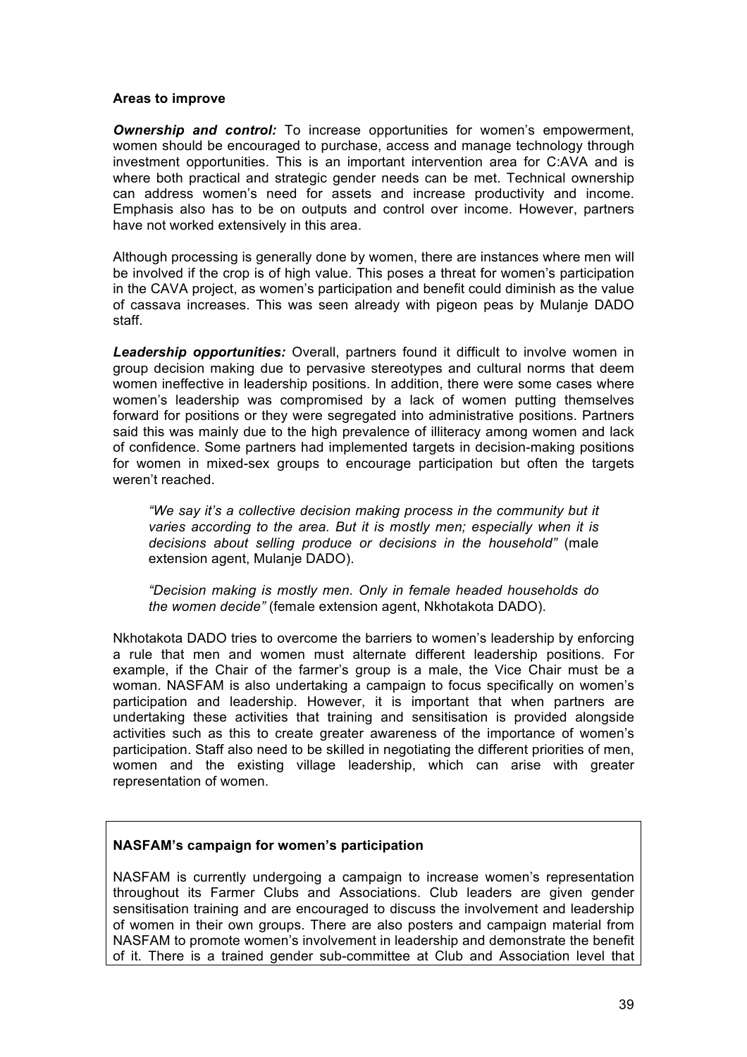**Areas to improve**

***Ownership and control:*** To increase opportunities for women's empowerment, women should be encouraged to purchase, access and manage technology through investment opportunities. This is an important intervention area for C:AVA and is where both practical and strategic gender needs can be met. Technical ownership can address women's need for assets and increase productivity and income. Emphasis also has to be on outputs and control over income. However, partners have not worked extensively in this area.

Although processing is generally done by women, there are instances where men will be involved if the crop is of high value. This poses a threat for women's participation in the CAVA project, as women's participation and benefit could diminish as the value of cassava increases. This was seen already with pigeon peas by Mulanje DADO staff.

***Leadership opportunities:*** Overall, partners found it difficult to involve women in group decision making due to pervasive stereotypes and cultural norms that deem women ineffective in leadership positions. In addition, there were some cases where women's leadership was compromised by a lack of women putting themselves forward for positions or they were segregated into administrative positions. Partners said this was mainly due to the high prevalence of illiteracy among women and lack of confidence. Some partners had implemented targets in decision-making positions for women in mixed-sex groups to encourage participation but often the targets weren't reached.

> *"We say it's a collective decision making process in the community but it varies according to the area. But it is mostly men; especially when it is decisions about selling produce or decisions in the household"* (male extension agent, Mulanje DADO).

> *"Decision making is mostly men. Only in female headed households do the women decide"* (female extension agent, Nkhotakota DADO).

Nkhotakota DADO tries to overcome the barriers to women's leadership by enforcing a rule that men and women must alternate different leadership positions. For example, if the Chair of the farmer's group is a male, the Vice Chair must be a woman. NASFAM is also undertaking a campaign to focus specifically on women's participation and leadership. However, it is important that when partners are undertaking these activities that training and sensitisation is provided alongside activities such as this to create greater awareness of the importance of women's participation. Staff also need to be skilled in negotiating the different priorities of men, women and the existing village leadership, which can arise with greater representation of women.

**NASFAM's campaign for women's participation**

NASFAM is currently undergoing a campaign to increase women's representation throughout its Farmer Clubs and Associations. Club leaders are given gender sensitisation training and are encouraged to discuss the involvement and leadership of women in their own groups. There are also posters and campaign material from NASFAM to promote women's involvement in leadership and demonstrate the benefit of it. There is a trained gender sub-committee at Club and Association level that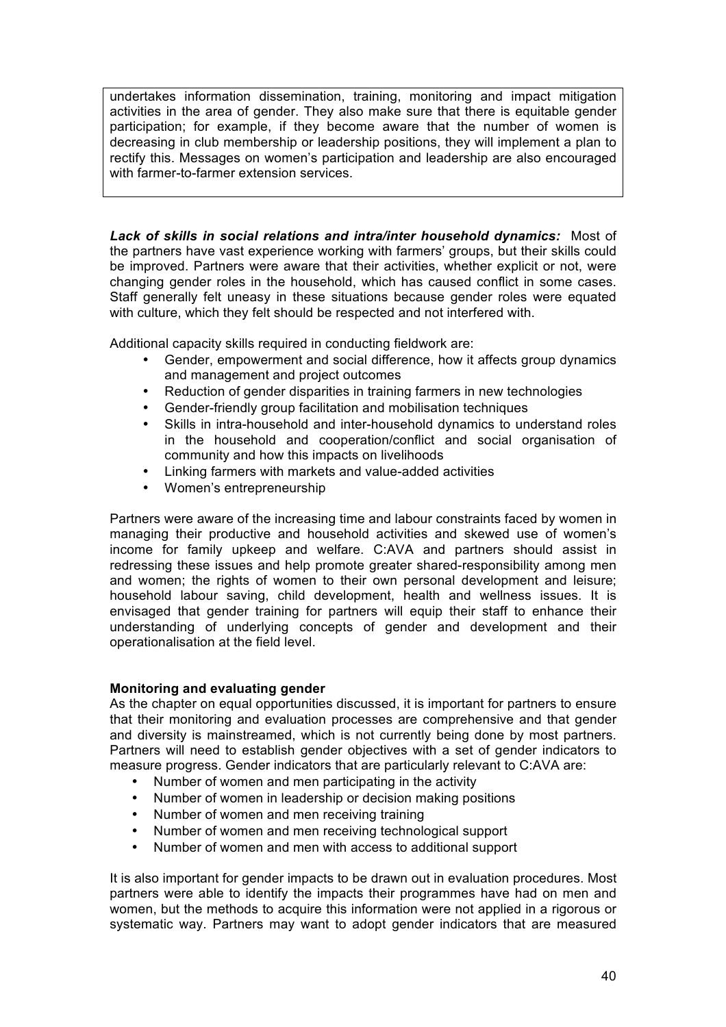undertakes information dissemination, training, monitoring and impact mitigation activities in the area of gender. They also make sure that there is equitable gender participation; for example, if they become aware that the number of women is decreasing in club membership or leadership positions, they will implement a plan to rectify this. Messages on women's participation and leadership are also encouraged with farmer-to-farmer extension services.

***Lack of skills in social relations and intra/inter household dynamics:*** Most of the partners have vast experience working with farmers' groups, but their skills could be improved. Partners were aware that their activities, whether explicit or not, were changing gender roles in the household, which has caused conflict in some cases. Staff generally felt uneasy in these situations because gender roles were equated with culture, which they felt should be respected and not interfered with.

Additional capacity skills required in conducting fieldwork are:

- Gender, empowerment and social difference, how it affects group dynamics and management and project outcomes
- Reduction of gender disparities in training farmers in new technologies
- Gender-friendly group facilitation and mobilisation techniques
- Skills in intra-household and inter-household dynamics to understand roles in the household and cooperation/conflict and social organisation of community and how this impacts on livelihoods
- Linking farmers with markets and value-added activities
- Women's entrepreneurship

Partners were aware of the increasing time and labour constraints faced by women in managing their productive and household activities and skewed use of women's income for family upkeep and welfare. C:AVA and partners should assist in redressing these issues and help promote greater shared-responsibility among men and women; the rights of women to their own personal development and leisure; household labour saving, child development, health and wellness issues. It is envisaged that gender training for partners will equip their staff to enhance their understanding of underlying concepts of gender and development and their operationalisation at the field level.

**Monitoring and evaluating gender**

As the chapter on equal opportunities discussed, it is important for partners to ensure that their monitoring and evaluation processes are comprehensive and that gender and diversity is mainstreamed, which is not currently being done by most partners. Partners will need to establish gender objectives with a set of gender indicators to measure progress. Gender indicators that are particularly relevant to C:AVA are:

- Number of women and men participating in the activity
- Number of women in leadership or decision making positions
- Number of women and men receiving training
- Number of women and men receiving technological support
- Number of women and men with access to additional support

It is also important for gender impacts to be drawn out in evaluation procedures. Most partners were able to identify the impacts their programmes have had on men and women, but the methods to acquire this information were not applied in a rigorous or systematic way. Partners may want to adopt gender indicators that are measured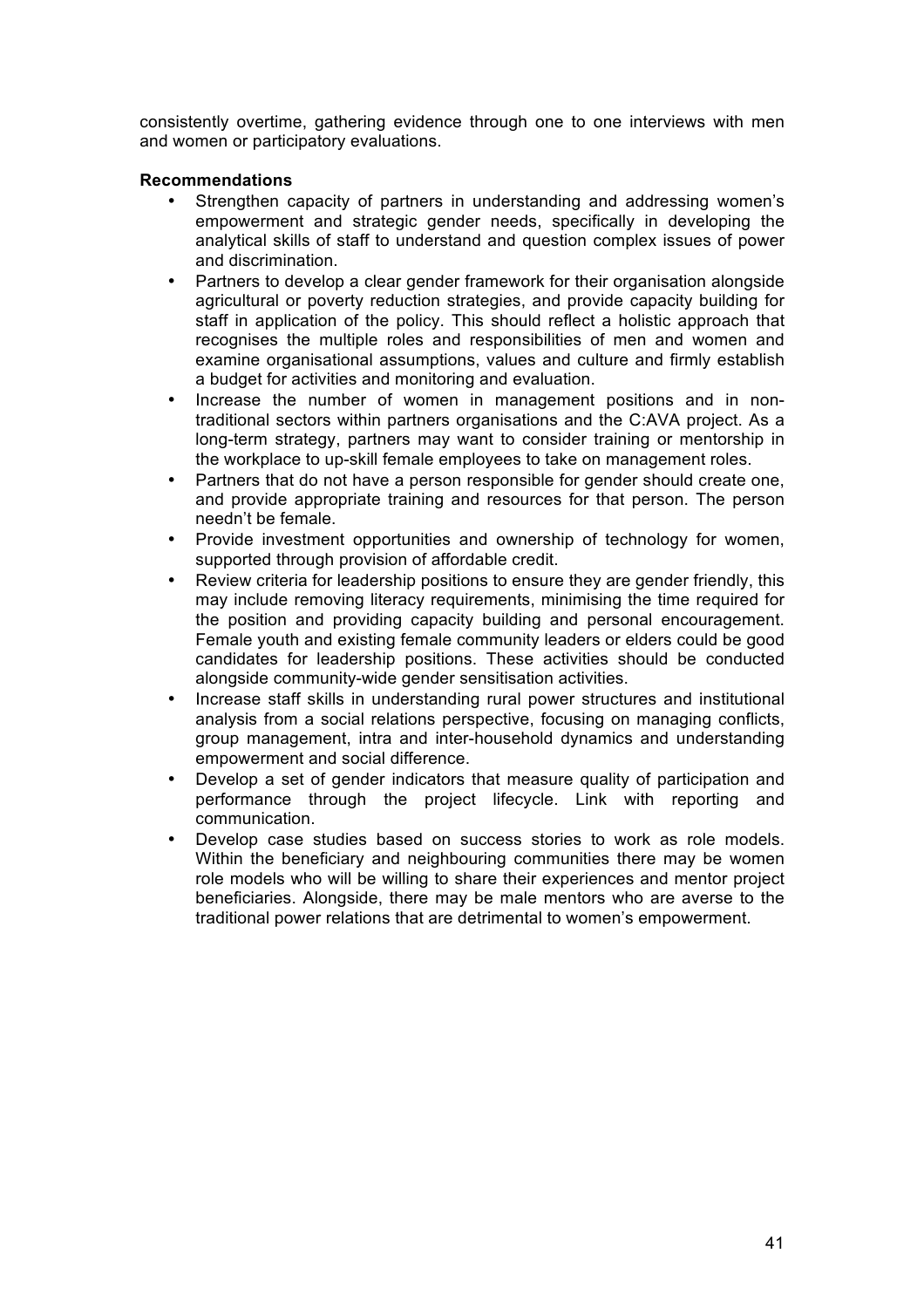consistently overtime, gathering evidence through one to one interviews with men and women or participatory evaluations.

**Recommendations**

- Strengthen capacity of partners in understanding and addressing women's empowerment and strategic gender needs, specifically in developing the analytical skills of staff to understand and question complex issues of power and discrimination.
- Partners to develop a clear gender framework for their organisation alongside agricultural or poverty reduction strategies, and provide capacity building for staff in application of the policy. This should reflect a holistic approach that recognises the multiple roles and responsibilities of men and women and examine organisational assumptions, values and culture and firmly establish a budget for activities and monitoring and evaluation.
- Increase the number of women in management positions and in non-traditional sectors within partners organisations and the C:AVA project. As a long-term strategy, partners may want to consider training or mentorship in the workplace to up-skill female employees to take on management roles.
- Partners that do not have a person responsible for gender should create one, and provide appropriate training and resources for that person. The person needn't be female.
- Provide investment opportunities and ownership of technology for women, supported through provision of affordable credit.
- Review criteria for leadership positions to ensure they are gender friendly, this may include removing literacy requirements, minimising the time required for the position and providing capacity building and personal encouragement. Female youth and existing female community leaders or elders could be good candidates for leadership positions. These activities should be conducted alongside community-wide gender sensitisation activities.
- Increase staff skills in understanding rural power structures and institutional analysis from a social relations perspective, focusing on managing conflicts, group management, intra and inter-household dynamics and understanding empowerment and social difference.
- Develop a set of gender indicators that measure quality of participation and performance through the project lifecycle. Link with reporting and communication.
- Develop case studies based on success stories to work as role models. Within the beneficiary and neighbouring communities there may be women role models who will be willing to share their experiences and mentor project beneficiaries. Alongside, there may be male mentors who are averse to the traditional power relations that are detrimental to women's empowerment.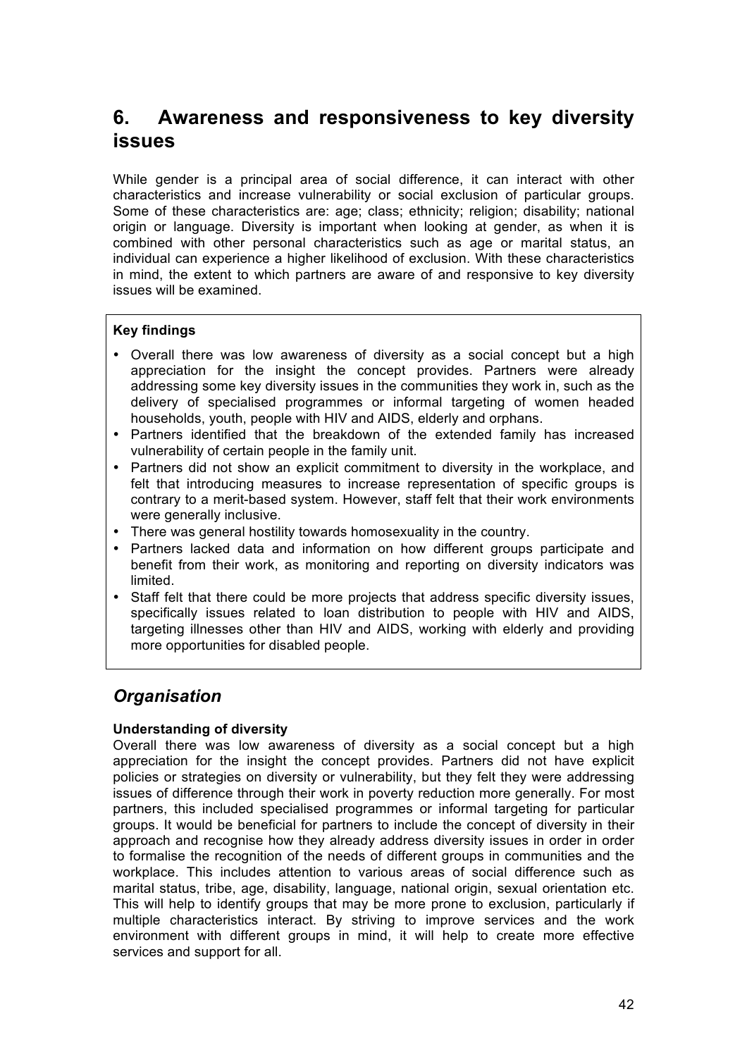# 6. Awareness and responsiveness to key diversity issues

While gender is a principal area of social difference, it can interact with other characteristics and increase vulnerability or social exclusion of particular groups. Some of these characteristics are: age; class; ethnicity; religion; disability; national origin or language. Diversity is important when looking at gender, as when it is combined with other personal characteristics such as age or marital status, an individual can experience a higher likelihood of exclusion. With these characteristics in mind, the extent to which partners are aware of and responsive to key diversity issues will be examined.

**Key findings**

- Overall there was low awareness of diversity as a social concept but a high appreciation for the insight the concept provides. Partners were already addressing some key diversity issues in the communities they work in, such as the delivery of specialised programmes or informal targeting of women headed households, youth, people with HIV and AIDS, elderly and orphans.
- Partners identified that the breakdown of the extended family has increased vulnerability of certain people in the family unit.
- Partners did not show an explicit commitment to diversity in the workplace, and felt that introducing measures to increase representation of specific groups is contrary to a merit-based system. However, staff felt that their work environments were generally inclusive.
- There was general hostility towards homosexuality in the country.
- Partners lacked data and information on how different groups participate and benefit from their work, as monitoring and reporting on diversity indicators was limited.
- Staff felt that there could be more projects that address specific diversity issues, specifically issues related to loan distribution to people with HIV and AIDS, targeting illnesses other than HIV and AIDS, working with elderly and providing more opportunities for disabled people.

## *Organisation*

**Understanding of diversity**

Overall there was low awareness of diversity as a social concept but a high appreciation for the insight the concept provides. Partners did not have explicit policies or strategies on diversity or vulnerability, but they felt they were addressing issues of difference through their work in poverty reduction more generally. For most partners, this included specialised programmes or informal targeting for particular groups. It would be beneficial for partners to include the concept of diversity in their approach and recognise how they already address diversity issues in order in order to formalise the recognition of the needs of different groups in communities and the workplace. This includes attention to various areas of social difference such as marital status, tribe, age, disability, language, national origin, sexual orientation etc. This will help to identify groups that may be more prone to exclusion, particularly if multiple characteristics interact. By striving to improve services and the work environment with different groups in mind, it will help to create more effective services and support for all.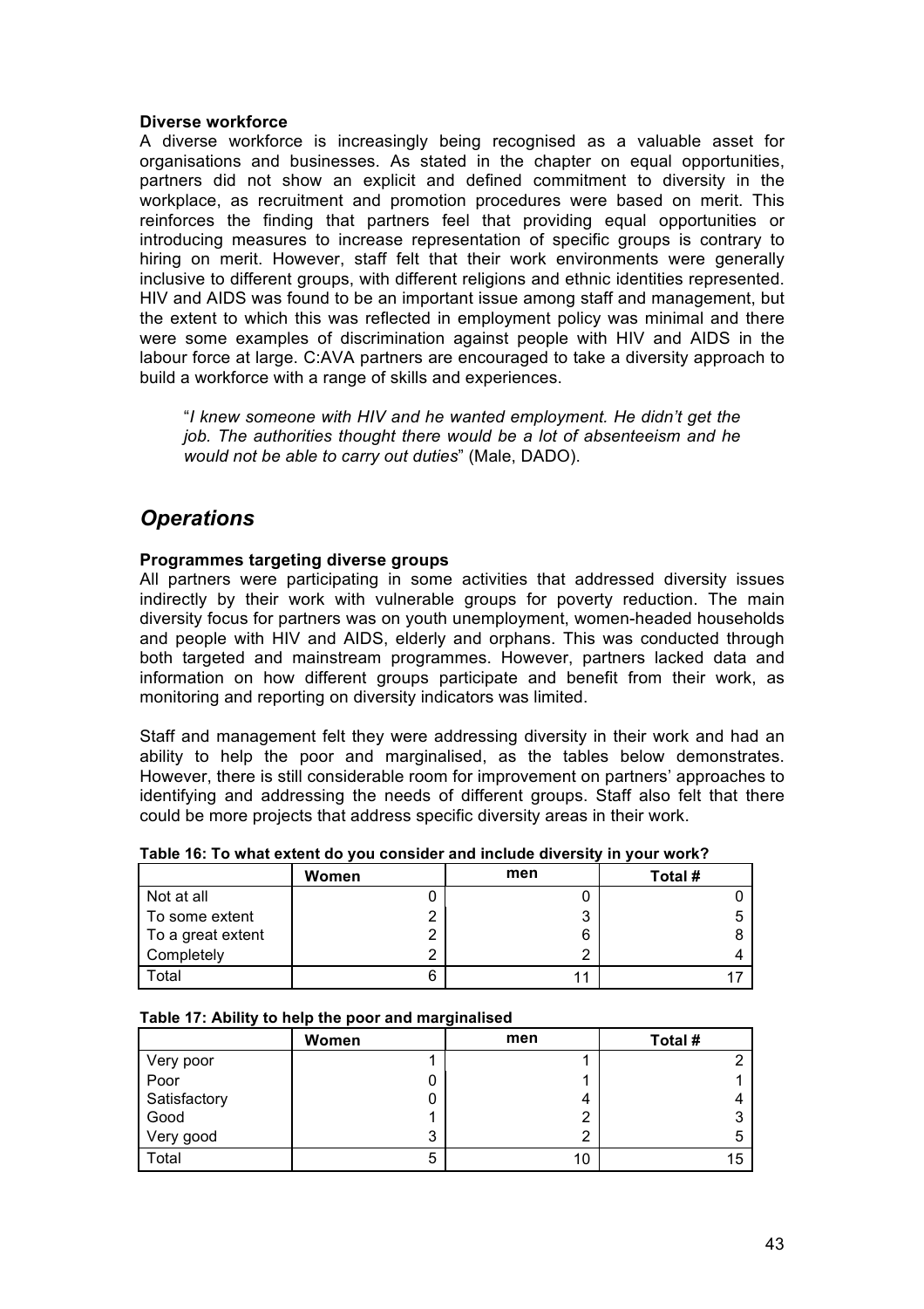**Diverse workforce**

A diverse workforce is increasingly being recognised as a valuable asset for organisations and businesses. As stated in the chapter on equal opportunities, partners did not show an explicit and defined commitment to diversity in the workplace, as recruitment and promotion procedures were based on merit. This reinforces the finding that partners feel that providing equal opportunities or introducing measures to increase representation of specific groups is contrary to hiring on merit. However, staff felt that their work environments were generally inclusive to different groups, with different religions and ethnic identities represented. HIV and AIDS was found to be an important issue among staff and management, but the extent to which this was reflected in employment policy was minimal and there were some examples of discrimination against people with HIV and AIDS in the labour force at large. C:AVA partners are encouraged to take a diversity approach to build a workforce with a range of skills and experiences.

> "*I knew someone with HIV and he wanted employment. He didn't get the job. The authorities thought there would be a lot of absenteeism and he would not be able to carry out duties*" (Male, DADO).

## *Operations*

**Programmes targeting diverse groups**

All partners were participating in some activities that addressed diversity issues indirectly by their work with vulnerable groups for poverty reduction. The main diversity focus for partners was on youth unemployment, women-headed households and people with HIV and AIDS, elderly and orphans. This was conducted through both targeted and mainstream programmes. However, partners lacked data and information on how different groups participate and benefit from their work, as monitoring and reporting on diversity indicators was limited.

Staff and management felt they were addressing diversity in their work and had an ability to help the poor and marginalised, as the tables below demonstrates. However, there is still considerable room for improvement on partners' approaches to identifying and addressing the needs of different groups. Staff also felt that there could be more projects that address specific diversity areas in their work.

**Table 16: To what extent do you consider and include diversity in your work?**

| | Women | men | Total # |
|---|---|---|---|
| Not at all | 0 | 0 | 0 |
| To some extent | 2 | 3 | 5 |
| To a great extent | 2 | 6 | 8 |
| Completely | 2 | 2 | 4 |
| Total | 6 | 11 | 17 |

**Table 17: Ability to help the poor and marginalised**

| | Women | men | Total # |
|---|---|---|---|
| Very poor | 1 | 1 | 2 |
| Poor | 0 | 1 | 1 |
| Satisfactory | 0 | 4 | 4 |
| Good | 1 | 2 | 3 |
| Very good | 3 | 2 | 5 |
| Total | 5 | 10 | 15 |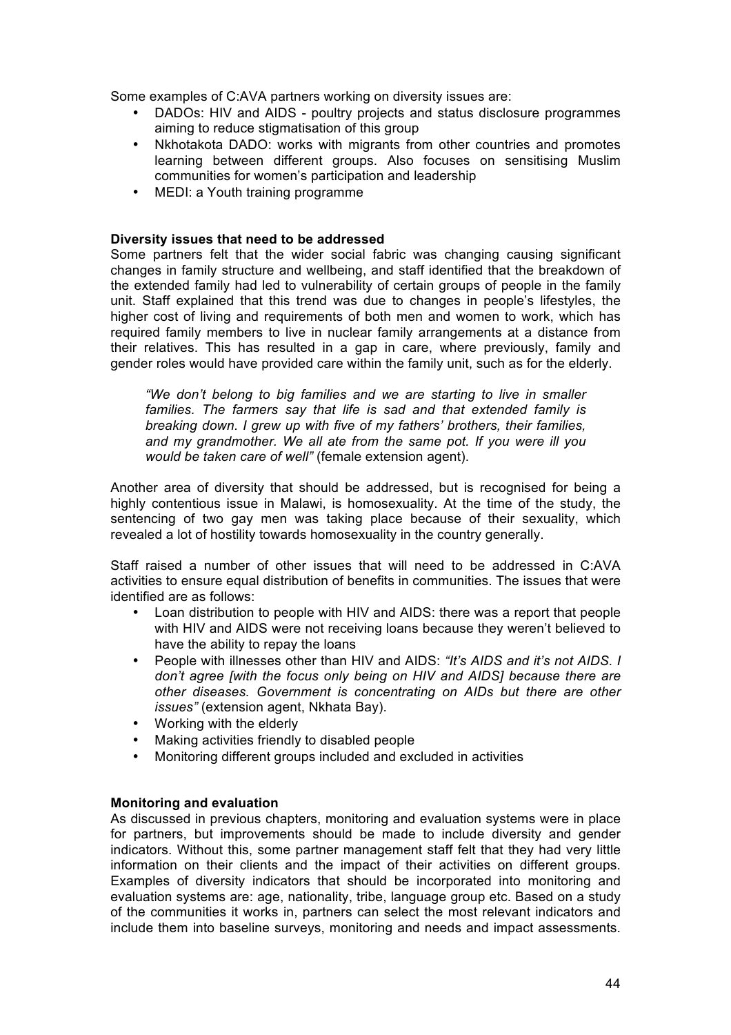Some examples of C:AVA partners working on diversity issues are:

- DADOs: HIV and AIDS - poultry projects and status disclosure programmes aiming to reduce stigmatisation of this group
- Nkhotakota DADO: works with migrants from other countries and promotes learning between different groups. Also focuses on sensitising Muslim communities for women's participation and leadership
- MEDI: a Youth training programme

**Diversity issues that need to be addressed**

Some partners felt that the wider social fabric was changing causing significant changes in family structure and wellbeing, and staff identified that the breakdown of the extended family had led to vulnerability of certain groups of people in the family unit. Staff explained that this trend was due to changes in people's lifestyles, the higher cost of living and requirements of both men and women to work, which has required family members to live in nuclear family arrangements at a distance from their relatives. This has resulted in a gap in care, where previously, family and gender roles would have provided care within the family unit, such as for the elderly.

> *"We don't belong to big families and we are starting to live in smaller families. The farmers say that life is sad and that extended family is breaking down. I grew up with five of my fathers' brothers, their families, and my grandmother. We all ate from the same pot. If you were ill you would be taken care of well"* (female extension agent).

Another area of diversity that should be addressed, but is recognised for being a highly contentious issue in Malawi, is homosexuality. At the time of the study, the sentencing of two gay men was taking place because of their sexuality, which revealed a lot of hostility towards homosexuality in the country generally.

Staff raised a number of other issues that will need to be addressed in C:AVA activities to ensure equal distribution of benefits in communities. The issues that were identified are as follows:

- Loan distribution to people with HIV and AIDS: there was a report that people with HIV and AIDS were not receiving loans because they weren't believed to have the ability to repay the loans
- People with illnesses other than HIV and AIDS: *"It's AIDS and it's not AIDS. I don't agree [with the focus only being on HIV and AIDS] because there are other diseases. Government is concentrating on AIDs but there are other issues"* (extension agent, Nkhata Bay).
- Working with the elderly
- Making activities friendly to disabled people
- Monitoring different groups included and excluded in activities

**Monitoring and evaluation**

As discussed in previous chapters, monitoring and evaluation systems were in place for partners, but improvements should be made to include diversity and gender indicators. Without this, some partner management staff felt that they had very little information on their clients and the impact of their activities on different groups. Examples of diversity indicators that should be incorporated into monitoring and evaluation systems are: age, nationality, tribe, language group etc. Based on a study of the communities it works in, partners can select the most relevant indicators and include them into baseline surveys, monitoring and needs and impact assessments.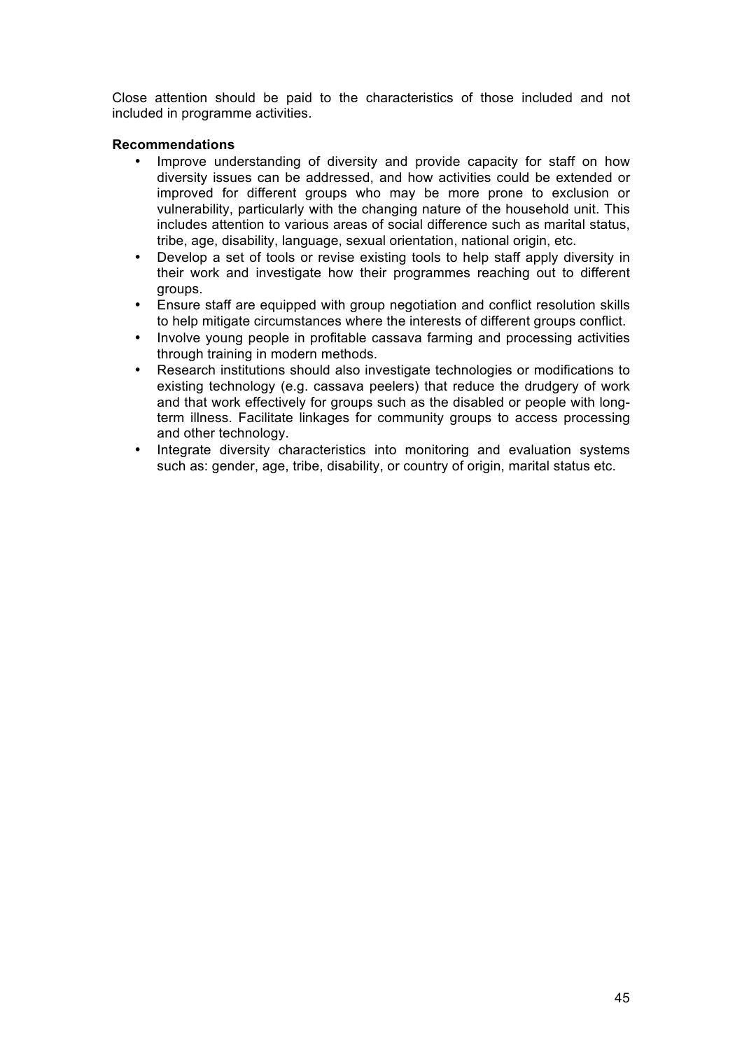Close attention should be paid to the characteristics of those included and not included in programme activities.

**Recommendations**

- Improve understanding of diversity and provide capacity for staff on how diversity issues can be addressed, and how activities could be extended or improved for different groups who may be more prone to exclusion or vulnerability, particularly with the changing nature of the household unit. This includes attention to various areas of social difference such as marital status, tribe, age, disability, language, sexual orientation, national origin, etc.
- Develop a set of tools or revise existing tools to help staff apply diversity in their work and investigate how their programmes reaching out to different groups.
- Ensure staff are equipped with group negotiation and conflict resolution skills to help mitigate circumstances where the interests of different groups conflict.
- Involve young people in profitable cassava farming and processing activities through training in modern methods.
- Research institutions should also investigate technologies or modifications to existing technology (e.g. cassava peelers) that reduce the drudgery of work and that work effectively for groups such as the disabled or people with long-term illness. Facilitate linkages for community groups to access processing and other technology.
- Integrate diversity characteristics into monitoring and evaluation systems such as: gender, age, tribe, disability, or country of origin, marital status etc.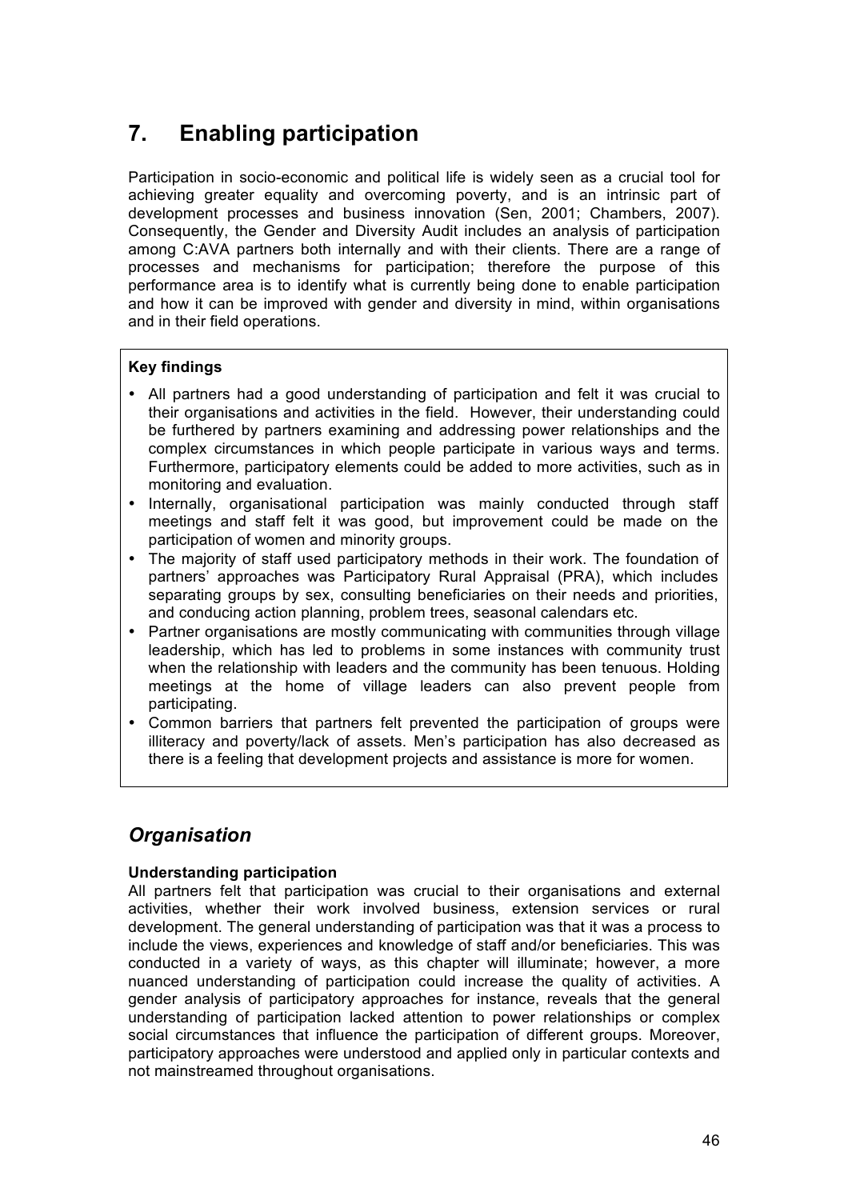# 7. Enabling participation

Participation in socio-economic and political life is widely seen as a crucial tool for achieving greater equality and overcoming poverty, and is an intrinsic part of development processes and business innovation (Sen, 2001; Chambers, 2007). Consequently, the Gender and Diversity Audit includes an analysis of participation among C:AVA partners both internally and with their clients. There are a range of processes and mechanisms for participation; therefore the purpose of this performance area is to identify what is currently being done to enable participation and how it can be improved with gender and diversity in mind, within organisations and in their field operations.

**Key findings**

- All partners had a good understanding of participation and felt it was crucial to their organisations and activities in the field. However, their understanding could be furthered by partners examining and addressing power relationships and the complex circumstances in which people participate in various ways and terms. Furthermore, participatory elements could be added to more activities, such as in monitoring and evaluation.
- Internally, organisational participation was mainly conducted through staff meetings and staff felt it was good, but improvement could be made on the participation of women and minority groups.
- The majority of staff used participatory methods in their work. The foundation of partners' approaches was Participatory Rural Appraisal (PRA), which includes separating groups by sex, consulting beneficiaries on their needs and priorities, and conducing action planning, problem trees, seasonal calendars etc.
- Partner organisations are mostly communicating with communities through village leadership, which has led to problems in some instances with community trust when the relationship with leaders and the community has been tenuous. Holding meetings at the home of village leaders can also prevent people from participating.
- Common barriers that partners felt prevented the participation of groups were illiteracy and poverty/lack of assets. Men's participation has also decreased as there is a feeling that development projects and assistance is more for women.

## *Organisation*

**Understanding participation**

All partners felt that participation was crucial to their organisations and external activities, whether their work involved business, extension services or rural development. The general understanding of participation was that it was a process to include the views, experiences and knowledge of staff and/or beneficiaries. This was conducted in a variety of ways, as this chapter will illuminate; however, a more nuanced understanding of participation could increase the quality of activities. A gender analysis of participatory approaches for instance, reveals that the general understanding of participation lacked attention to power relationships or complex social circumstances that influence the participation of different groups. Moreover, participatory approaches were understood and applied only in particular contexts and not mainstreamed throughout organisations.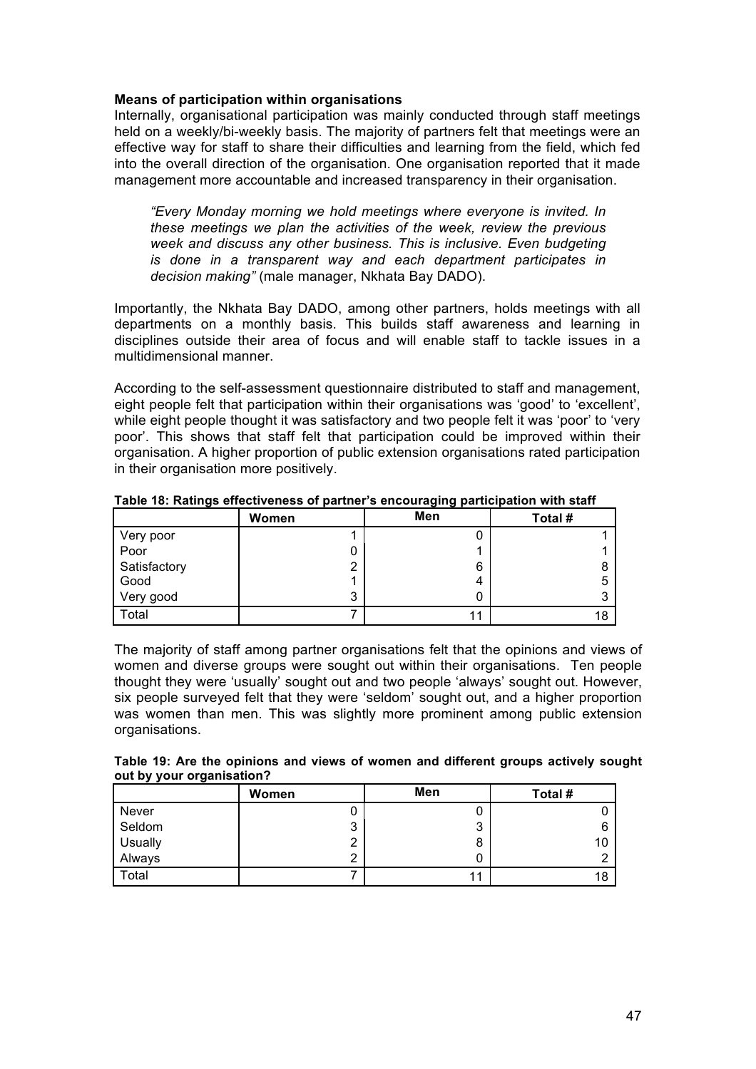**Means of participation within organisations**

Internally, organisational participation was mainly conducted through staff meetings held on a weekly/bi-weekly basis. The majority of partners felt that meetings were an effective way for staff to share their difficulties and learning from the field, which fed into the overall direction of the organisation. One organisation reported that it made management more accountable and increased transparency in their organisation.

> *"Every Monday morning we hold meetings where everyone is invited. In these meetings we plan the activities of the week, review the previous week and discuss any other business. This is inclusive. Even budgeting is done in a transparent way and each department participates in decision making"* (male manager, Nkhata Bay DADO).

Importantly, the Nkhata Bay DADO, among other partners, holds meetings with all departments on a monthly basis. This builds staff awareness and learning in disciplines outside their area of focus and will enable staff to tackle issues in a multidimensional manner.

According to the self-assessment questionnaire distributed to staff and management, eight people felt that participation within their organisations was 'good' to 'excellent', while eight people thought it was satisfactory and two people felt it was 'poor' to 'very poor'. This shows that staff felt that participation could be improved within their organisation. A higher proportion of public extension organisations rated participation in their organisation more positively.

**Table 18: Ratings effectiveness of partner's encouraging participation with staff**

| | Women | Men | Total # |
|---|---|---|---|
| Very poor | 1 | 0 | 1 |
| Poor | 0 | 1 | 1 |
| Satisfactory | 2 | 6 | 8 |
| Good | 1 | 4 | 5 |
| Very good | 3 | 0 | 3 |
| Total | 7 | 11 | 18 |

The majority of staff among partner organisations felt that the opinions and views of women and diverse groups were sought out within their organisations. Ten people thought they were 'usually' sought out and two people 'always' sought out. However, six people surveyed felt that they were 'seldom' sought out, and a higher proportion was women than men. This was slightly more prominent among public extension organisations.

**Table 19: Are the opinions and views of women and different groups actively sought out by your organisation?**

| | Women | Men | Total # |
|---|---|---|---|
| Never | 0 | 0 | 0 |
| Seldom | 3 | 3 | 6 |
| Usually | 2 | 8 | 10 |
| Always | 2 | 0 | 2 |
| Total | 7 | 11 | 18 |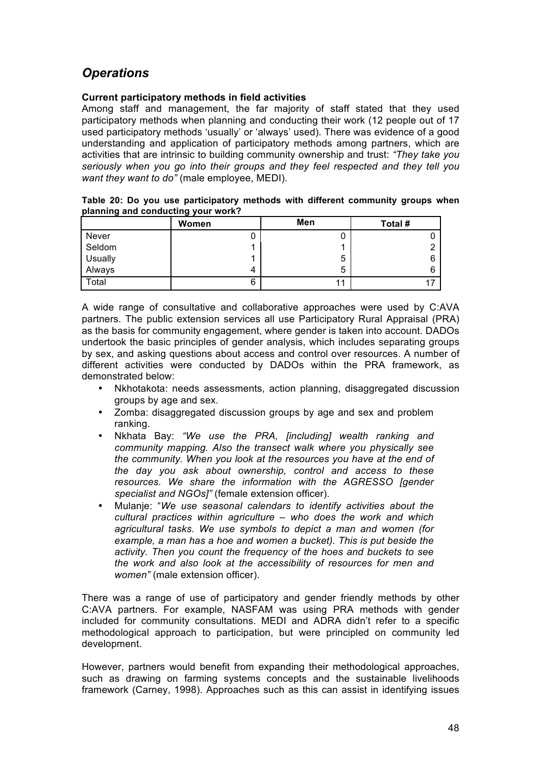## *Operations*

**Current participatory methods in field activities**

Among staff and management, the far majority of staff stated that they used participatory methods when planning and conducting their work (12 people out of 17 used participatory methods 'usually' or 'always' used). There was evidence of a good understanding and application of participatory methods among partners, which are activities that are intrinsic to building community ownership and trust: *"They take you seriously when you go into their groups and they feel respected and they tell you want they want to do"* (male employee, MEDI).

**Table 20: Do you use participatory methods with different community groups when planning and conducting your work?**

| | Women | Men | Total # |
|---|---|---|---|
| Never | 0 | 0 | 0 |
| Seldom | 1 | 1 | 2 |
| Usually | 1 | 5 | 6 |
| Always | 4 | 5 | 6 |
| Total | 6 | 11 | 17 |

A wide range of consultative and collaborative approaches were used by C:AVA partners. The public extension services all use Participatory Rural Appraisal (PRA) as the basis for community engagement, where gender is taken into account. DADOs undertook the basic principles of gender analysis, which includes separating groups by sex, and asking questions about access and control over resources. A number of different activities were conducted by DADOs within the PRA framework, as demonstrated below:

- Nkhotakota: needs assessments, action planning, disaggregated discussion groups by age and sex.
- Zomba: disaggregated discussion groups by age and sex and problem ranking.
- Nkhata Bay: *"We use the PRA, [including] wealth ranking and community mapping. Also the transect walk where you physically see the community. When you look at the resources you have at the end of the day you ask about ownership, control and access to these resources. We share the information with the AGRESSO [gender specialist and NGOs]"* (female extension officer).
- Mulanje: "*We use seasonal calendars to identify activities about the cultural practices within agriculture – who does the work and which agricultural tasks. We use symbols to depict a man and women (for example, a man has a hoe and women a bucket). This is put beside the activity. Then you count the frequency of the hoes and buckets to see the work and also look at the accessibility of resources for men and women"* (male extension officer).

There was a range of use of participatory and gender friendly methods by other C:AVA partners. For example, NASFAM was using PRA methods with gender included for community consultations. MEDI and ADRA didn't refer to a specific methodological approach to participation, but were principled on community led development.

However, partners would benefit from expanding their methodological approaches, such as drawing on farming systems concepts and the sustainable livelihoods framework (Carney, 1998). Approaches such as this can assist in identifying issues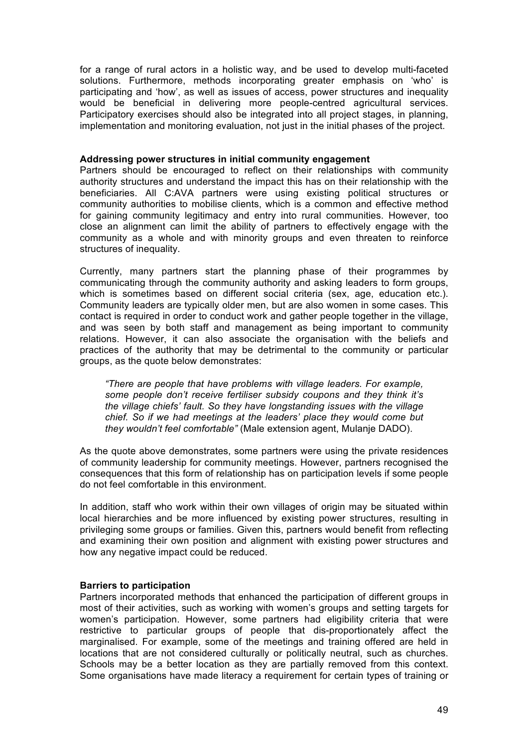for a range of rural actors in a holistic way, and be used to develop multi-faceted solutions. Furthermore, methods incorporating greater emphasis on 'who' is participating and 'how', as well as issues of access, power structures and inequality would be beneficial in delivering more people-centred agricultural services. Participatory exercises should also be integrated into all project stages, in planning, implementation and monitoring evaluation, not just in the initial phases of the project.

**Addressing power structures in initial community engagement**

Partners should be encouraged to reflect on their relationships with community authority structures and understand the impact this has on their relationship with the beneficiaries. All C:AVA partners were using existing political structures or community authorities to mobilise clients, which is a common and effective method for gaining community legitimacy and entry into rural communities. However, too close an alignment can limit the ability of partners to effectively engage with the community as a whole and with minority groups and even threaten to reinforce structures of inequality.

Currently, many partners start the planning phase of their programmes by communicating through the community authority and asking leaders to form groups, which is sometimes based on different social criteria (sex, age, education etc.). Community leaders are typically older men, but are also women in some cases. This contact is required in order to conduct work and gather people together in the village, and was seen by both staff and management as being important to community relations. However, it can also associate the organisation with the beliefs and practices of the authority that may be detrimental to the community or particular groups, as the quote below demonstrates:

> *"There are people that have problems with village leaders. For example, some people don't receive fertiliser subsidy coupons and they think it's the village chiefs' fault. So they have longstanding issues with the village chief. So if we had meetings at the leaders' place they would come but they wouldn't feel comfortable"* (Male extension agent, Mulanje DADO).

As the quote above demonstrates, some partners were using the private residences of community leadership for community meetings. However, partners recognised the consequences that this form of relationship has on participation levels if some people do not feel comfortable in this environment.

In addition, staff who work within their own villages of origin may be situated within local hierarchies and be more influenced by existing power structures, resulting in privileging some groups or families. Given this, partners would benefit from reflecting and examining their own position and alignment with existing power structures and how any negative impact could be reduced.

**Barriers to participation**

Partners incorporated methods that enhanced the participation of different groups in most of their activities, such as working with women's groups and setting targets for women's participation. However, some partners had eligibility criteria that were restrictive to particular groups of people that dis-proportionately affect the marginalised. For example, some of the meetings and training offered are held in locations that are not considered culturally or politically neutral, such as churches. Schools may be a better location as they are partially removed from this context. Some organisations have made literacy a requirement for certain types of training or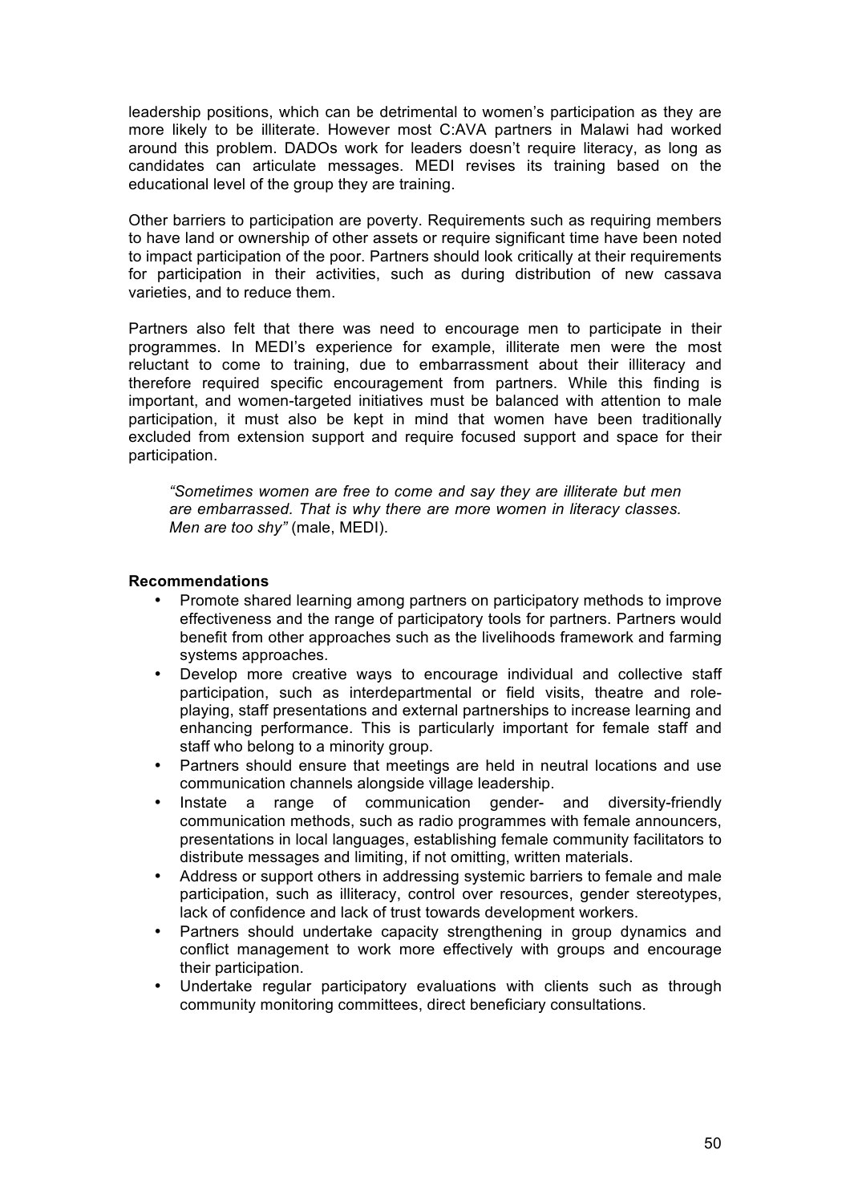leadership positions, which can be detrimental to women's participation as they are more likely to be illiterate. However most C:AVA partners in Malawi had worked around this problem. DADOs work for leaders doesn't require literacy, as long as candidates can articulate messages. MEDI revises its training based on the educational level of the group they are training.

Other barriers to participation are poverty. Requirements such as requiring members to have land or ownership of other assets or require significant time have been noted to impact participation of the poor. Partners should look critically at their requirements for participation in their activities, such as during distribution of new cassava varieties, and to reduce them.

Partners also felt that there was need to encourage men to participate in their programmes. In MEDI's experience for example, illiterate men were the most reluctant to come to training, due to embarrassment about their illiteracy and therefore required specific encouragement from partners. While this finding is important, and women-targeted initiatives must be balanced with attention to male participation, it must also be kept in mind that women have been traditionally excluded from extension support and require focused support and space for their participation.

> *"Sometimes women are free to come and say they are illiterate but men are embarrassed. That is why there are more women in literacy classes. Men are too shy"* (male, MEDI).

**Recommendations**

- Promote shared learning among partners on participatory methods to improve effectiveness and the range of participatory tools for partners. Partners would benefit from other approaches such as the livelihoods framework and farming systems approaches.
- Develop more creative ways to encourage individual and collective staff participation, such as interdepartmental or field visits, theatre and role-playing, staff presentations and external partnerships to increase learning and enhancing performance. This is particularly important for female staff and staff who belong to a minority group.
- Partners should ensure that meetings are held in neutral locations and use communication channels alongside village leadership.
- Instate a range of communication gender- and diversity-friendly communication methods, such as radio programmes with female announcers, presentations in local languages, establishing female community facilitators to distribute messages and limiting, if not omitting, written materials.
- Address or support others in addressing systemic barriers to female and male participation, such as illiteracy, control over resources, gender stereotypes, lack of confidence and lack of trust towards development workers.
- Partners should undertake capacity strengthening in group dynamics and conflict management to work more effectively with groups and encourage their participation.
- Undertake regular participatory evaluations with clients such as through community monitoring committees, direct beneficiary consultations.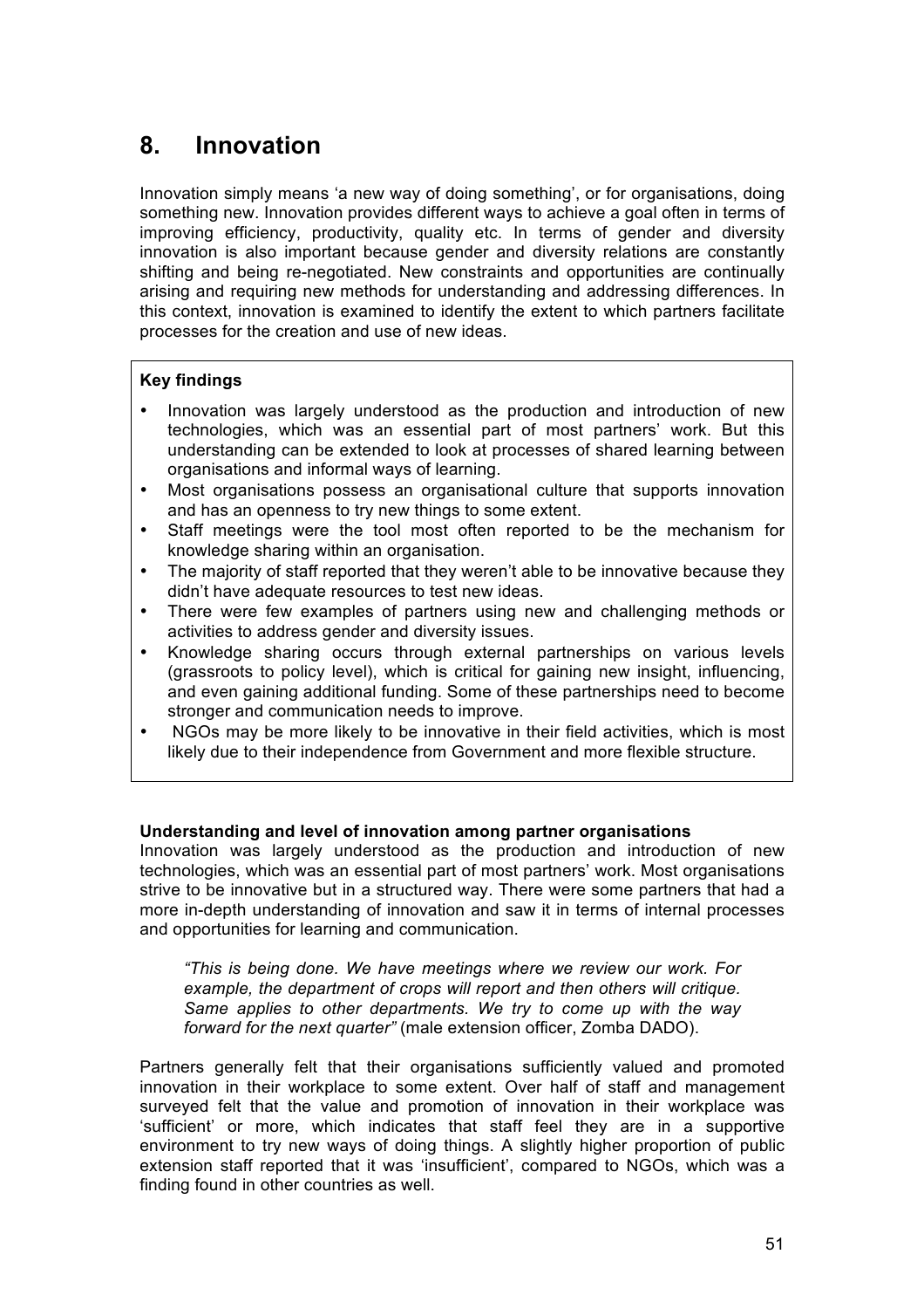# 8. Innovation

Innovation simply means 'a new way of doing something', or for organisations, doing something new. Innovation provides different ways to achieve a goal often in terms of improving efficiency, productivity, quality etc. In terms of gender and diversity innovation is also important because gender and diversity relations are constantly shifting and being re-negotiated. New constraints and opportunities are continually arising and requiring new methods for understanding and addressing differences. In this context, innovation is examined to identify the extent to which partners facilitate processes for the creation and use of new ideas.

**Key findings**

- Innovation was largely understood as the production and introduction of new technologies, which was an essential part of most partners' work. But this understanding can be extended to look at processes of shared learning between organisations and informal ways of learning.
- Most organisations possess an organisational culture that supports innovation and has an openness to try new things to some extent.
- Staff meetings were the tool most often reported to be the mechanism for knowledge sharing within an organisation.
- The majority of staff reported that they weren't able to be innovative because they didn't have adequate resources to test new ideas.
- There were few examples of partners using new and challenging methods or activities to address gender and diversity issues.
- Knowledge sharing occurs through external partnerships on various levels (grassroots to policy level), which is critical for gaining new insight, influencing, and even gaining additional funding. Some of these partnerships need to become stronger and communication needs to improve.
- NGOs may be more likely to be innovative in their field activities, which is most likely due to their independence from Government and more flexible structure.

**Understanding and level of innovation among partner organisations**

Innovation was largely understood as the production and introduction of new technologies, which was an essential part of most partners' work. Most organisations strive to be innovative but in a structured way. There were some partners that had a more in-depth understanding of innovation and saw it in terms of internal processes and opportunities for learning and communication.

> *"This is being done. We have meetings where we review our work. For example, the department of crops will report and then others will critique. Same applies to other departments. We try to come up with the way forward for the next quarter"* (male extension officer, Zomba DADO).

Partners generally felt that their organisations sufficiently valued and promoted innovation in their workplace to some extent. Over half of staff and management surveyed felt that the value and promotion of innovation in their workplace was 'sufficient' or more, which indicates that staff feel they are in a supportive environment to try new ways of doing things. A slightly higher proportion of public extension staff reported that it was 'insufficient', compared to NGOs, which was a finding found in other countries as well.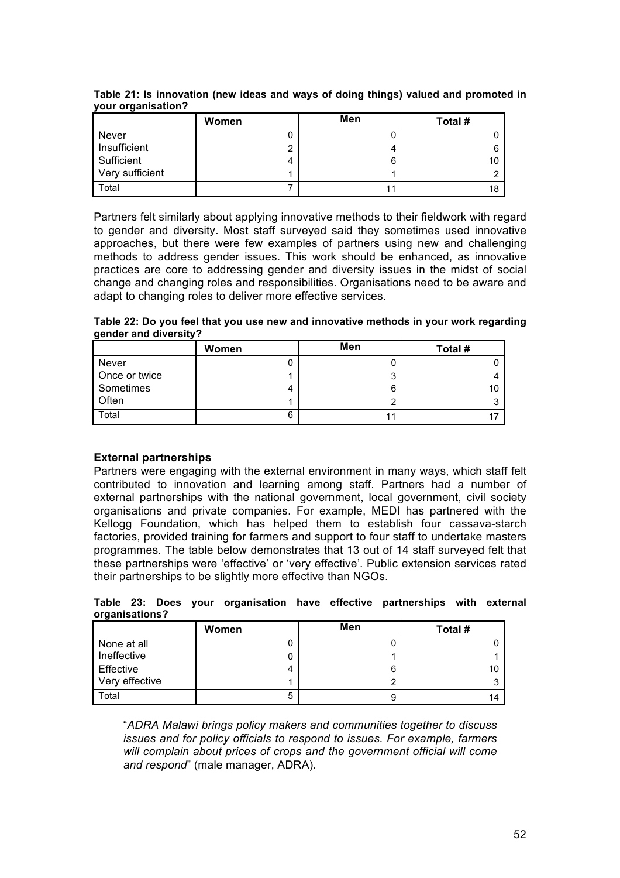**Table 21: Is innovation (new ideas and ways of doing things) valued and promoted in your organisation?**

| | Women | Men | Total # |
|---|---|---|---|
| Never | 0 | 0 | 0 |
| Insufficient | 2 | 4 | 6 |
| Sufficient | 4 | 6 | 10 |
| Very sufficient | 1 | 1 | 2 |
| Total | 7 | 11 | 18 |

Partners felt similarly about applying innovative methods to their fieldwork with regard to gender and diversity. Most staff surveyed said they sometimes used innovative approaches, but there were few examples of partners using new and challenging methods to address gender issues. This work should be enhanced, as innovative practices are core to addressing gender and diversity issues in the midst of social change and changing roles and responsibilities. Organisations need to be aware and adapt to changing roles to deliver more effective services.

**Table 22: Do you feel that you use new and innovative methods in your work regarding gender and diversity?**

| | Women | Men | Total # |
|---|---|---|---|
| Never | 0 | 0 | 0 |
| Once or twice | 1 | 3 | 4 |
| Sometimes | 4 | 6 | 10 |
| Often | 1 | 2 | 3 |
| Total | 6 | 11 | 17 |

### External partnerships

Partners were engaging with the external environment in many ways, which staff felt contributed to innovation and learning among staff. Partners had a number of external partnerships with the national government, local government, civil society organisations and private companies. For example, MEDI has partnered with the Kellogg Foundation, which has helped them to establish four cassava-starch factories, provided training for farmers and support to four staff to undertake masters programmes. The table below demonstrates that 13 out of 14 staff surveyed felt that these partnerships were 'effective' or 'very effective'. Public extension services rated their partnerships to be slightly more effective than NGOs.

**Table 23: Does your organisation have effective partnerships with external organisations?**

| | Women | Men | Total # |
|---|---|---|---|
| None at all | 0 | 0 | 0 |
| Ineffective | 0 | 1 | 1 |
| Effective | 4 | 6 | 10 |
| Very effective | 1 | 2 | 3 |
| Total | 5 | 9 | 14 |

> "*ADRA Malawi brings policy makers and communities together to discuss issues and for policy officials to respond to issues. For example, farmers will complain about prices of crops and the government official will come and respond*" (male manager, ADRA).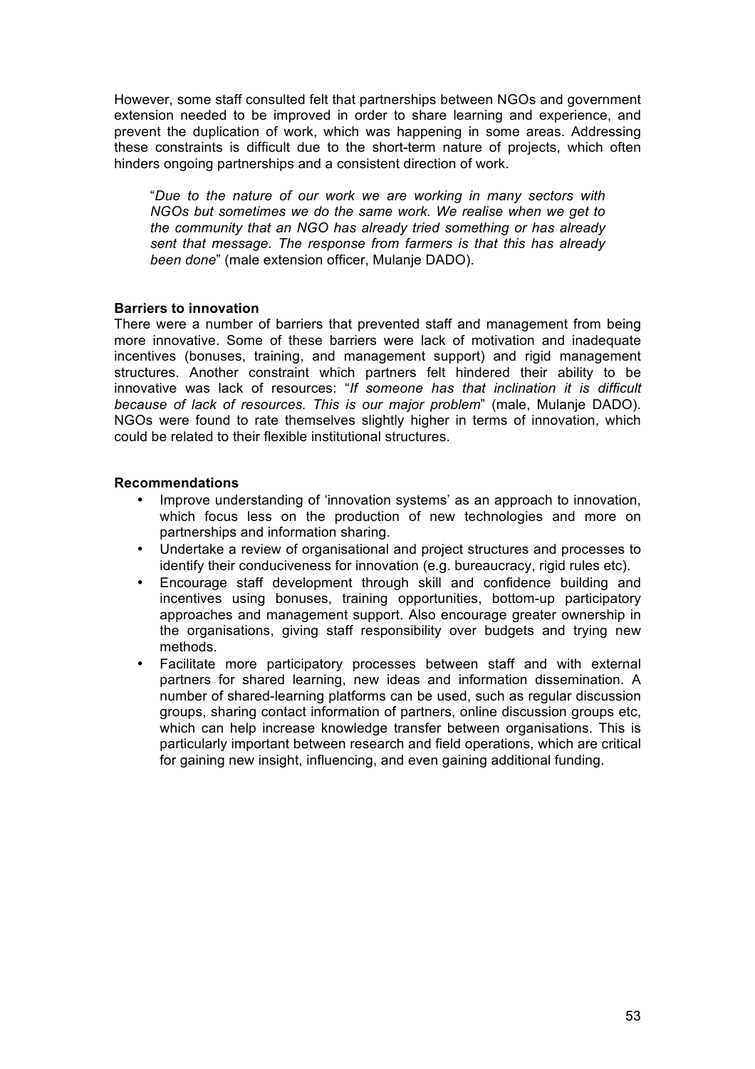However, some staff consulted felt that partnerships between NGOs and government extension needed to be improved in order to share learning and experience, and prevent the duplication of work, which was happening in some areas. Addressing these constraints is difficult due to the short-term nature of projects, which often hinders ongoing partnerships and a consistent direction of work.

> "*Due to the nature of our work we are working in many sectors with NGOs but sometimes we do the same work. We realise when we get to the community that an NGO has already tried something or has already sent that message. The response from farmers is that this has already been done*" (male extension officer, Mulanje DADO).

**Barriers to innovation**

There were a number of barriers that prevented staff and management from being more innovative. Some of these barriers were lack of motivation and inadequate incentives (bonuses, training, and management support) and rigid management structures. Another constraint which partners felt hindered their ability to be innovative was lack of resources: "*If someone has that inclination it is difficult because of lack of resources. This is our major problem*" (male, Mulanje DADO). NGOs were found to rate themselves slightly higher in terms of innovation, which could be related to their flexible institutional structures.

**Recommendations**

- Improve understanding of 'innovation systems' as an approach to innovation, which focus less on the production of new technologies and more on partnerships and information sharing.
- Undertake a review of organisational and project structures and processes to identify their conduciveness for innovation (e.g. bureaucracy, rigid rules etc).
- Encourage staff development through skill and confidence building and incentives using bonuses, training opportunities, bottom-up participatory approaches and management support. Also encourage greater ownership in the organisations, giving staff responsibility over budgets and trying new methods.
- Facilitate more participatory processes between staff and with external partners for shared learning, new ideas and information dissemination. A number of shared-learning platforms can be used, such as regular discussion groups, sharing contact information of partners, online discussion groups etc, which can help increase knowledge transfer between organisations. This is particularly important between research and field operations, which are critical for gaining new insight, influencing, and even gaining additional funding.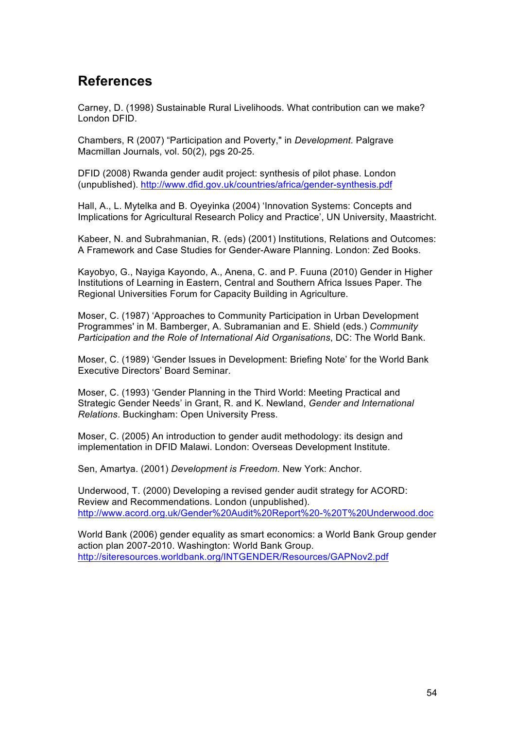## References

Carney, D. (1998) Sustainable Rural Livelihoods. What contribution can we make? London DFID.

Chambers, R (2007) “Participation and Poverty," in *Development*. Palgrave Macmillan Journals, vol. 50(2), pgs 20-25.

DFID (2008) Rwanda gender audit project: synthesis of pilot phase. London (unpublished). http://www.dfid.gov.uk/countries/africa/gender-synthesis.pdf

Hall, A., L. Mytelka and B. Oyeyinka (2004) ‘Innovation Systems: Concepts and Implications for Agricultural Research Policy and Practice’, UN University, Maastricht.

Kabeer, N. and Subrahmanian, R. (eds) (2001) Institutions, Relations and Outcomes: A Framework and Case Studies for Gender-Aware Planning. London: Zed Books.

Kayobyo, G., Nayiga Kayondo, A., Anena, C. and P. Fuuna (2010) Gender in Higher Institutions of Learning in Eastern, Central and Southern Africa Issues Paper. The Regional Universities Forum for Capacity Building in Agriculture.

Moser, C. (1987) ‘Approaches to Community Participation in Urban Development Programmes' in M. Bamberger, A. Subramanian and E. Shield (eds.) *Community Participation and the Role of International Aid Organisations*, DC: The World Bank.

Moser, C. (1989) ‘Gender Issues in Development: Briefing Note’ for the World Bank Executive Directors’ Board Seminar.

Moser, C. (1993) ‘Gender Planning in the Third World: Meeting Practical and Strategic Gender Needs’ in Grant, R. and K. Newland, *Gender and International Relations*. Buckingham: Open University Press.

Moser, C. (2005) An introduction to gender audit methodology: its design and implementation in DFID Malawi. London: Overseas Development Institute.

Sen, Amartya. (2001) *Development is Freedom.* New York: Anchor.

Underwood, T. (2000) Developing a revised gender audit strategy for ACORD: Review and Recommendations. London (unpublished). http://www.acord.org.uk/Gender%20Audit%20Report%20-%20T%20Underwood.doc

World Bank (2006) gender equality as smart economics: a World Bank Group gender action plan 2007-2010. Washington: World Bank Group. http://siteresources.worldbank.org/INTGENDER/Resources/GAPNov2.pdf